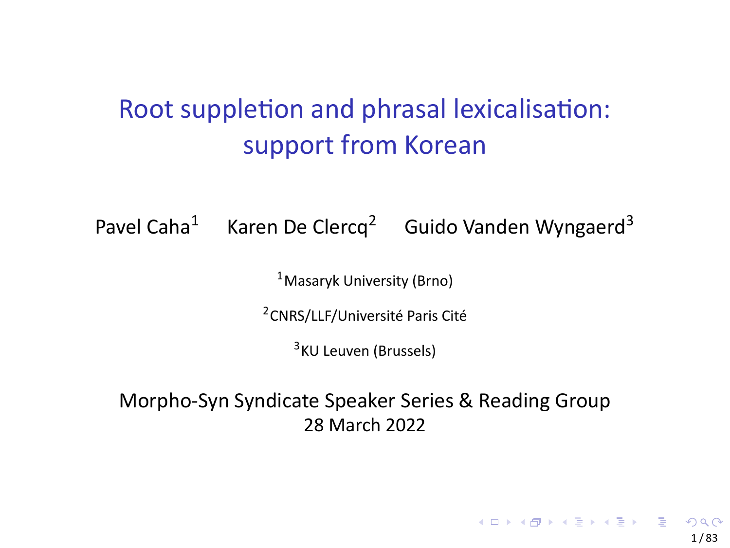# Root suppletion and phrasal lexicalisation: support from Korean

Pavel Caha[1] Karen De Clercq[2] Guido Vanden Wyngaerd[3]

[1]Masaryk University (Brno)

[2]CNRS/LLF/Université Paris Cité

[3]KU Leuven (Brussels)

Morpho-Syn Syndicate Speaker Series & Reading Group
28 March 2022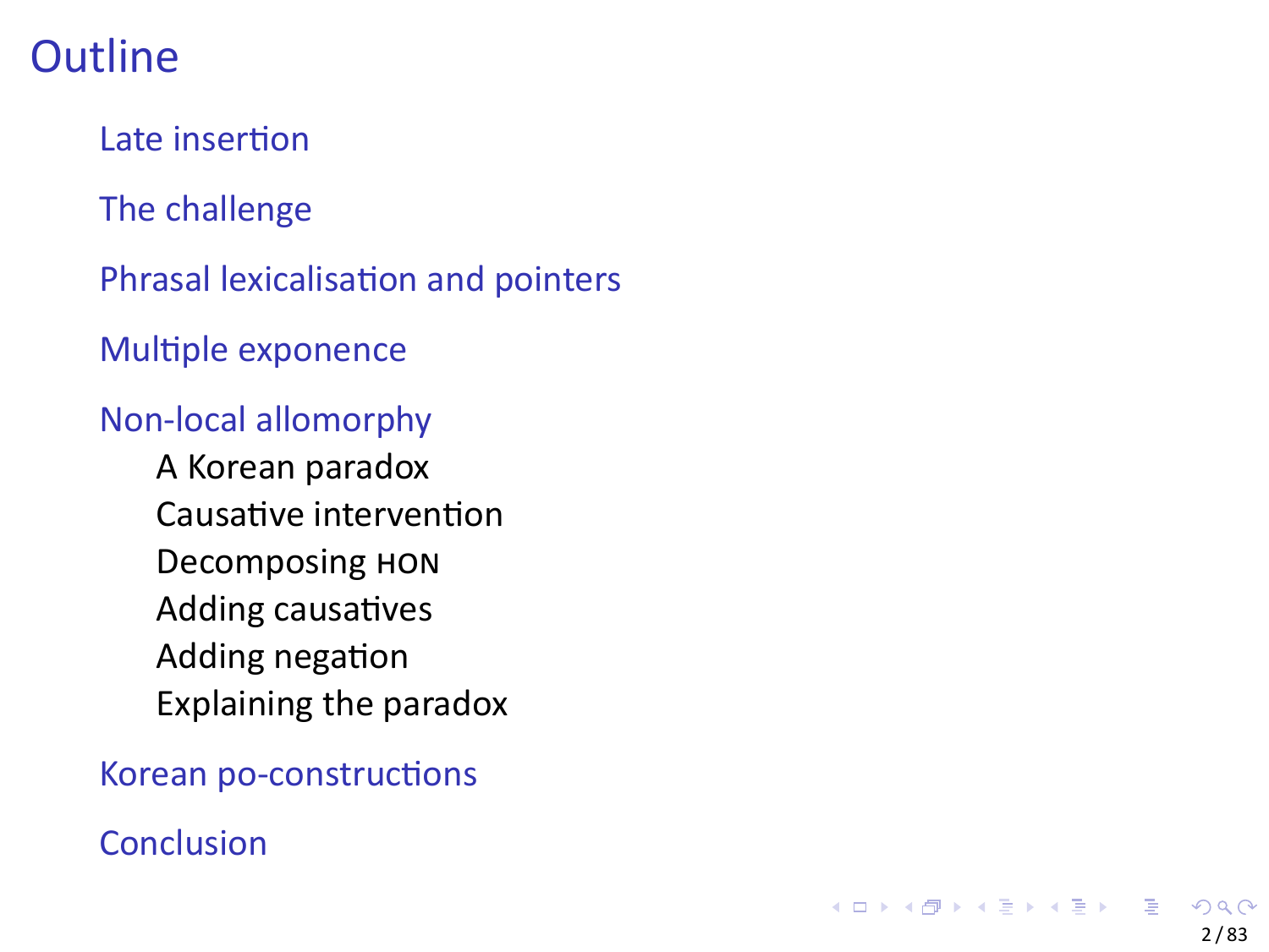# Outline

- Late insertion
- The challenge
- Phrasal lexicalisation and pointers
- Multiple exponence
- Non-local allomorphy
  - A Korean paradox
  - Causative intervention
  - Decomposing HON
  - Adding causatives
  - Adding negation
  - Explaining the paradox
- Korean po-constructions
- Conclusion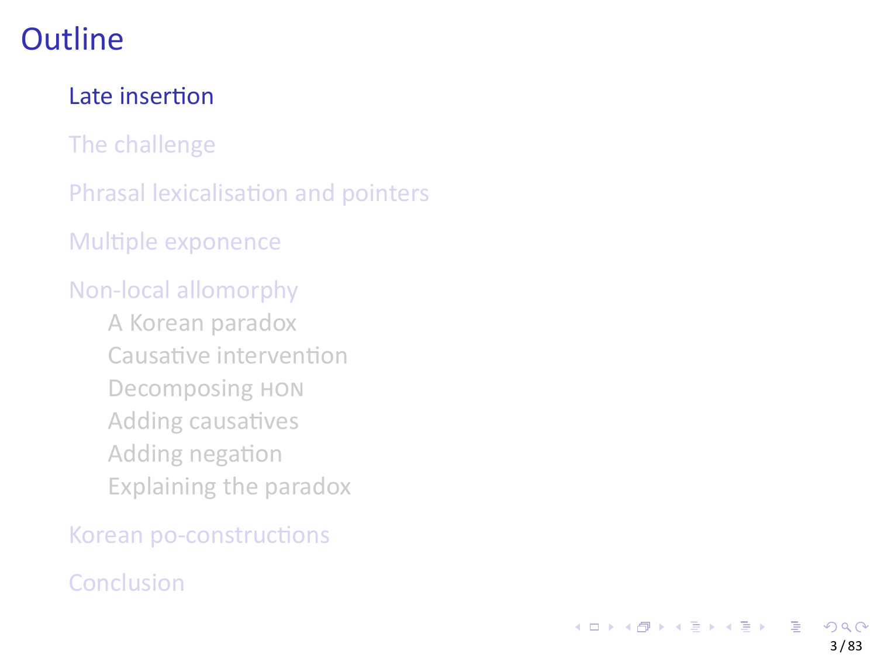# Outline

- Late insertion
- The challenge
- Phrasal lexicalisation and pointers
- Multiple exponence
- Non-local allomorphy
  - A Korean paradox
  - Causative intervention
  - Decomposing HON
  - Adding causatives
  - Adding negation
  - Explaining the paradox
- Korean po-constructions
- Conclusion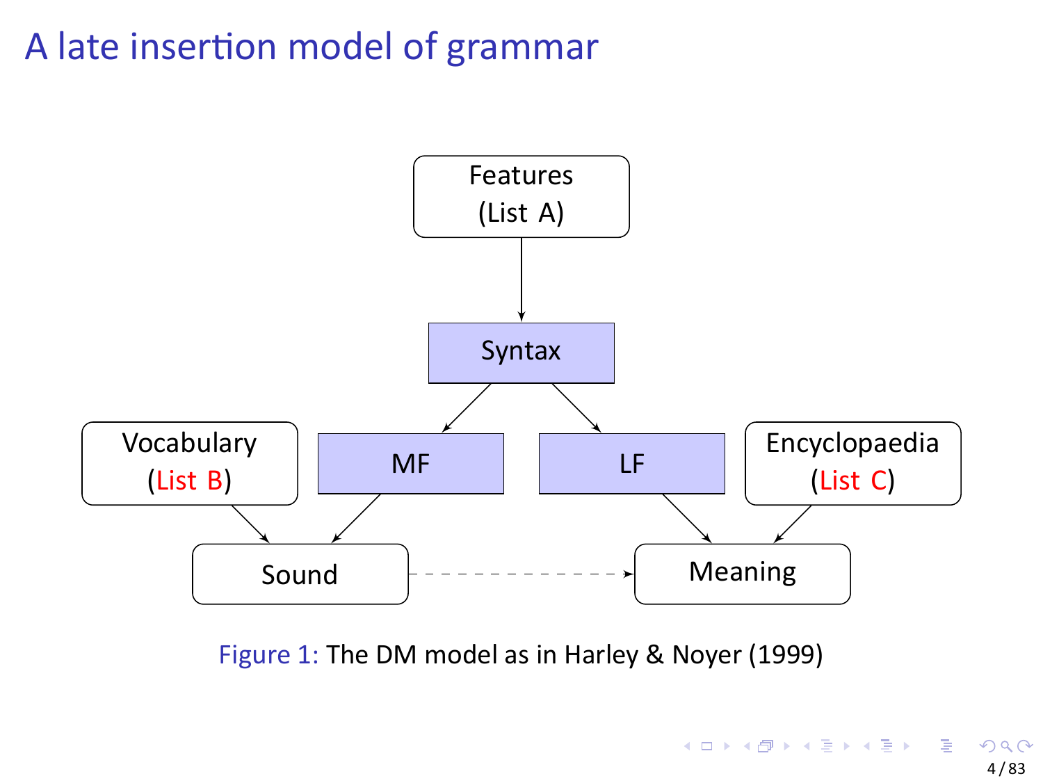# A late insertion model of grammar

Features (List A)

Syntax

Vocabulary (List B)

MF

LF

Encyclopaedia (List C)

Sound

Meaning

Figure 1: The DM model as in Harley & Noyer (1999)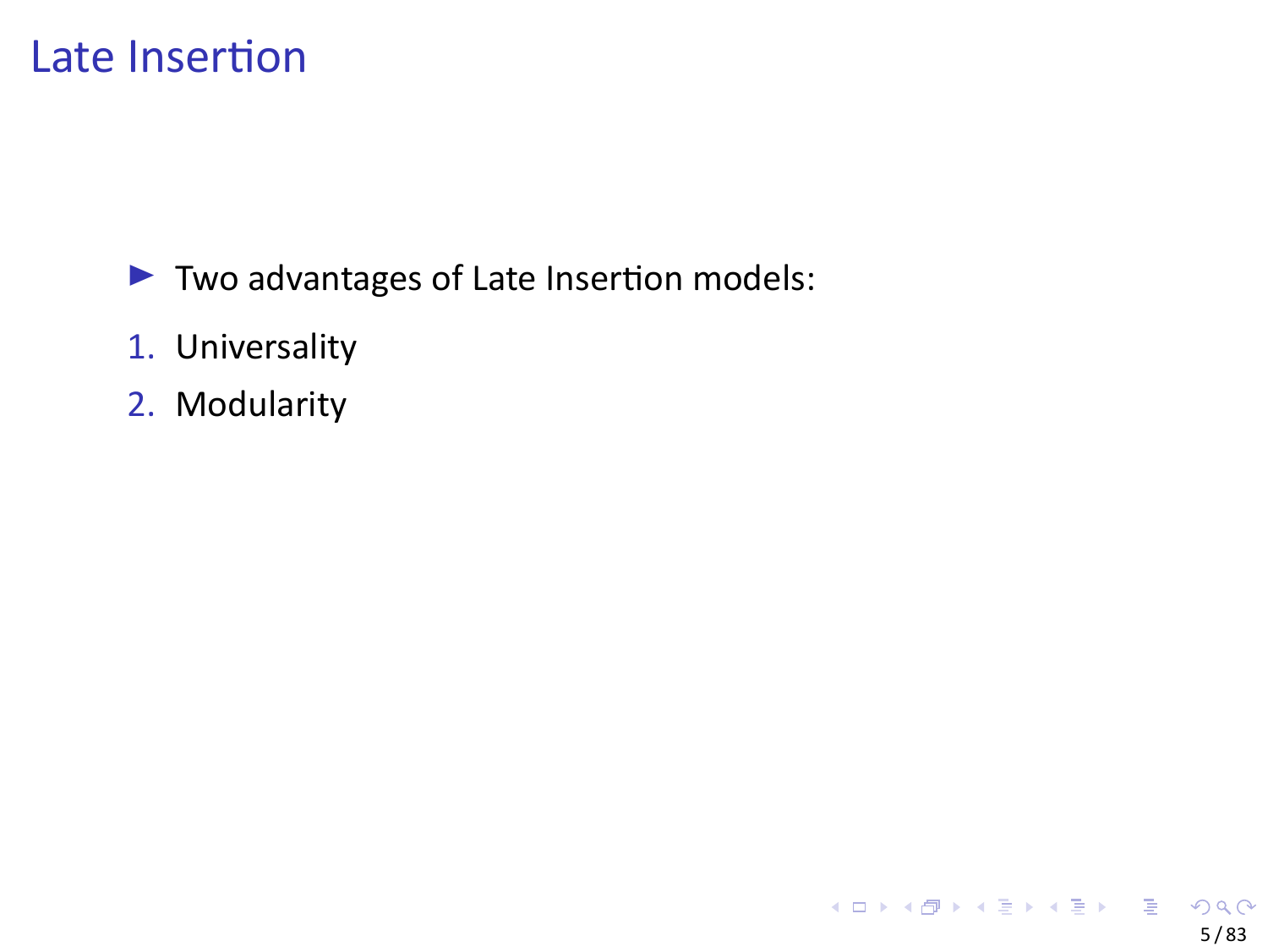# Late Insertion

- Two advantages of Late Insertion models:

1. Universality
2. Modularity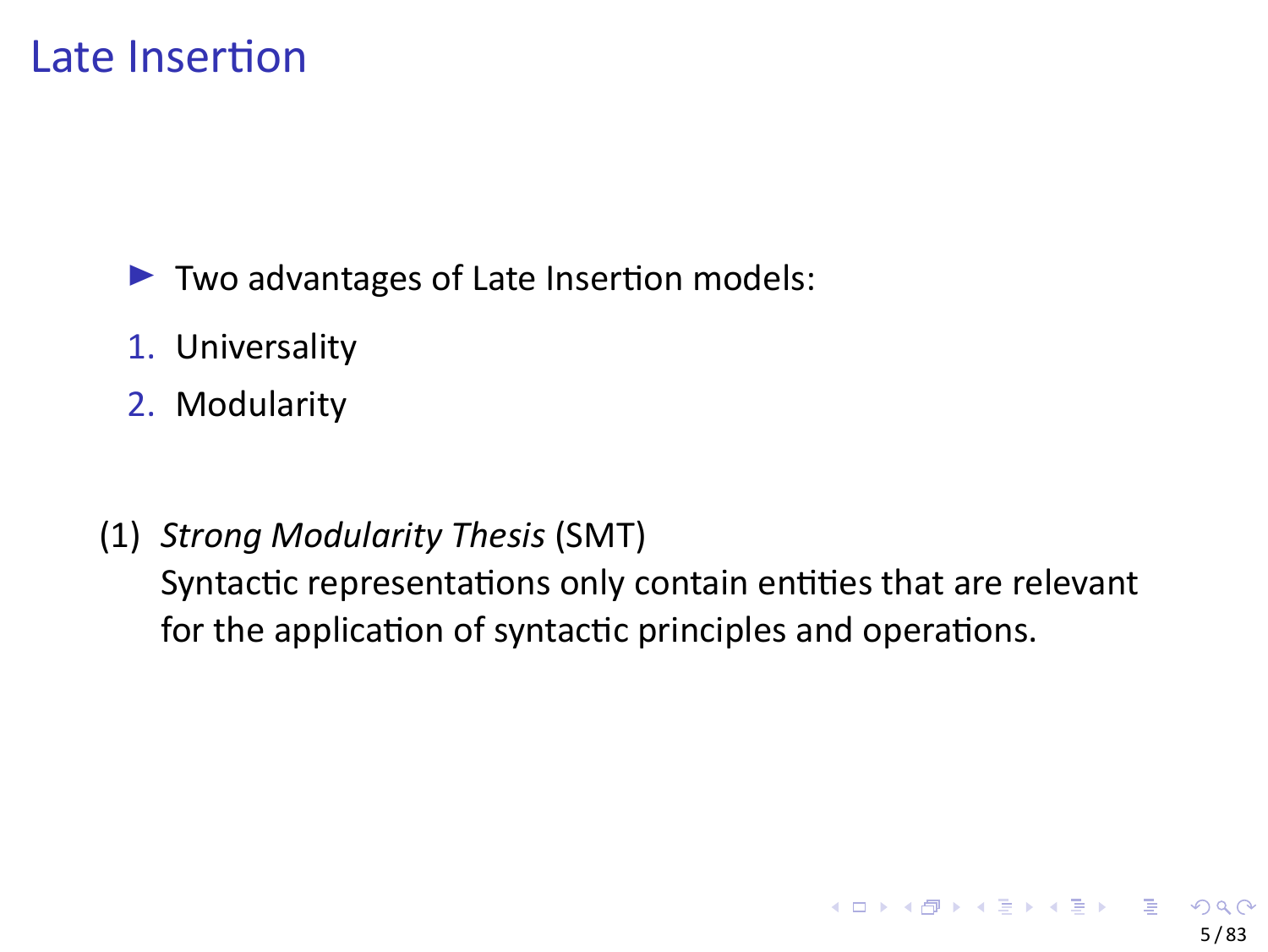# Late Insertion

- Two advantages of Late Insertion models:

1. Universality
2. Modularity

(1) *Strong Modularity Thesis* (SMT)
Syntactic representations only contain entities that are relevant for the application of syntactic principles and operations.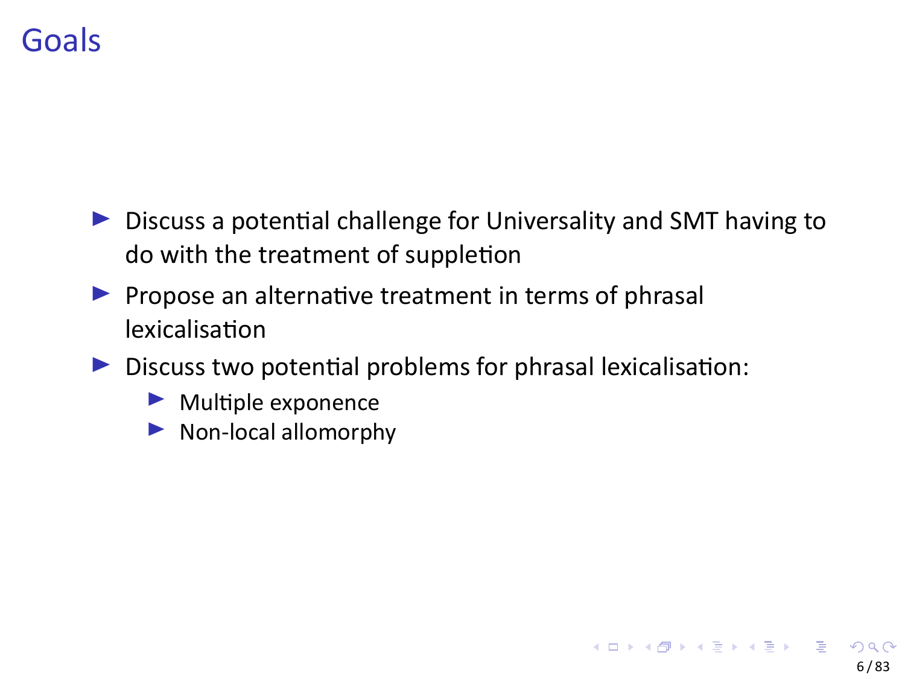# Goals

- Discuss a potential challenge for Universality and SMT having to do with the treatment of suppletion
- Propose an alternative treatment in terms of phrasal lexicalisation
- Discuss two potential problems for phrasal lexicalisation:
  - Multiple exponence
  - Non-local allomorphy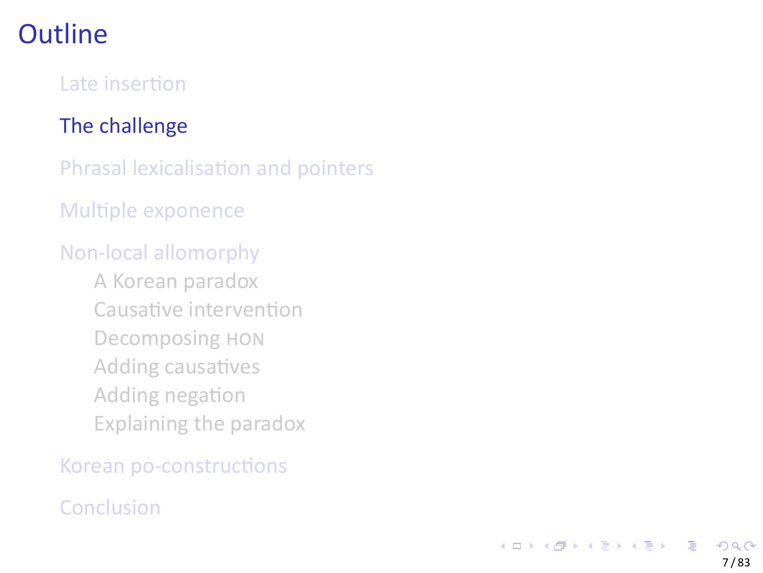# Outline

- Late insertion
- The challenge
- Phrasal lexicalisation and pointers
- Multiple exponence
- Non-local allomorphy
  - A Korean paradox
  - Causative intervention
  - Decomposing HON
  - Adding causatives
  - Adding negation
  - Explaining the paradox
- Korean po-constructions
- Conclusion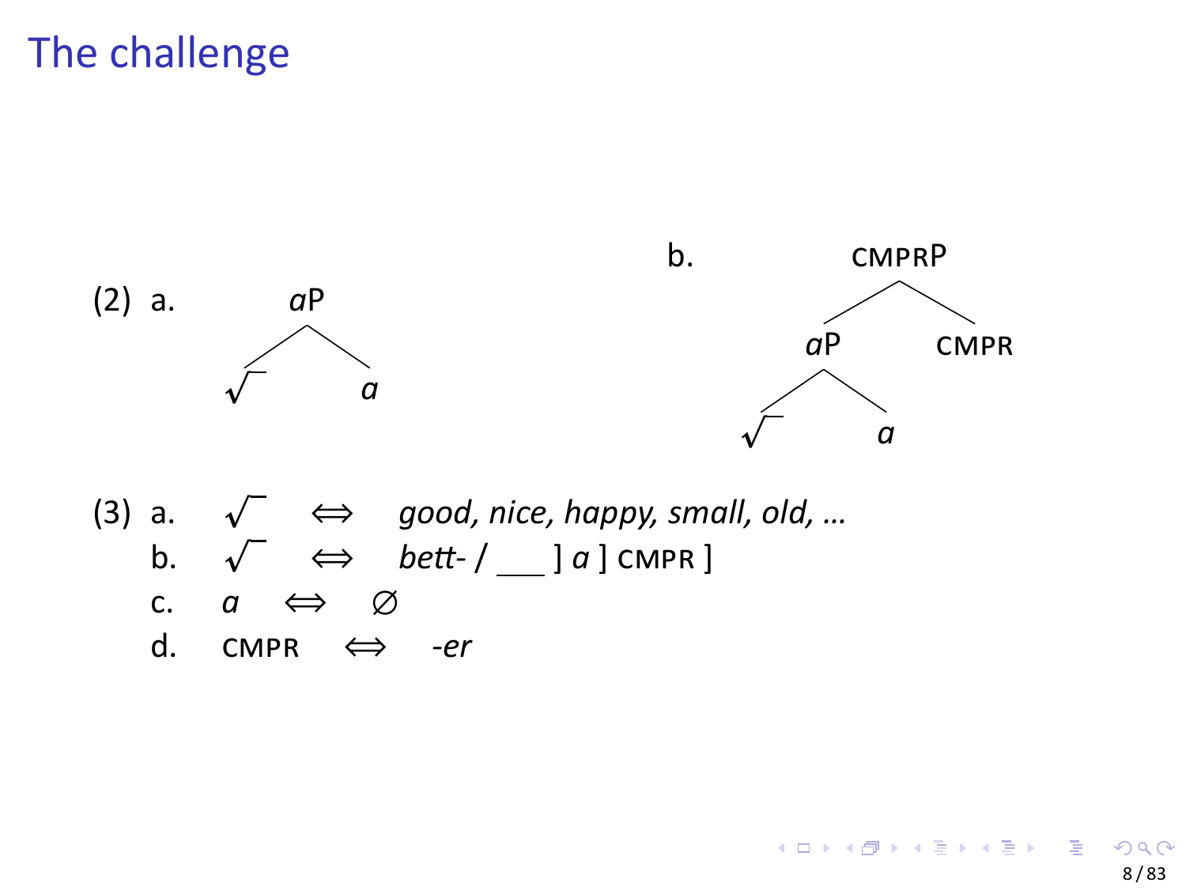# The challenge

(2) a. [$_{a\text{P}}$ √ $a$ ]

b. [$_{\text{CMPRP}}$ [$_{a\text{P}}$ √ $a$ ] CMPR ]

(3) a. √ ⇔ *good, nice, happy, small, old, ...*

b. √ ⇔ *bett-* / ___ ] $a$ ] CMPR ]

c. $a$ ⇔ ∅

d. CMPR ⇔ *-er*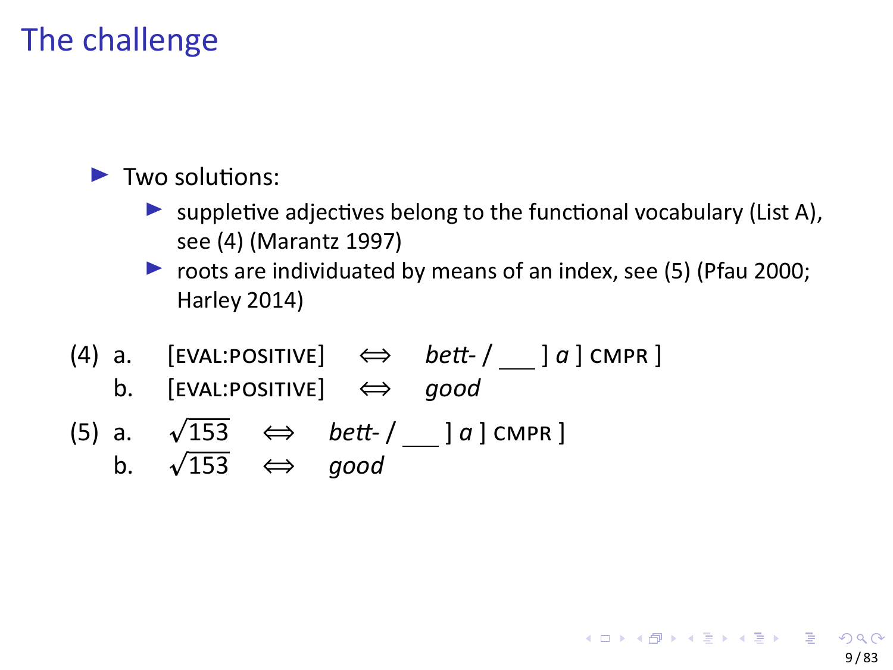# The challenge

- Two solutions:
  - suppletive adjectives belong to the functional vocabulary (List A), see (4) (Marantz 1997)
  - roots are individuated by means of an index, see (5) (Pfau 2000; Harley 2014)

(4) a. [EVAL:POSITIVE] $\Leftrightarrow$ *bett-* / ___ ] *a* ] CMPR ]

b. [EVAL:POSITIVE] $\Leftrightarrow$ *good*

(5) a. $\sqrt{153}$ $\Leftrightarrow$ *bett-* / ___ ] *a* ] CMPR ]

b. $\sqrt{153}$ $\Leftrightarrow$ *good*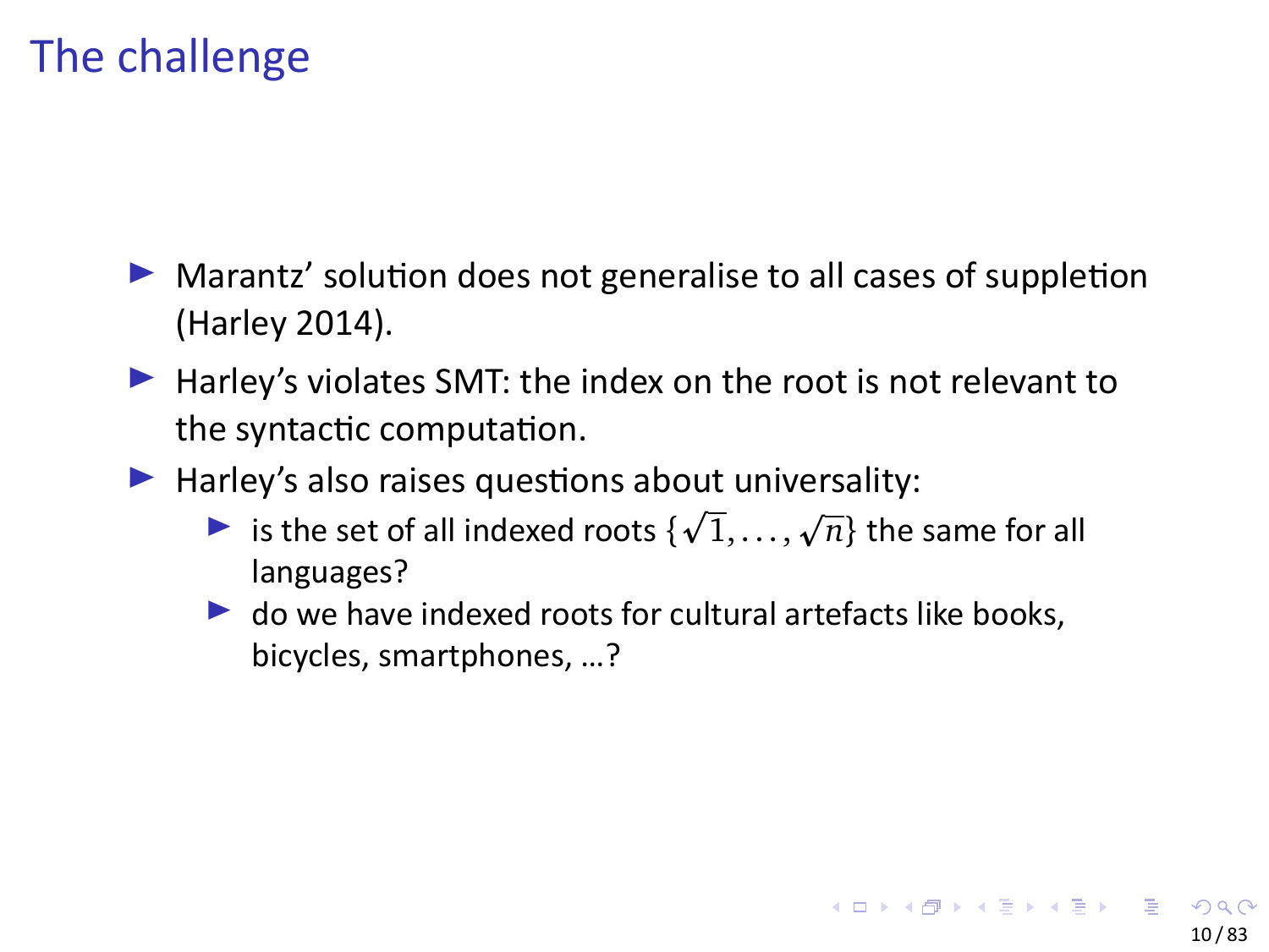# The challenge

- Marantz' solution does not generalise to all cases of suppletion (Harley 2014).
- Harley's violates SMT: the index on the root is not relevant to the syntactic computation.
- Harley's also raises questions about universality:
  - is the set of all indexed roots $\{\sqrt{1}, \ldots, \sqrt{n}\}$ the same for all languages?
  - do we have indexed roots for cultural artefacts like books, bicycles, smartphones, …?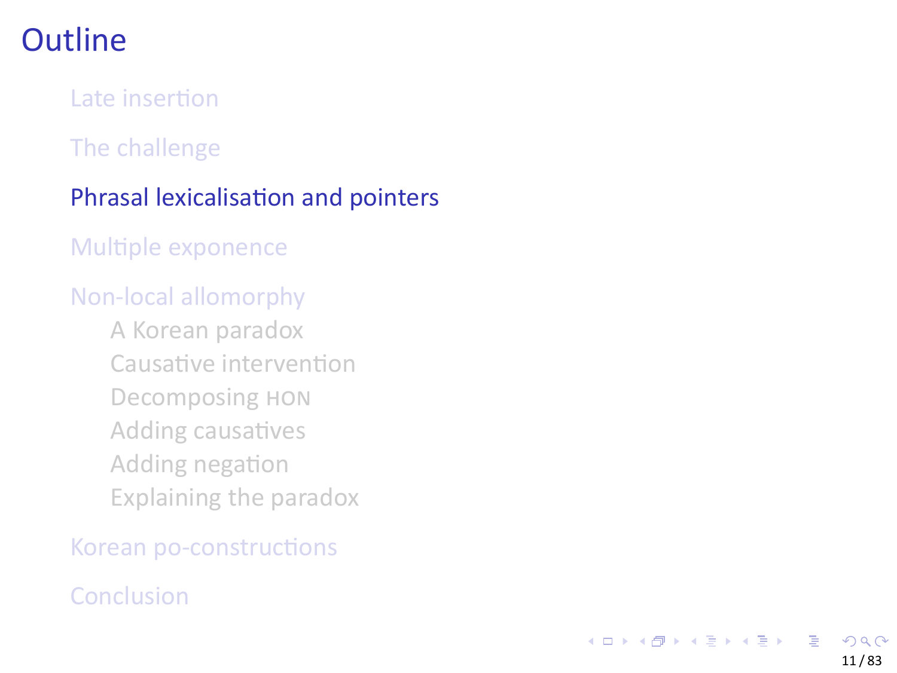# Outline

- Late insertion
- The challenge
- Phrasal lexicalisation and pointers
- Multiple exponence
- Non-local allomorphy
  - A Korean paradox
  - Causative intervention
  - Decomposing HON
  - Adding causatives
  - Adding negation
  - Explaining the paradox
- Korean po-constructions
- Conclusion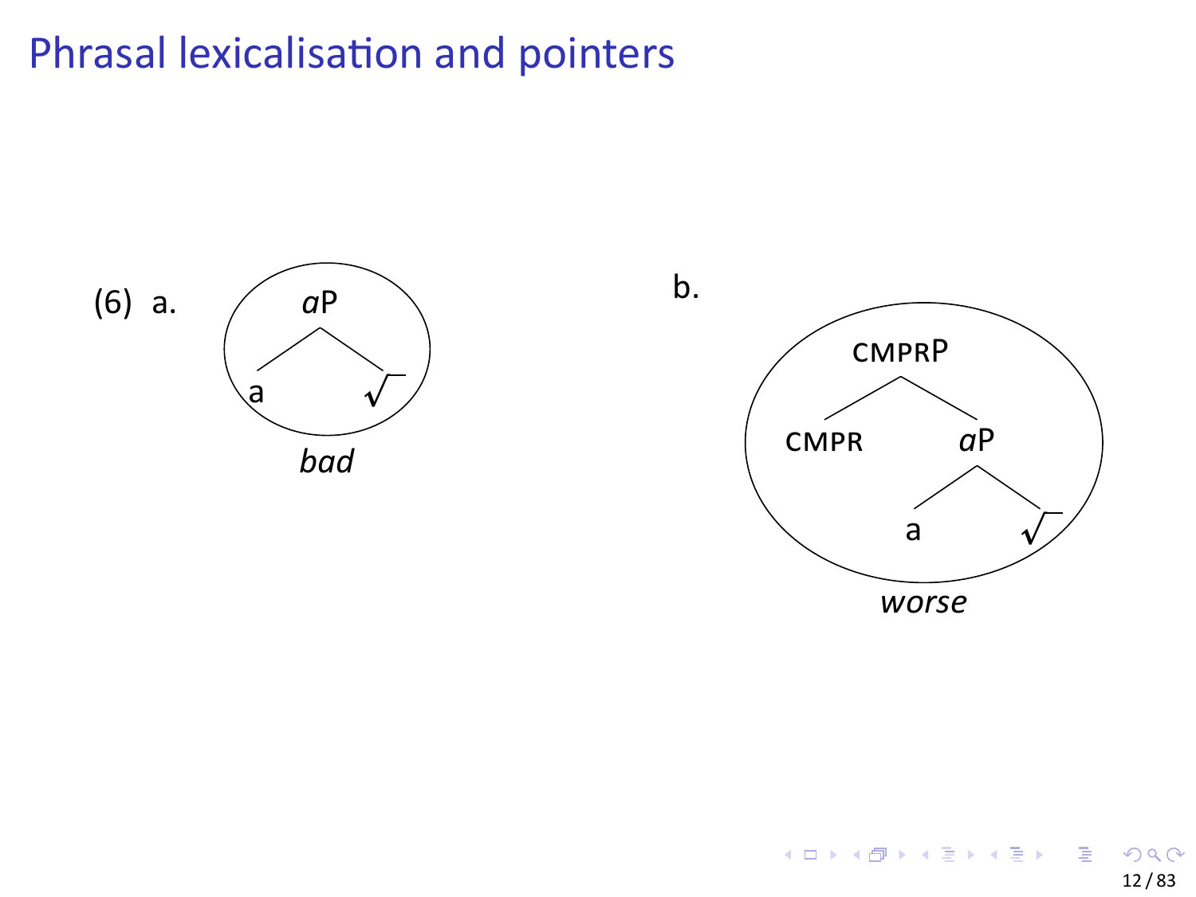# Phrasal lexicalisation and pointers

(6) a.

```
     aP
    /  \
   a    √
```

*bad*

b.

```
      CMPRP
     /     \
  CMPR      aP
           /  \
          a    √
```

*worse*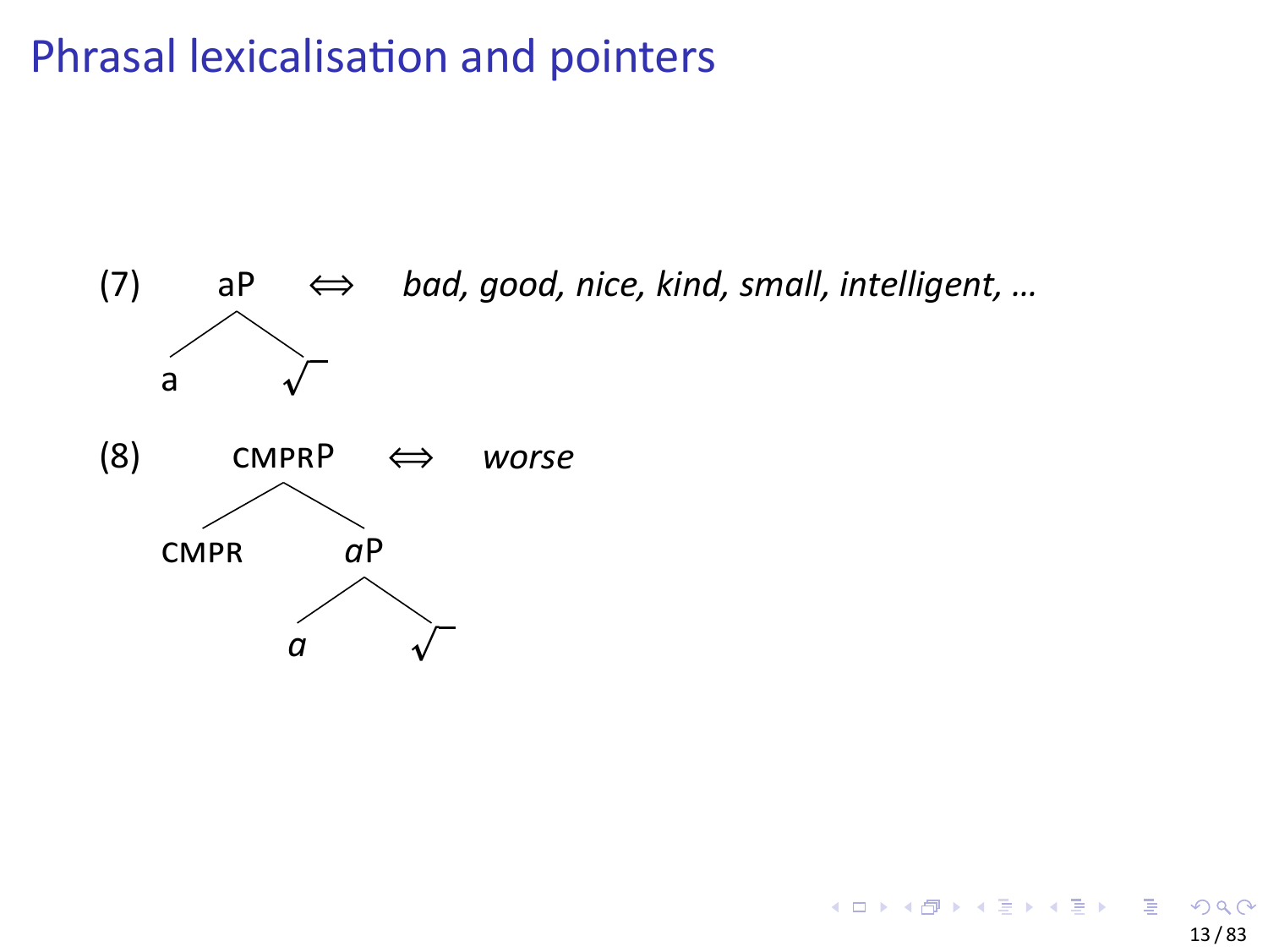# Phrasal lexicalisation and pointers

(7) [aP a √] ⇔ *bad, good, nice, kind, small, intelligent, ...*

(8) [CMPRP CMPR [*a*P *a* √]] ⇔ *worse*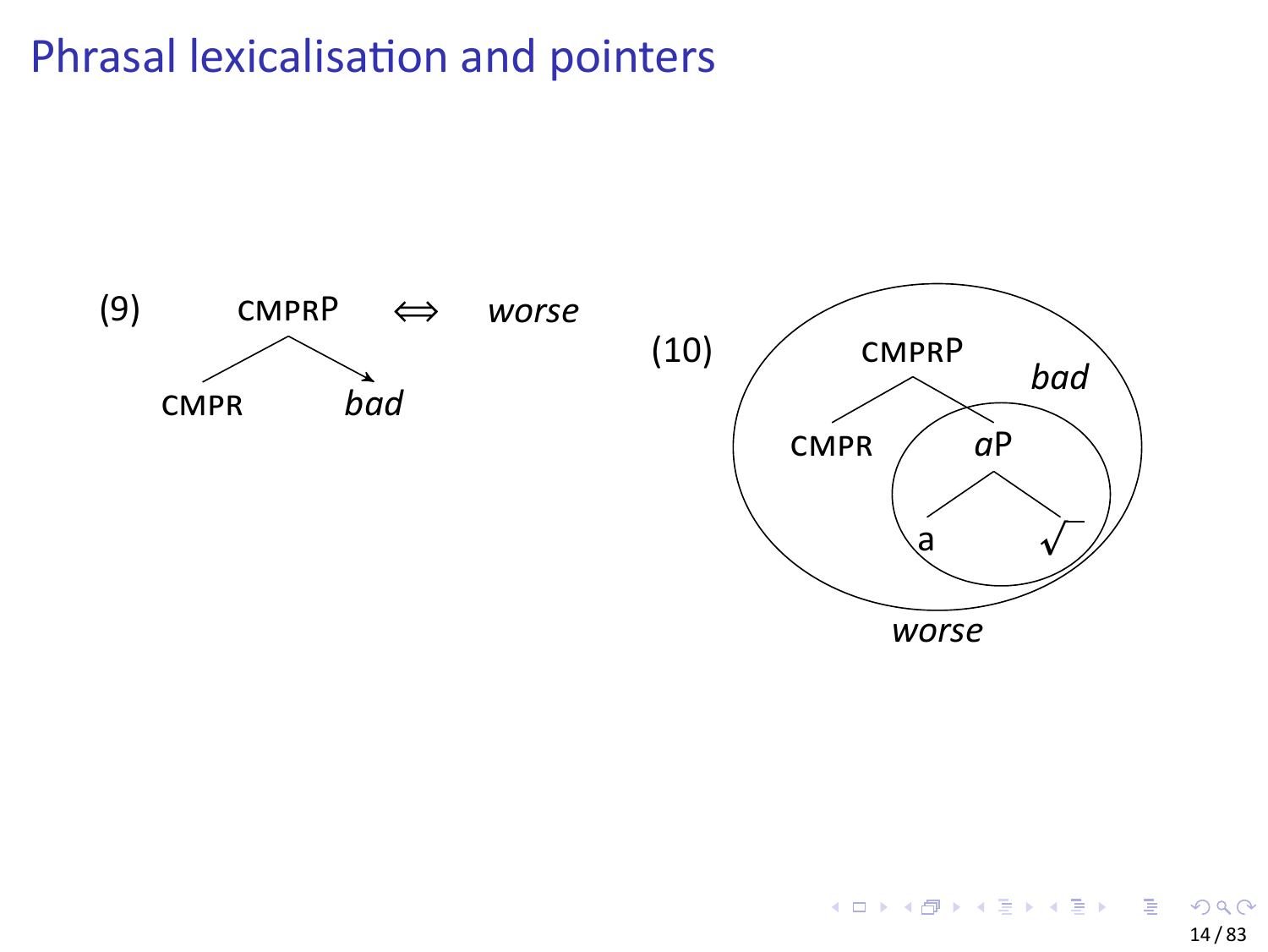# Phrasal lexicalisation and pointers

(9) CMPRP ⟺ *worse*

```
      CMPRP
     /     \
  CMPR     bad
```

(10)

```
        CMPRP
       /     \
    CMPR     aP
            /  \
           a    √
```

Inner circle (aP): *bad*

Outer circle (CMPRP): *worse*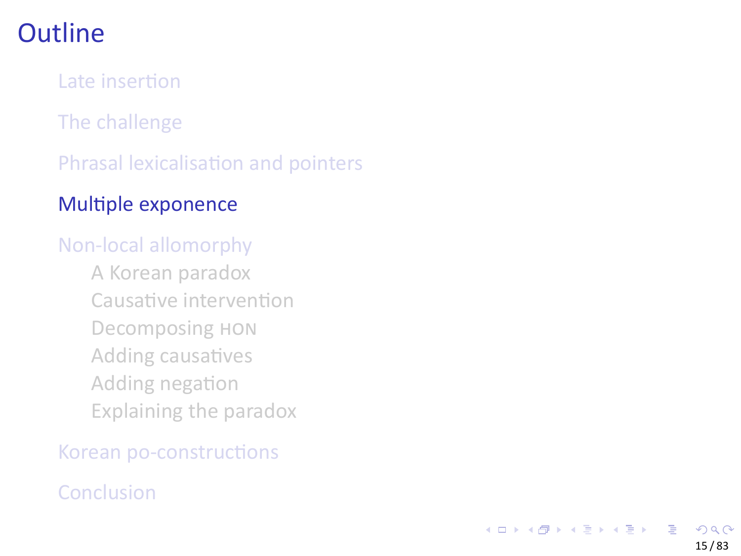# Outline

- Late insertion
- The challenge
- Phrasal lexicalisation and pointers
- Multiple exponence
- Non-local allomorphy
  - A Korean paradox
  - Causative intervention
  - Decomposing HON
  - Adding causatives
  - Adding negation
  - Explaining the paradox
- Korean po-constructions
- Conclusion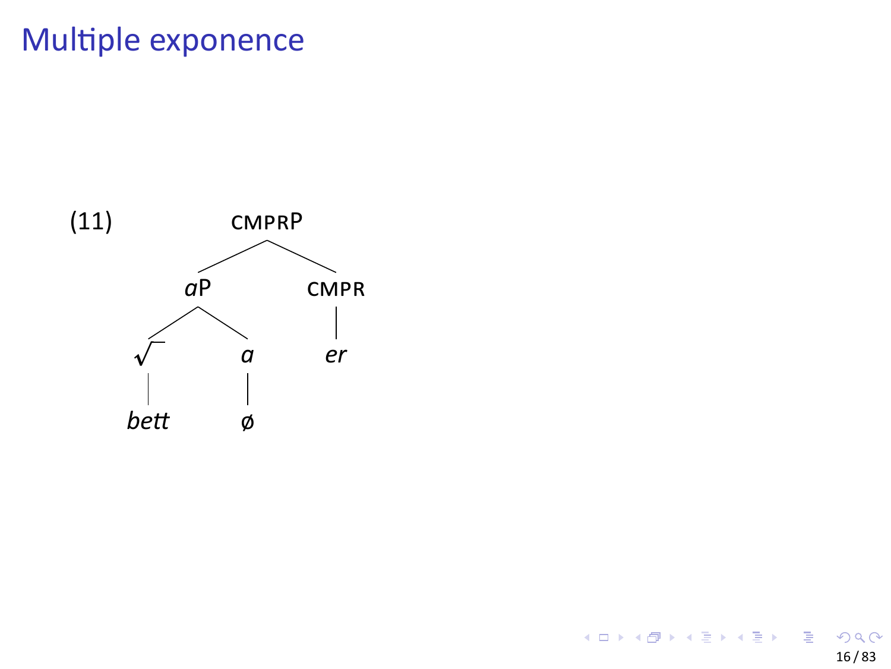# Multiple exponence

(11)

```
            CMPRP
           /     \
         aP       CMPR
        /  \        |
       √    a       er
       |    |
     bett   ø
```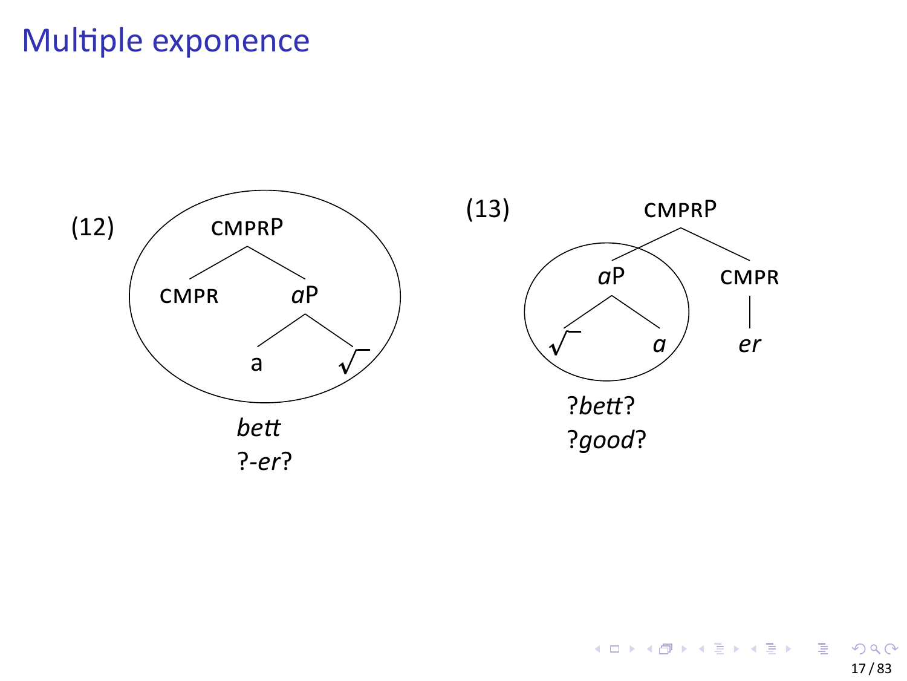# Multiple exponence

(12)

```
        CMPRP
       /     \
    CMPR     aP
            /  \
           a    √
```

*bett*

?-*er*?

(13)

```
          CMPRP
         /     \
       aP      CMPR
      /  \       |
     √    a      er
```

?*bett*?

?*good*?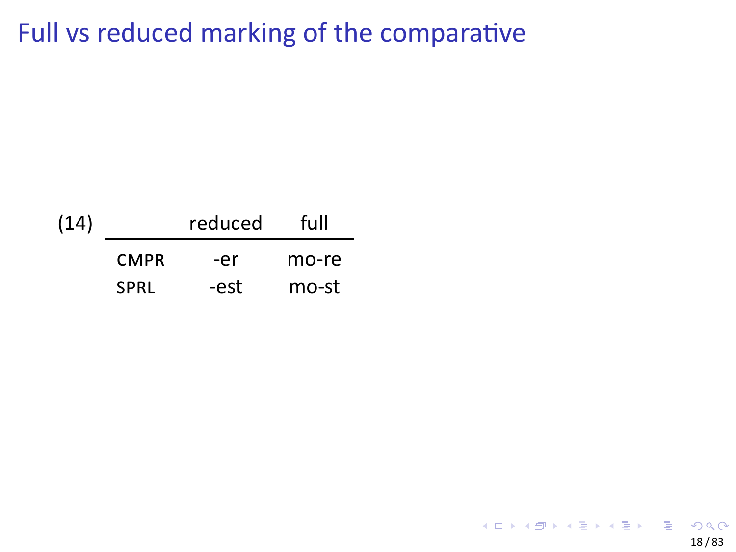# Full vs reduced marking of the comparative

(14)

| | reduced | full |
|---|---|---|
| CMPR | -er | mo-re |
| SPRL | -est | mo-st |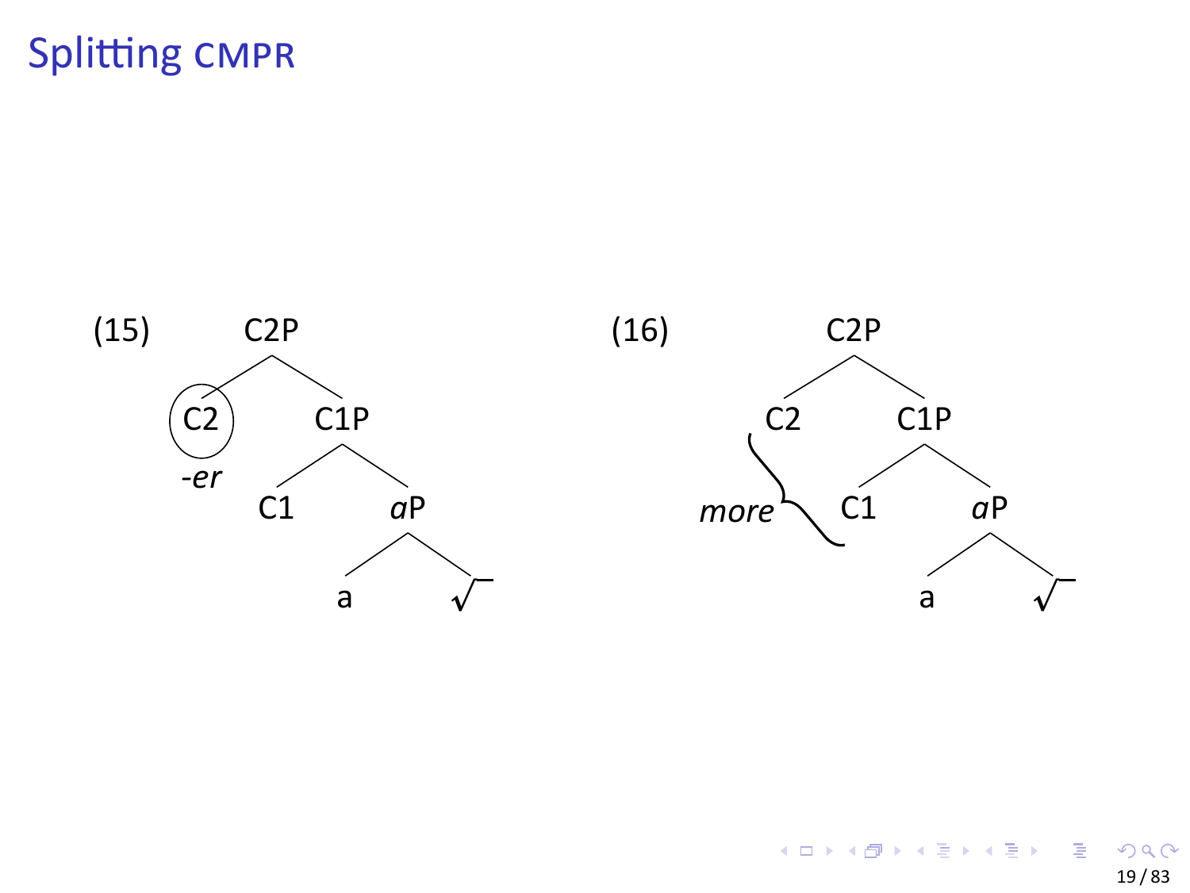# Splitting CMPR

(15)

```
        C2P
       /   \
   (C2)    C1P
   -er    /   \
        C1     aP
              /  \
             a    √
```

(16)

```
          C2P
         /   \
       C2    C1P
  more {    /   \
          C1     aP
                /  \
               a    √
```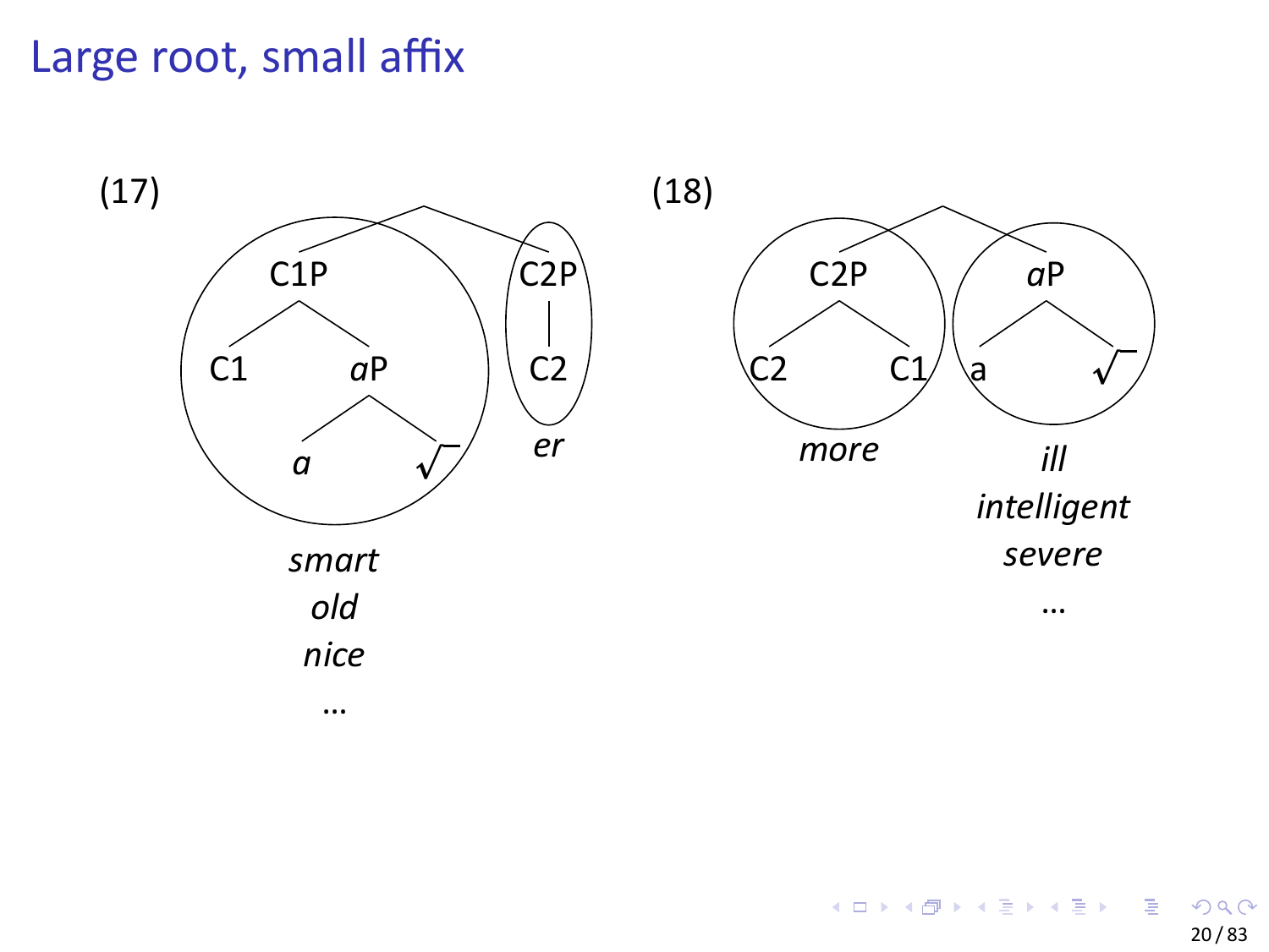# Large root, small affix

(17)

```
        ┌──────────┴──────────┐
       C1P                   C2P
     ┌──┴──┐                  |
    C1     aP                 C2
         ┌──┴──┐
         a     √
```

*smart*
*old*
*nice*
…

*er*

(18)

```
        ┌──────────┴──────────┐
       C2P                    aP
     ┌──┴──┐                ┌──┴──┐
    C2     C1               a     √
```

*more*

*ill*
*intelligent*
*severe*
…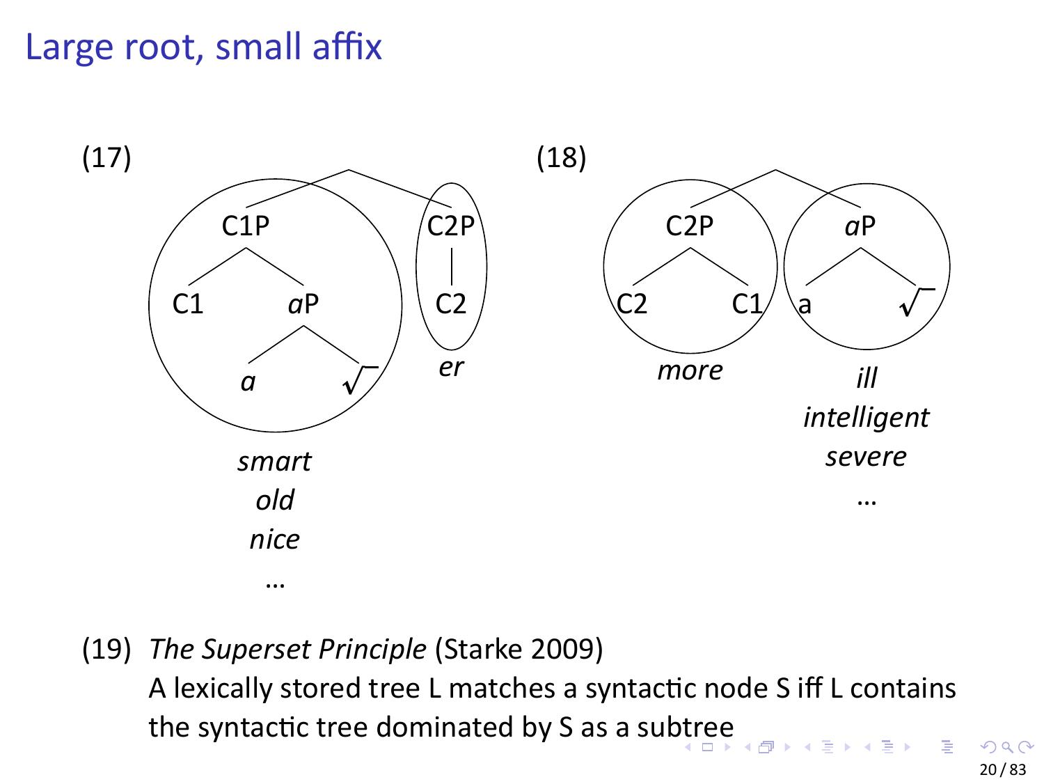# Large root, small affix

(17)

```
            /\
        C1P    C2P
       /  \     |
     C1   aP    C2
         /  \
        a    √
```

*smart*
*old*
*nice*
...

*er*

(18)

```
            /\
        C2P    aP
       /  \   /  \
     C2   C1 a    √
```

*more*

*ill*
*intelligent*
*severe*
...

(19) *The Superset Principle* (Starke 2009)
A lexically stored tree L matches a syntactic node S iff L contains the syntactic tree dominated by S as a subtree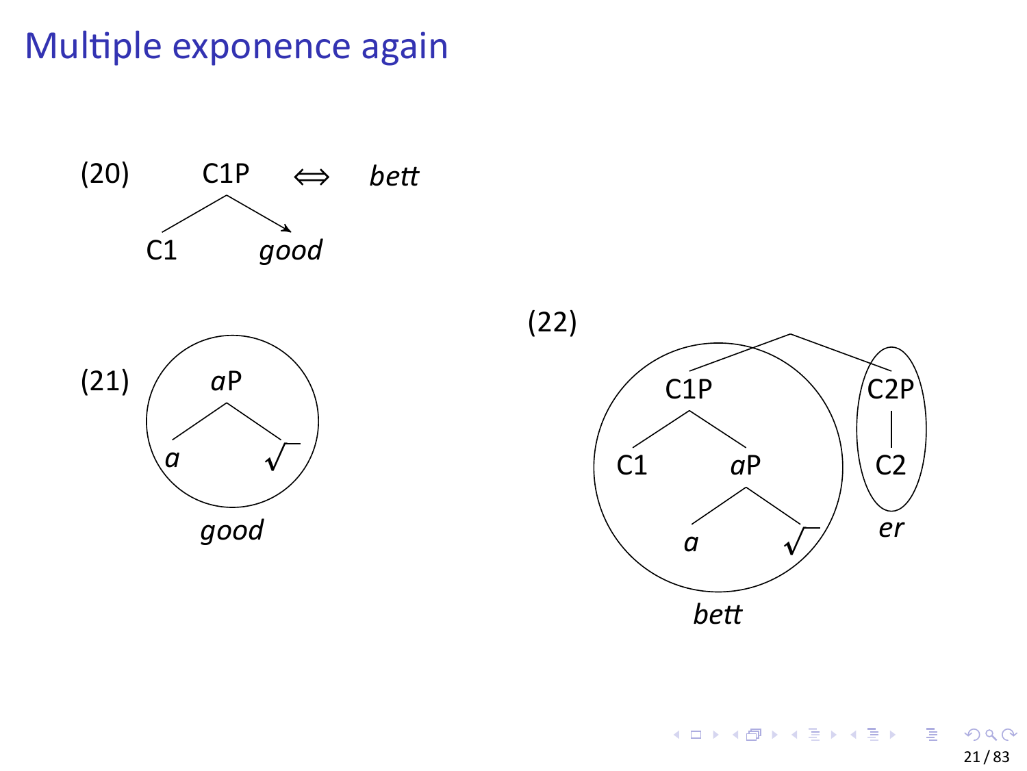# Multiple exponence again

(20) C1P ⟺ *bett*

```
      C1P
     /   \
   C1    good
```

(21)

```
     aP
    /  \
   a    √
```

*good*

(22)

```
            ·
          /   \
       C1P     C2P
      /   \     |
    C1     aP   C2
          /  \
         a    √
```

*bett* *er*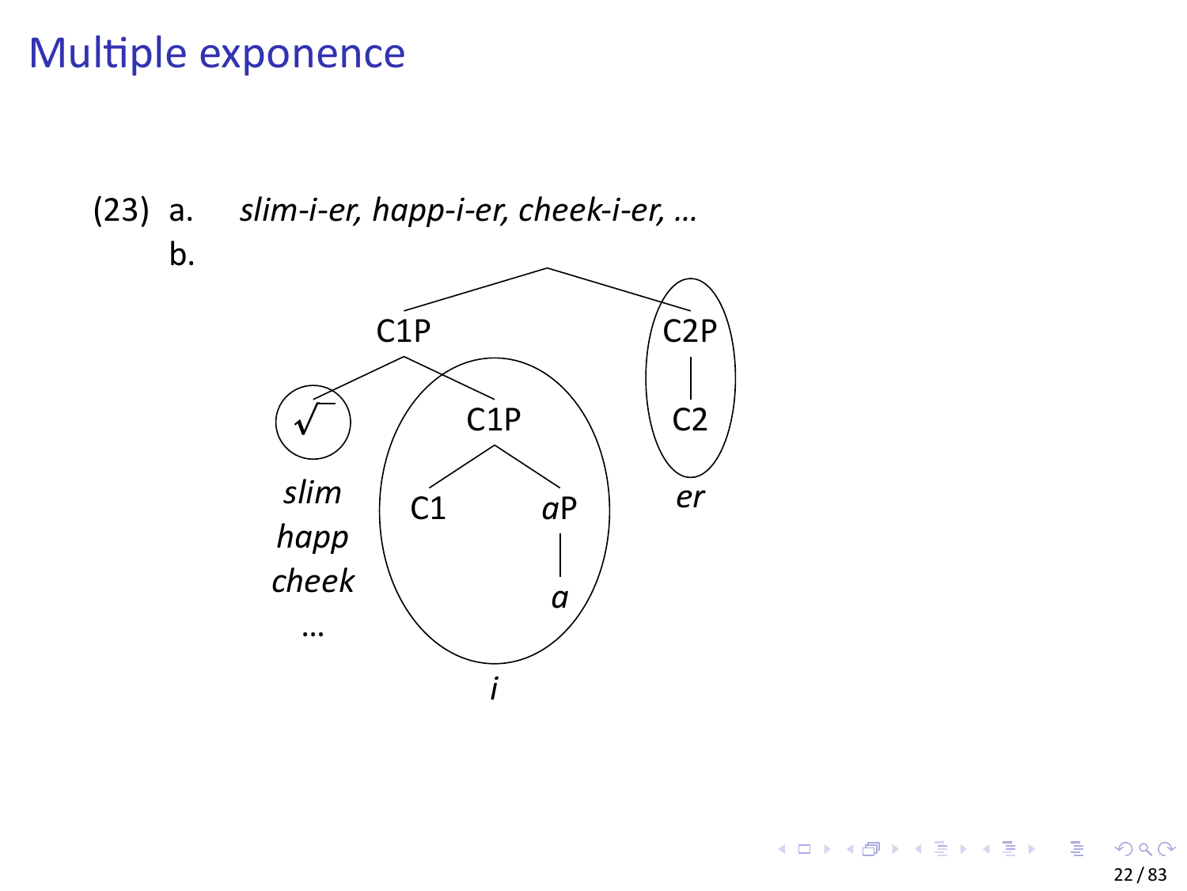# Multiple exponence

(23) a. *slim-i-er, happ-i-er, cheek-i-er, …*

b.

```
                 [ C1P                                  C2P ]
                 /    \                                  |
              (√)    ( C1P )                           ( C2 )
                     /    \
                   C1      aP                            er
                            |
                            a
            slim
            happ            i
            cheek
            …
```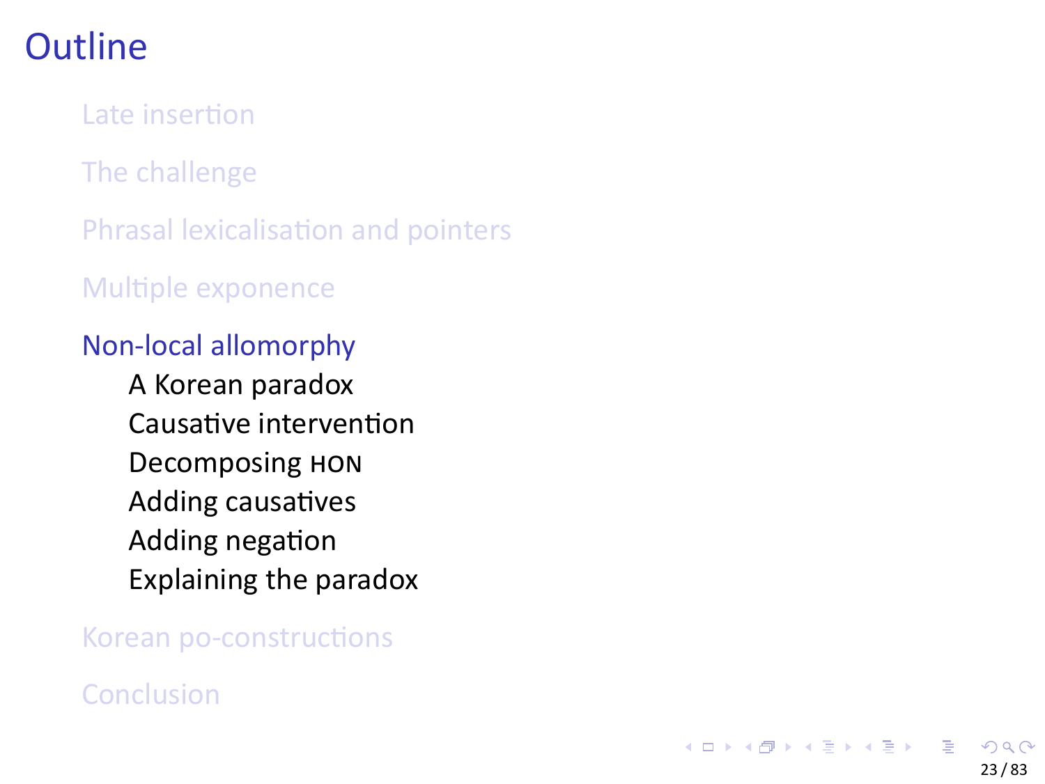# Outline

- Late insertion
- The challenge
- Phrasal lexicalisation and pointers
- Multiple exponence
- Non-local allomorphy
  - A Korean paradox
  - Causative intervention
  - Decomposing HON
  - Adding causatives
  - Adding negation
  - Explaining the paradox
- Korean po-constructions
- Conclusion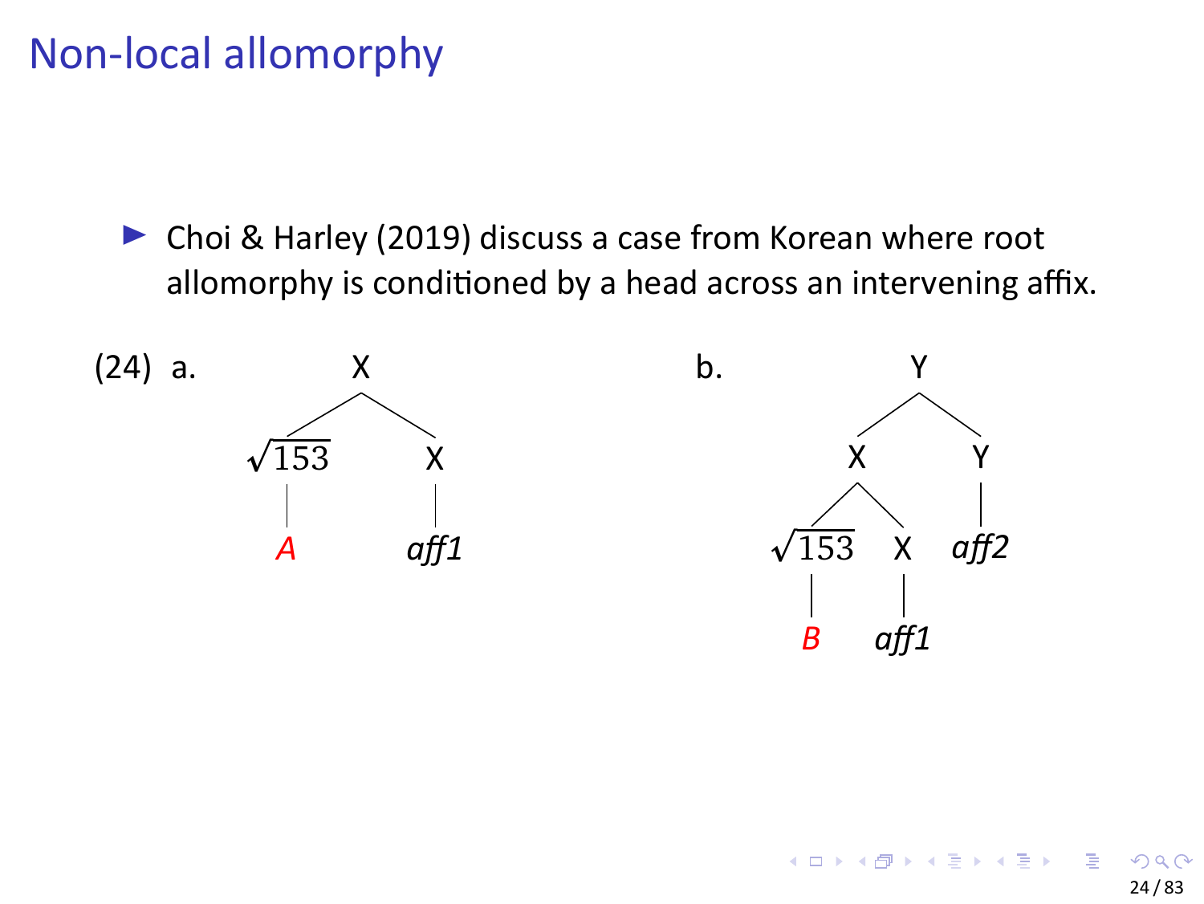# Non-local allomorphy

- Choi & Harley (2019) discuss a case from Korean where root allomorphy is conditioned by a head across an intervening affix.

(24) a.

```
        X
       / \
   √153   X
    |     |
    A    aff1
```

b.

```
              Y
             / \
            X   Y
           / \  |
       √153   X aff2
        |     |
        B    aff1
```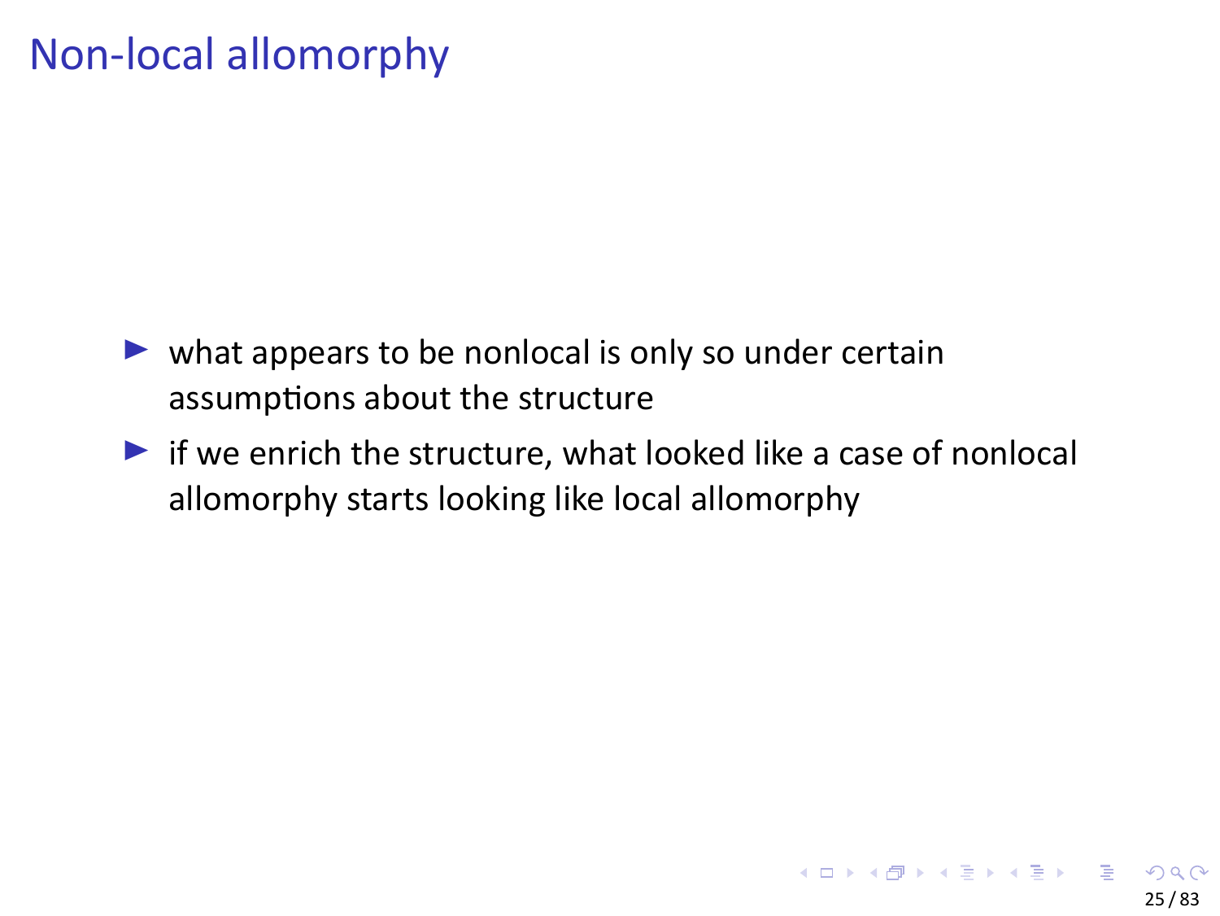# Non-local allomorphy

- what appears to be nonlocal is only so under certain assumptions about the structure
- if we enrich the structure, what looked like a case of nonlocal allomorphy starts looking like local allomorphy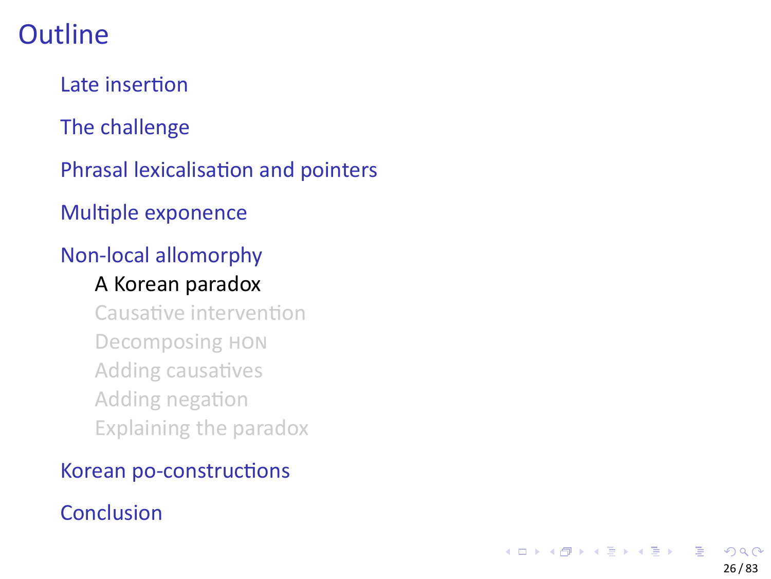# Outline

- Late insertion
- The challenge
- Phrasal lexicalisation and pointers
- Multiple exponence
- Non-local allomorphy
  - A Korean paradox
  - Causative intervention
  - Decomposing HON
  - Adding causatives
  - Adding negation
  - Explaining the paradox
- Korean po-constructions
- Conclusion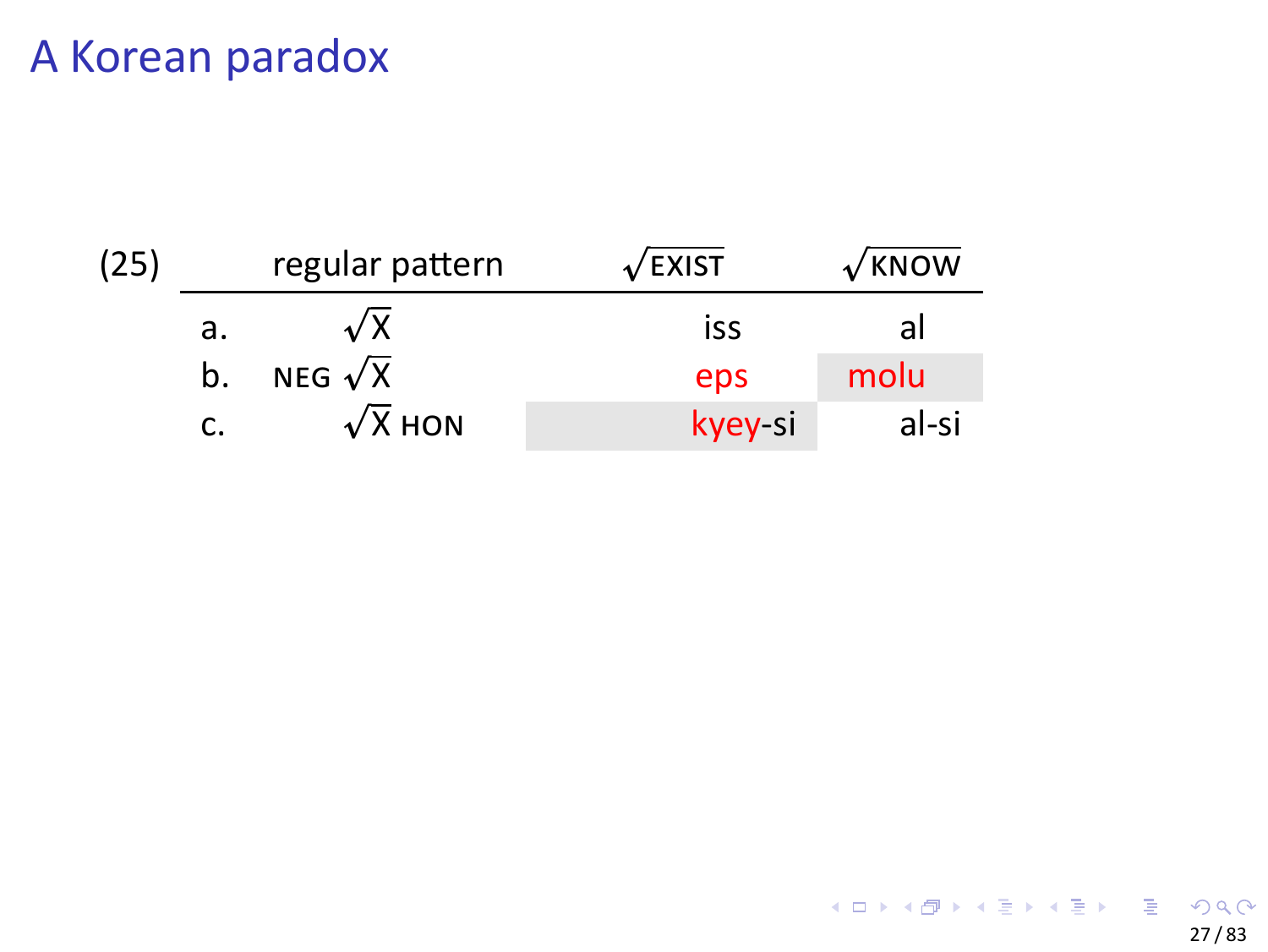# A Korean paradox

(25)

| | regular pattern | $\sqrt{\text{EXIST}}$ | $\sqrt{\text{KNOW}}$ |
|---|---|---|---|
| a. | $\sqrt{\text{X}}$ | iss | al |
| b. | NEG $\sqrt{\text{X}}$ | eps | molu |
| c. | $\sqrt{\text{X}}$ HON | kyey-si | al-si |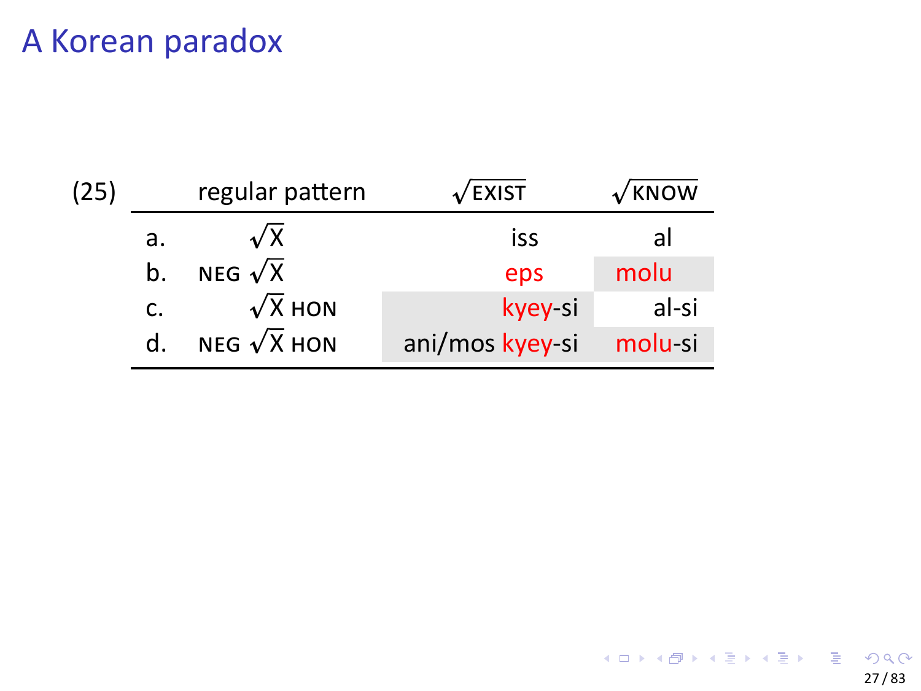# A Korean paradox

(25)

| | regular pattern | √EXIST | √KNOW |
|---|---|---|---|
| a. | √X | iss | al |
| b. | NEG √X | eps | molu |
| c. | √X HON | kyey-si | al-si |
| d. | NEG √X HON | ani/mos kyey-si | molu-si |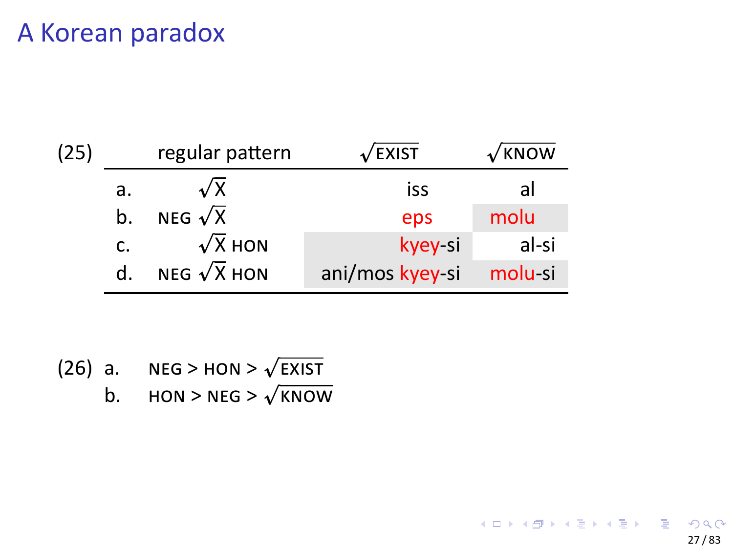# A Korean paradox

(25)

| | regular pattern | $\sqrt{\text{EXIST}}$ | $\sqrt{\text{KNOW}}$ |
|---|---|---|---|
| a. | $\sqrt{\text{X}}$ | iss | al |
| b. | NEG $\sqrt{\text{X}}$ | eps | molu |
| c. | $\sqrt{\text{X}}$ HON | kyey-si | al-si |
| d. | NEG $\sqrt{\text{X}}$ HON | ani/mos kyey-si | molu-si |

(26)
a. NEG > HON > $\sqrt{\text{EXIST}}$
b. HON > NEG > $\sqrt{\text{KNOW}}$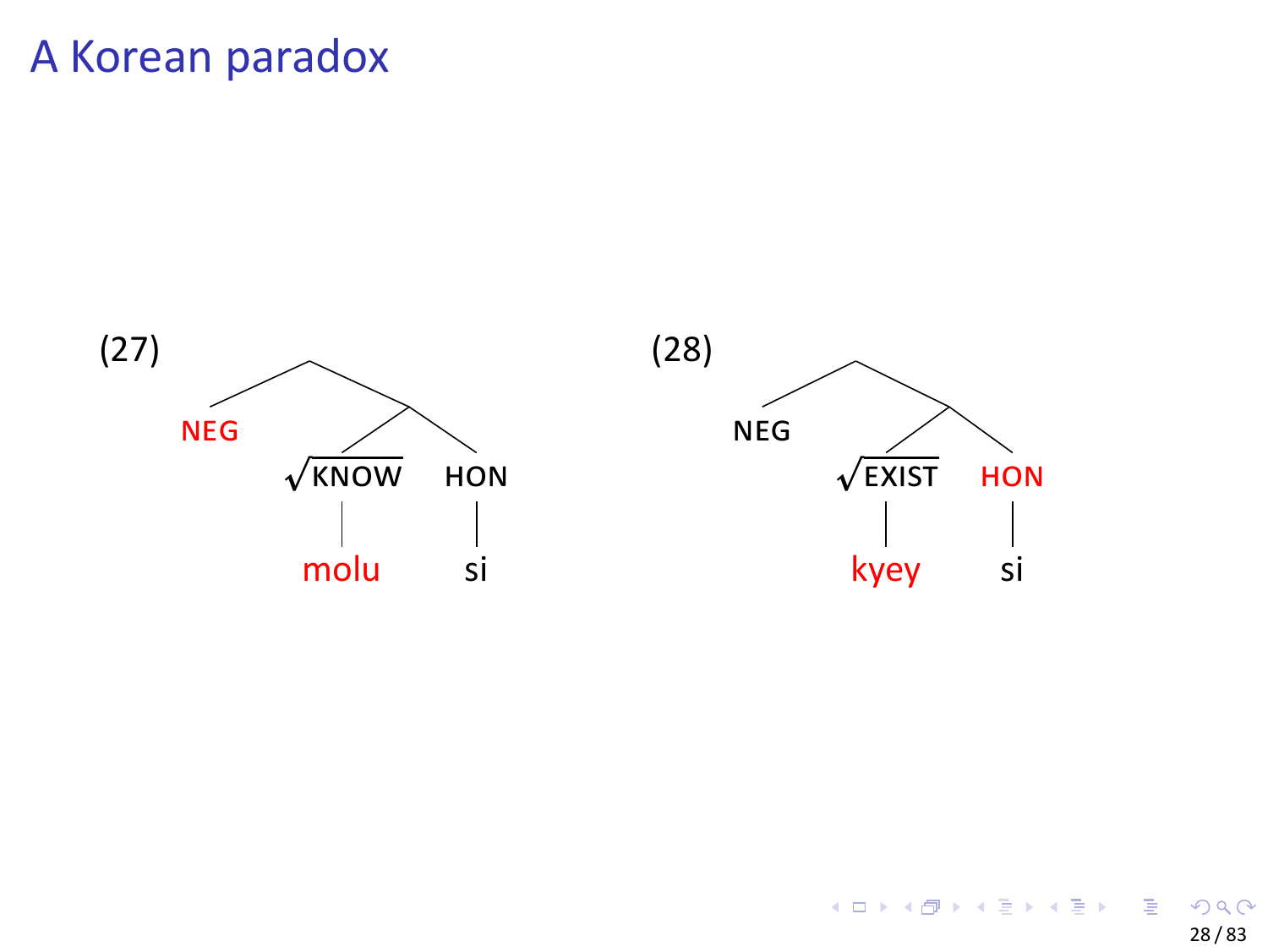# A Korean paradox

(27)

```
        .
       / \
    NEG   .
         / \
    √KNOW   HON
      |      |
    molu     si
```

(28)

```
        .
       / \
    NEG   .
         / \
   √EXIST   HON
      |      |
    kyey     si
```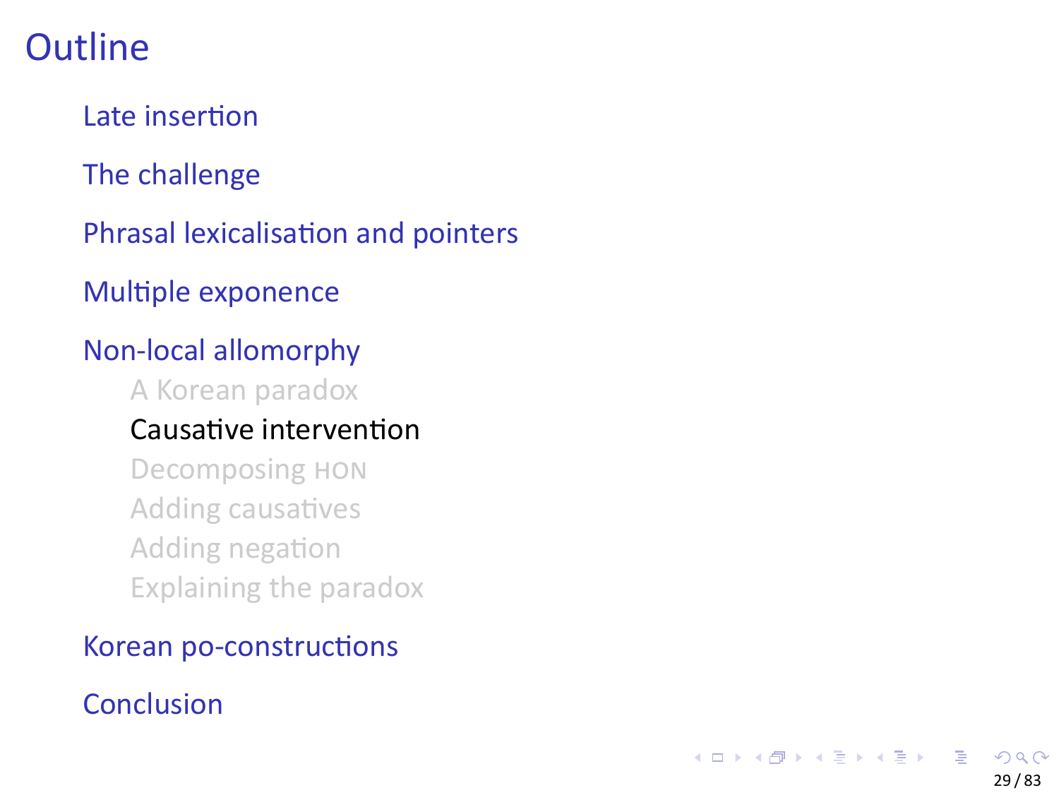# Outline

- Late insertion
- The challenge
- Phrasal lexicalisation and pointers
- Multiple exponence
- Non-local allomorphy
  - A Korean paradox
  - Causative intervention
  - Decomposing HON
  - Adding causatives
  - Adding negation
  - Explaining the paradox
- Korean po-constructions
- Conclusion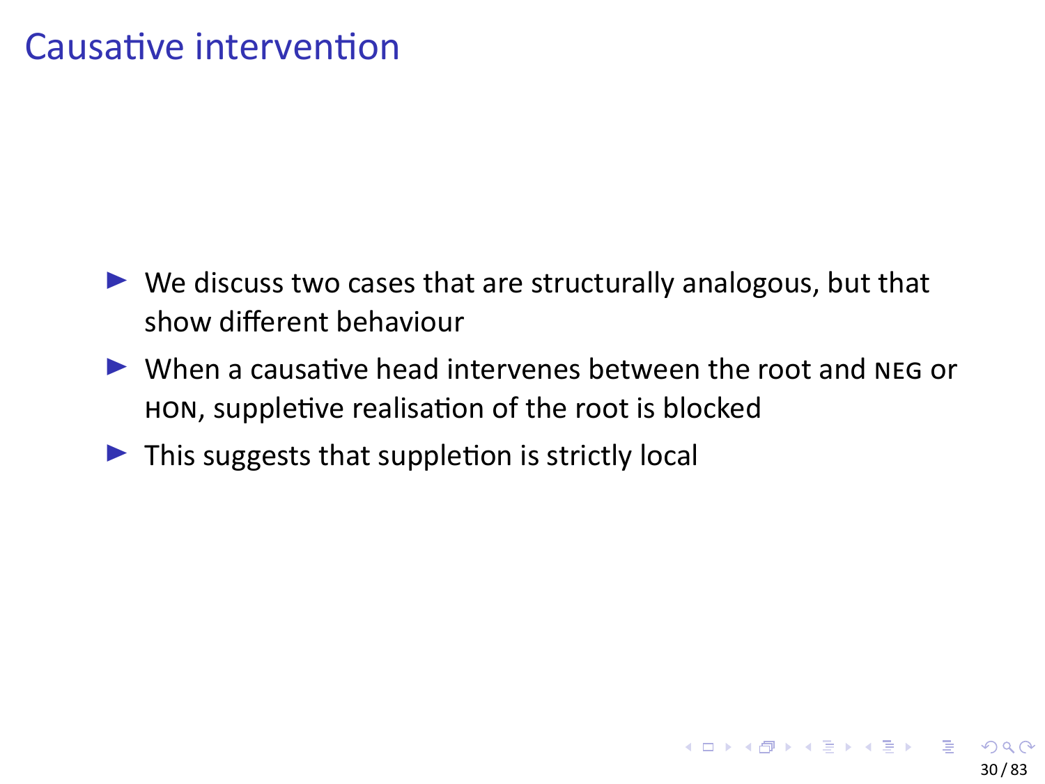# Causative intervention

- We discuss two cases that are structurally analogous, but that show different behaviour
- When a causative head intervenes between the root and NEG or HON, suppletive realisation of the root is blocked
- This suggests that suppletion is strictly local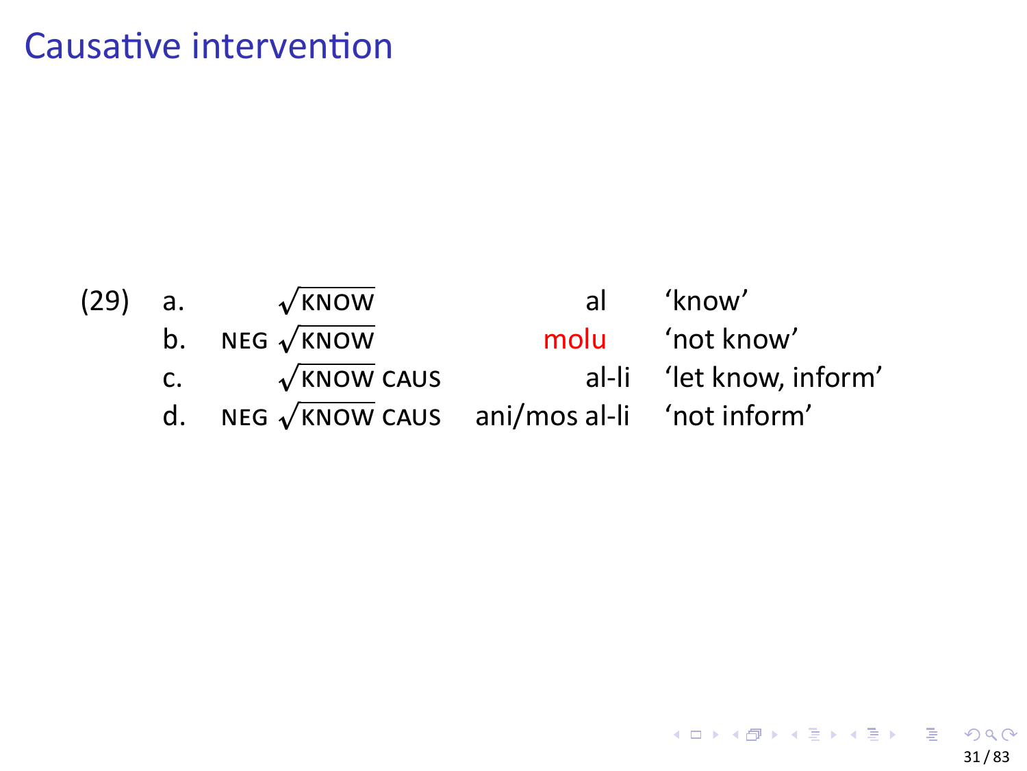# Causative intervention

(29)

| | Structure | Form | Gloss |
|---|---|---|---|
| a. | $\sqrt{\text{KNOW}}$ | al | 'know' |
| b. | NEG $\sqrt{\text{KNOW}}$ | molu | 'not know' |
| c. | $\sqrt{\text{KNOW}}$ CAUS | al-li | 'let know, inform' |
| d. | NEG $\sqrt{\text{KNOW}}$ CAUS | ani/mos al-li | 'not inform' |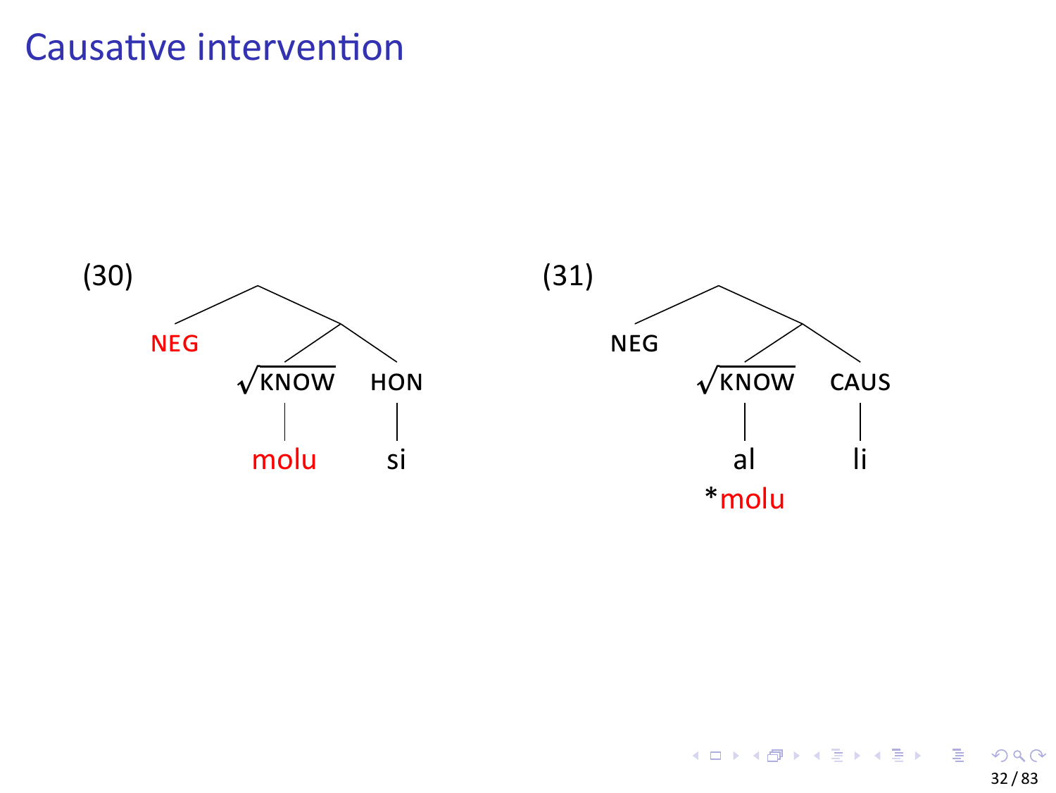# Causative intervention

(30)

```
        /\
       /  \
    NEG    /\
          /  \
     √KNOW    HON
       |       |
     molu     si
```

(31)

```
        /\
       /  \
    NEG    /\
          /  \
     √KNOW    CAUS
       |       |
       al      li
     *molu
```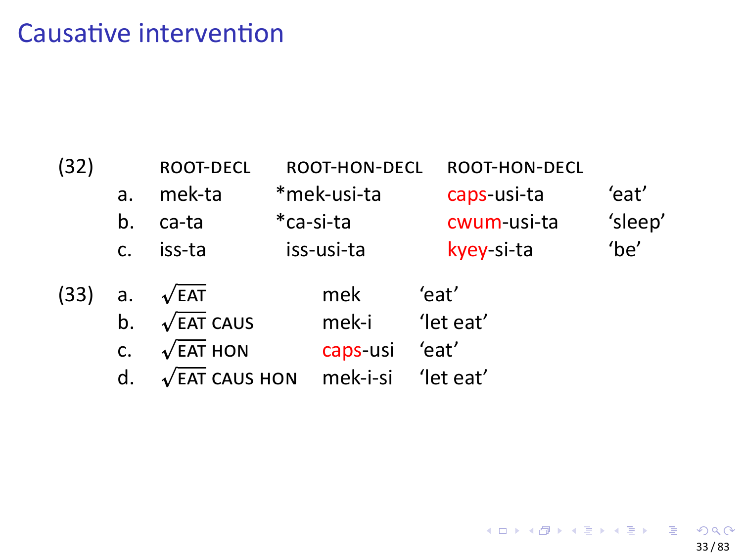# Causative intervention

(32)

| | ROOT-DECL | ROOT-HON-DECL | ROOT-HON-DECL | |
|---|---|---|---|---|
| a. | mek-ta | *mek-usi-ta | caps-usi-ta | 'eat' |
| b. | ca-ta | *ca-si-ta | cwum-usi-ta | 'sleep' |
| c. | iss-ta | iss-usi-ta | kyey-si-ta | 'be' |

(33)

| | | | |
|---|---|---|---|
| a. | $\sqrt{\text{EAT}}$ | mek | 'eat' |
| b. | $\sqrt{\text{EAT}}$ CAUS | mek-i | 'let eat' |
| c. | $\sqrt{\text{EAT}}$ HON | caps-usi | 'eat' |
| d. | $\sqrt{\text{EAT}}$ CAUS HON | mek-i-si | 'let eat' |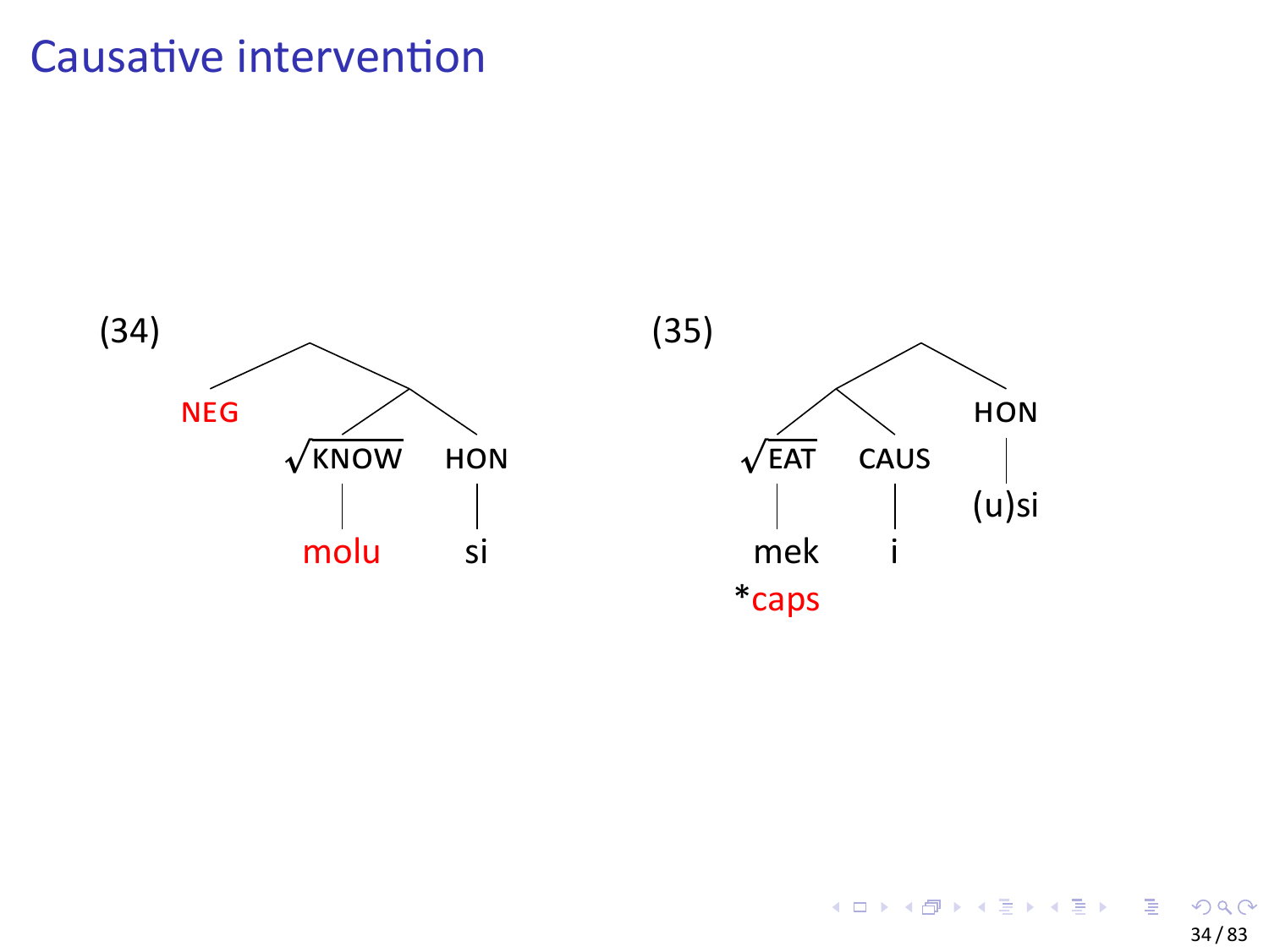# Causative intervention

(34)

```
        [ ]
       /   \
    NEG    [ ]
          /   \
      √KNOW   HON
        |      |
      molu    si
```

(35)

```
           [ ]
          /   \
        [ ]    HON
       /   \     |
    √EAT  CAUS  (u)si
      |     |
     mek    i
    *caps
```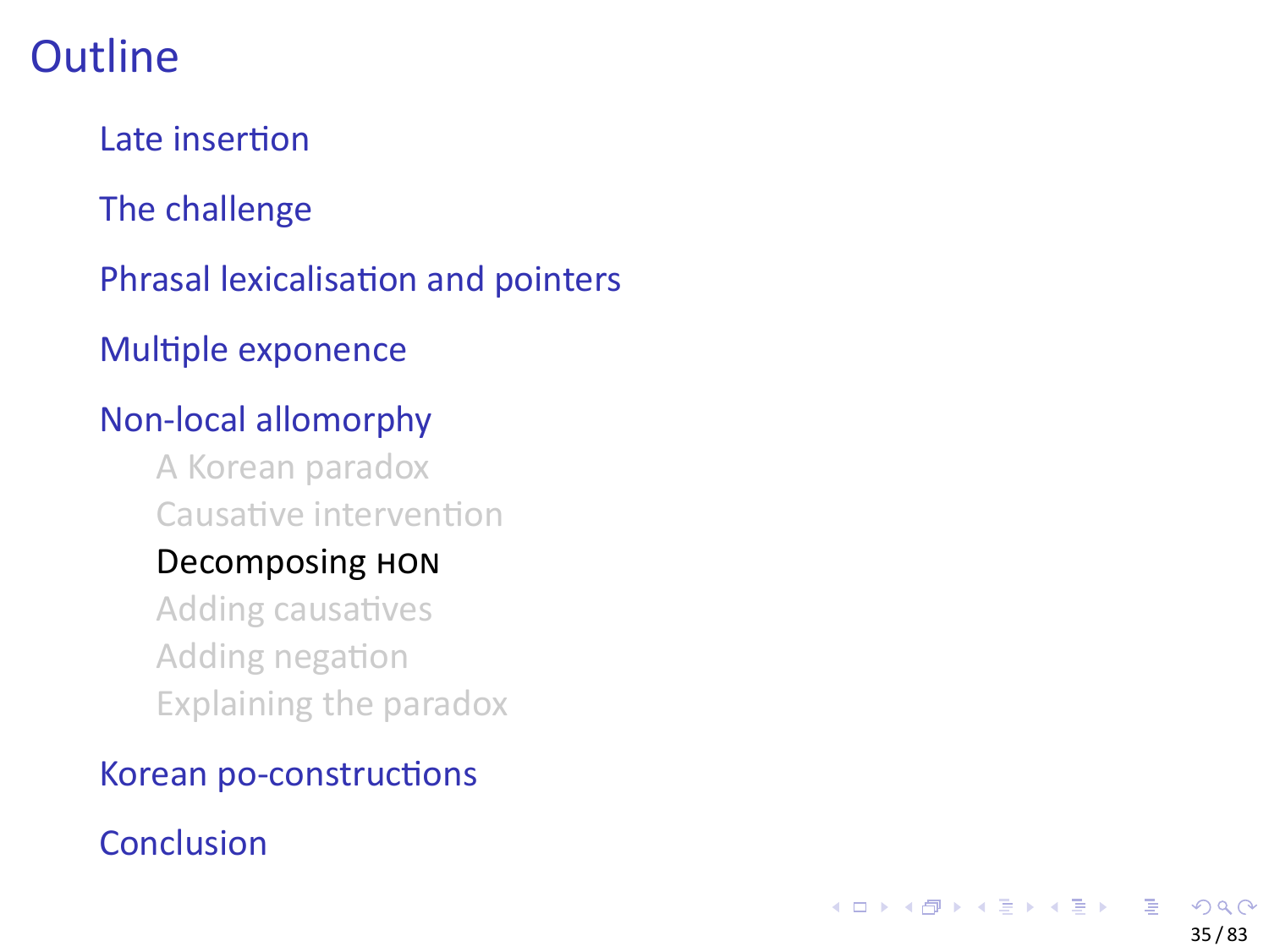# Outline

- Late insertion
- The challenge
- Phrasal lexicalisation and pointers
- Multiple exponence
- Non-local allomorphy
  - A Korean paradox
  - Causative intervention
  - Decomposing HON
  - Adding causatives
  - Adding negation
  - Explaining the paradox
- Korean po-constructions
- Conclusion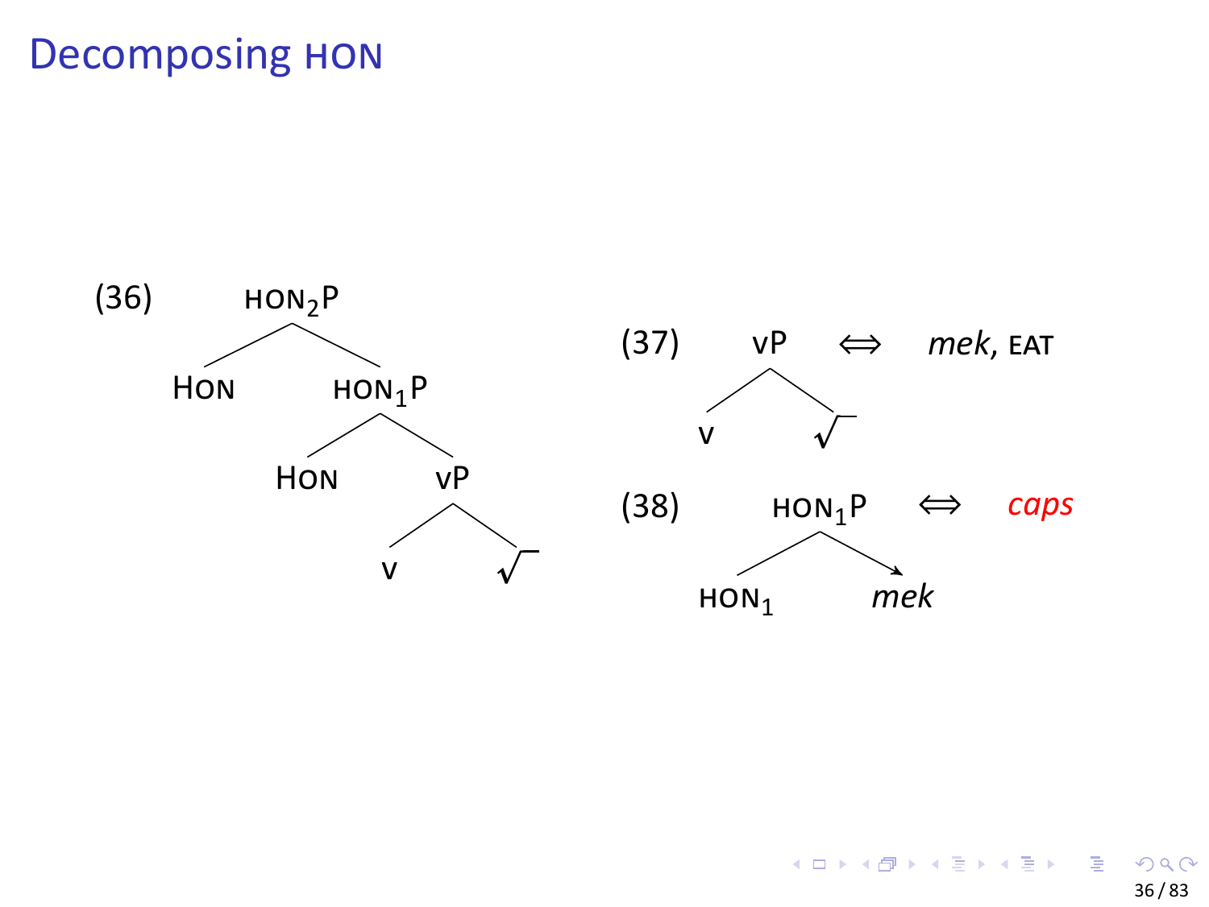# Decomposing HON

(36)

```
            HON₂P
           /     \
        HON      HON₁P
                /     \
             HON       vP
                      /  \
                     v    √
```

(37)

```
      vP      ⟺   mek, EAT
     /  \
    v    √
```

(38)

```
      HON₁P        ⟺   caps
     /      \
  HON₁   →   mek
```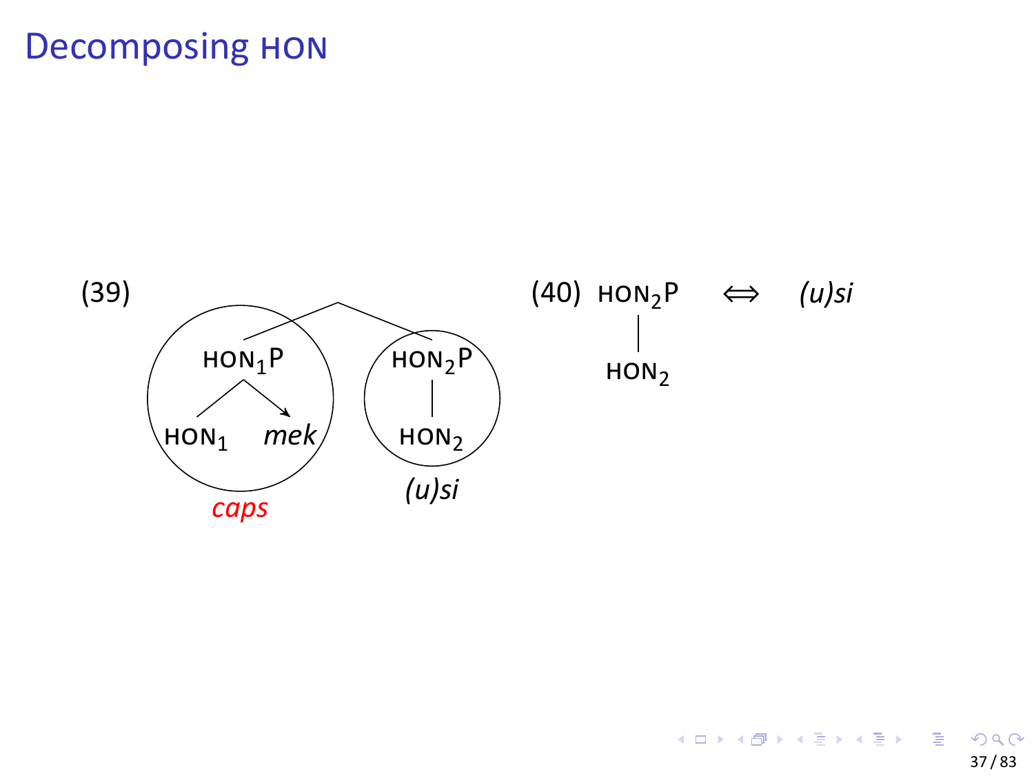# Decomposing HON

(39)

```
              /\
             /  \
      HON₁P        HON₂P
      /   \          |
   HON₁   mek      HON₂
```

Circled constituents: HON$_1$P (HON$_1$, *mek*) — *caps*; HON$_2$P (HON$_2$) — *(u)si*

(40) HON$_2$P | HON$_2$ $\Longleftrightarrow$ *(u)si*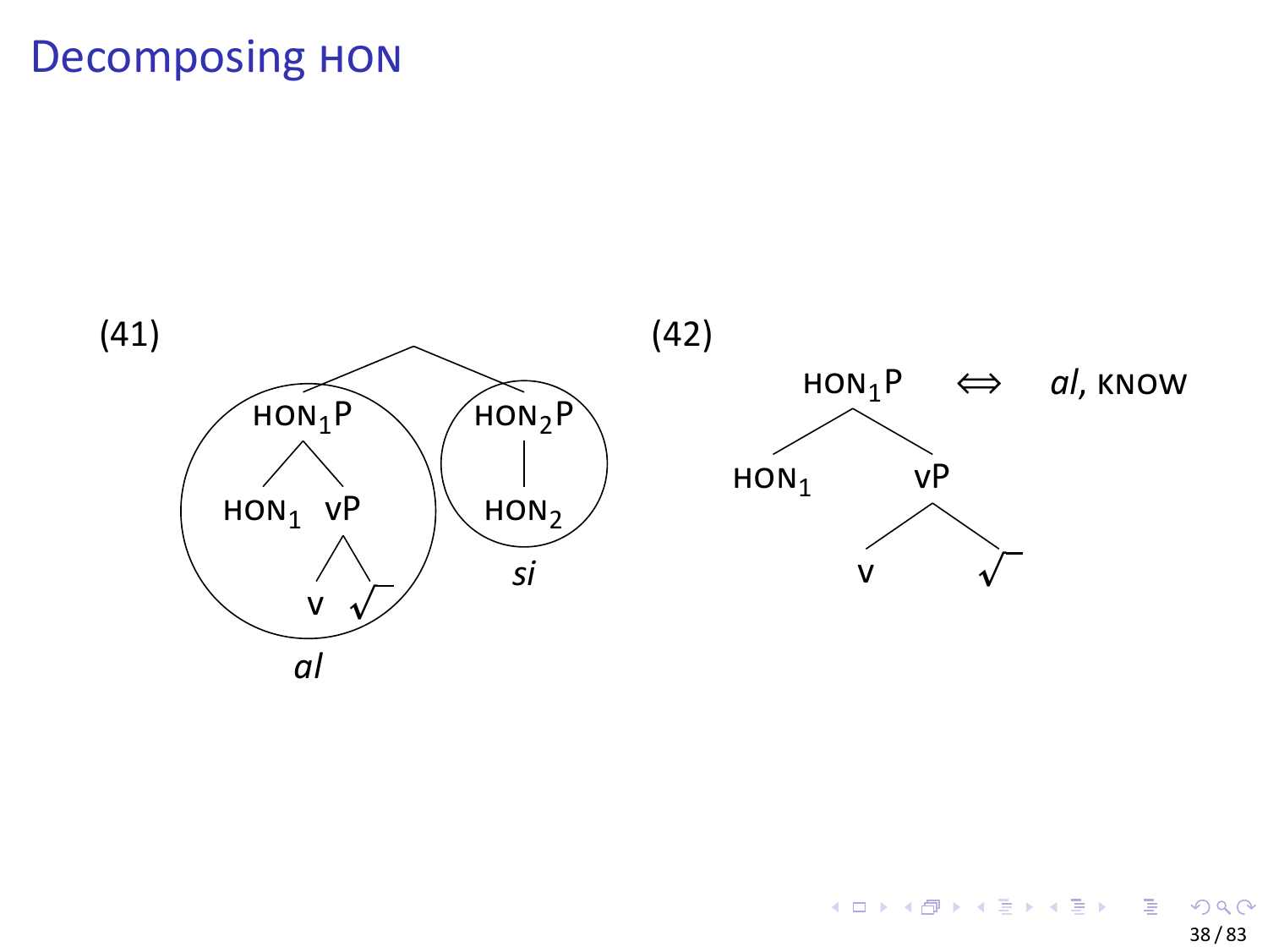# Decomposing HON

(41)

```
                 /\
               /    \
        HON1P          HON2P
        /   \            |
    HON1    vP          HON2
           /  \
          v    √
     [   al   ]      [  si  ]
```

(42)

```
        HON1P          ⟺    al, KNOW
        /    \
    HON1      vP
             /  \
            v    √
```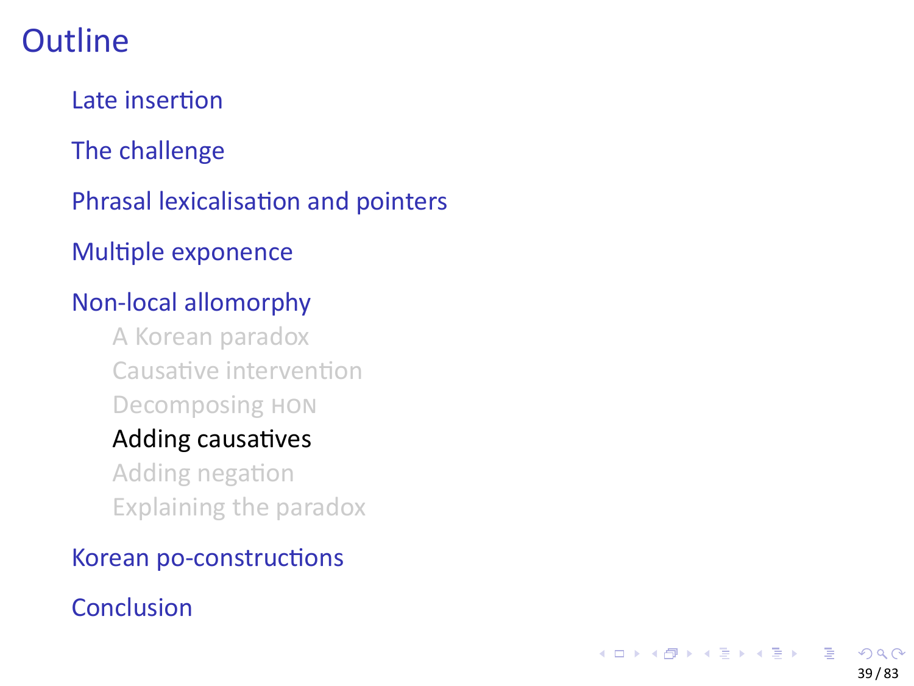# Outline

- Late insertion
- The challenge
- Phrasal lexicalisation and pointers
- Multiple exponence
- Non-local allomorphy
  - A Korean paradox
  - Causative intervention
  - Decomposing HON
  - Adding causatives
  - Adding negation
  - Explaining the paradox
- Korean po-constructions
- Conclusion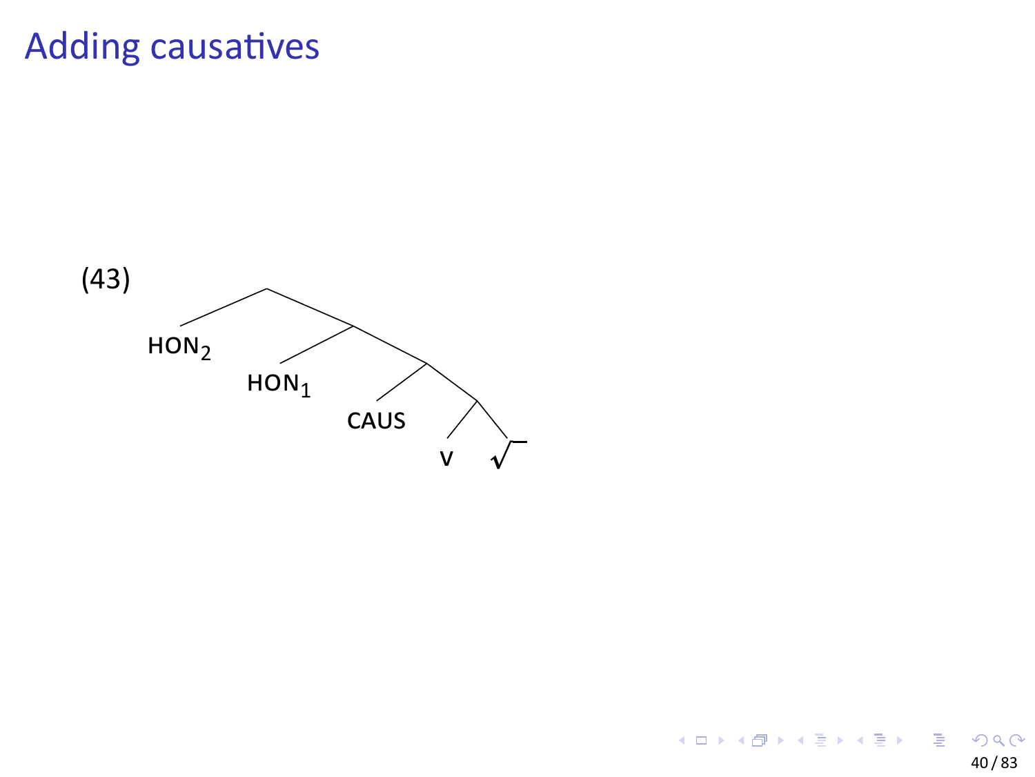# Adding causatives

(43)

```
HON₂ ─┐
      └─ HON₁ ─┐
               └─ CAUS ─┐
                        └─ v  √
```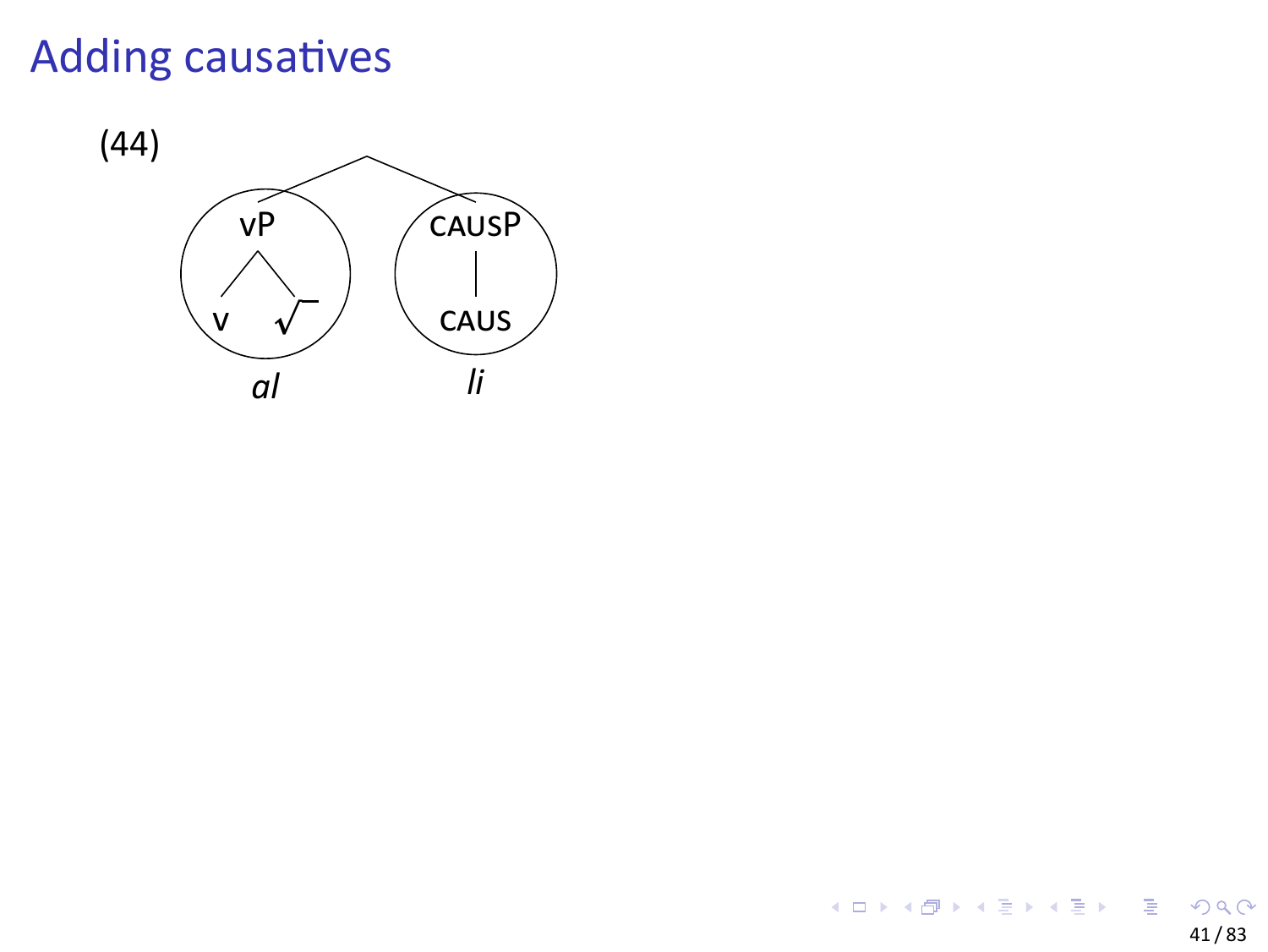# Adding causatives

(44)

```
        ___________
       /           \
   ( vP )        ( CAUSP )
    /  \             |
   v    √          CAUS
    al              li
```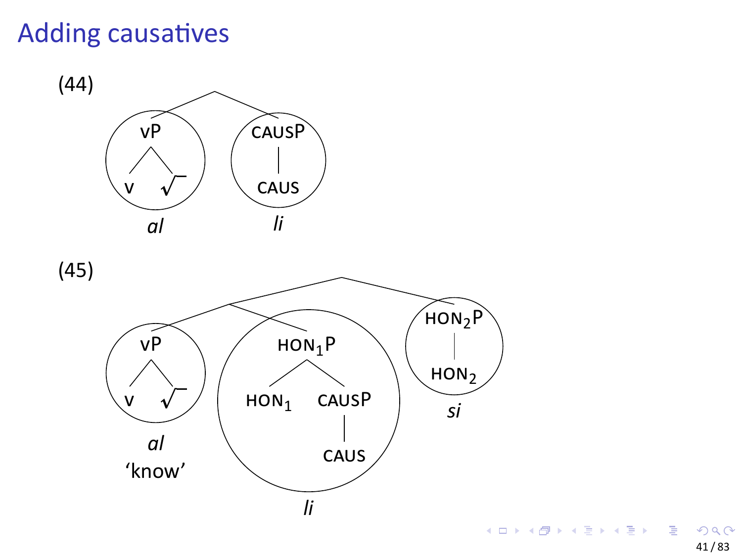# Adding causatives

(44)

```
           ___________
          /           \
   ( vP )          ( CAUSP )
    /  \               |
   v    √             CAUS
     al                li
```

(45)

```
                    _______________________
                   /                       \
         _________                        ( HON₂P )
        /         \                           |
   ( vP )      (  HON₁P   )                 HON₂
    /  \          /    \                       si
   v    √      HON₁   CAUSP
                        |
                       CAUS
     al
   'know'             li
```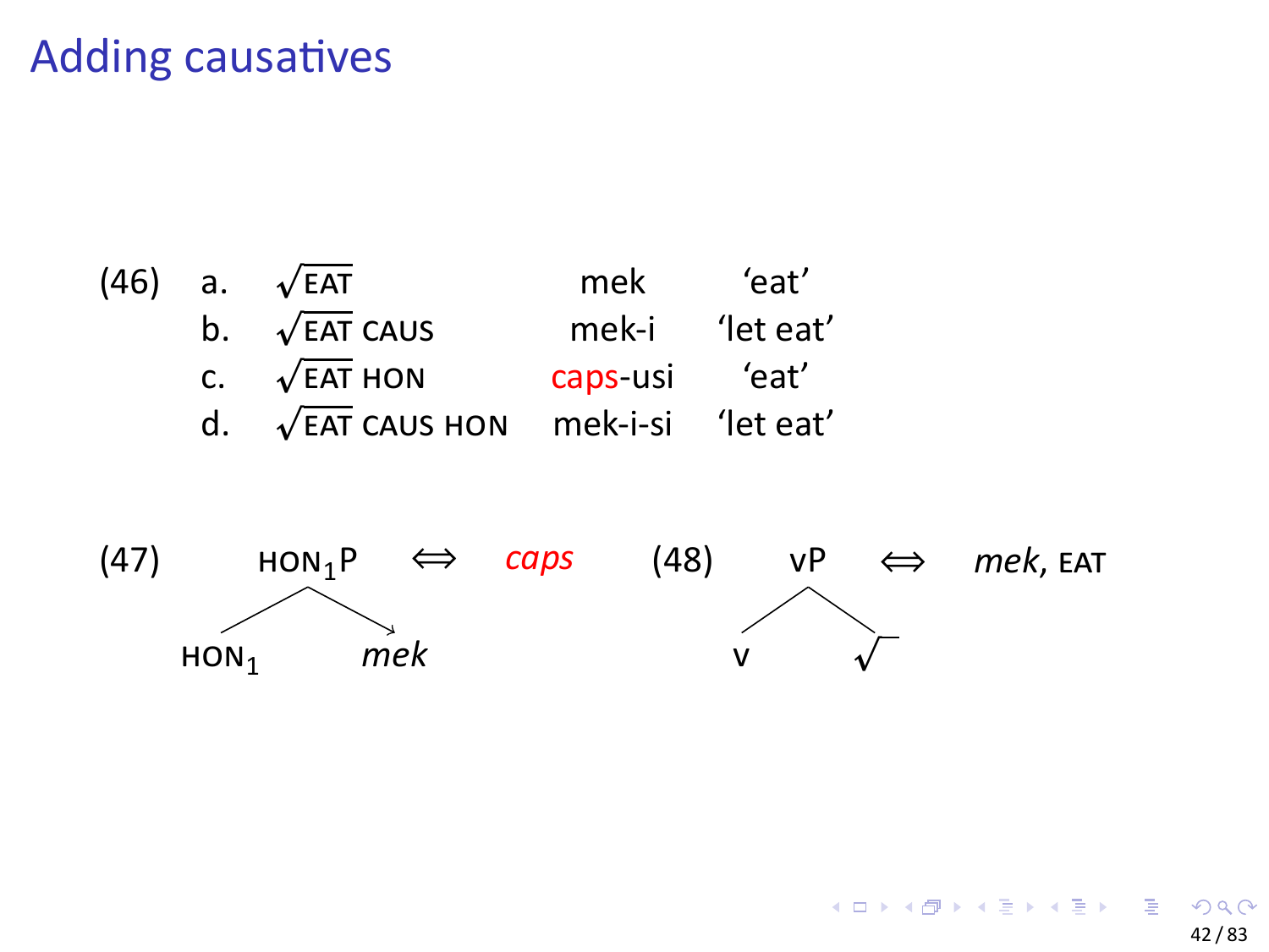# Adding causatives

(46)

| | | | |
|---|---|---|---|
| a. | $\sqrt{\text{EAT}}$ | mek | 'eat' |
| b. | $\sqrt{\text{EAT}}$ CAUS | mek-i | 'let eat' |
| c. | $\sqrt{\text{EAT}}$ HON | caps-usi | 'eat' |
| d. | $\sqrt{\text{EAT}}$ CAUS HON | mek-i-si | 'let eat' |

(47) $[_{\text{HON}_1\text{P}}\ \text{HON}_1\ \textit{mek}]$ ⟺ *caps*

(48) $[_{\text{vP}}\ \text{v}\ \sqrt{\ }]$ ⟺ *mek*, EAT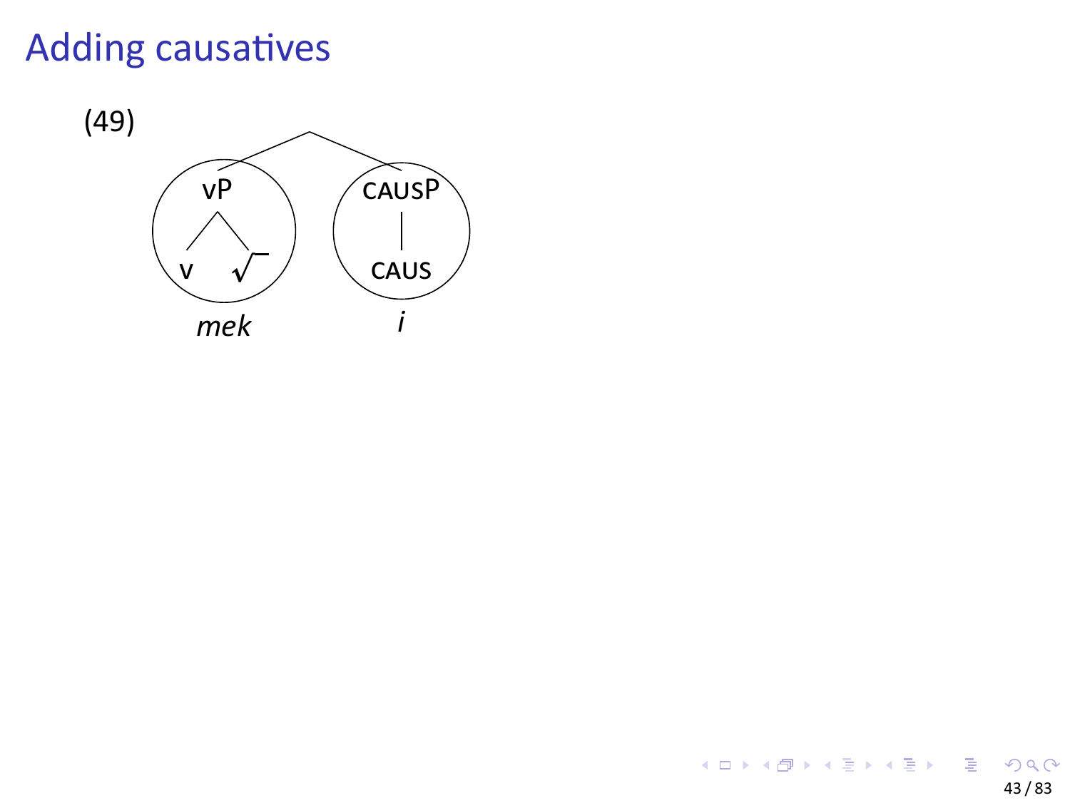# Adding causatives

(49)

```
          ___________
         /           \
      (  vP  )     ( CAUSP )
        /  \           |
       v    √        CAUS
      
       mek             i
```

*mek* *i*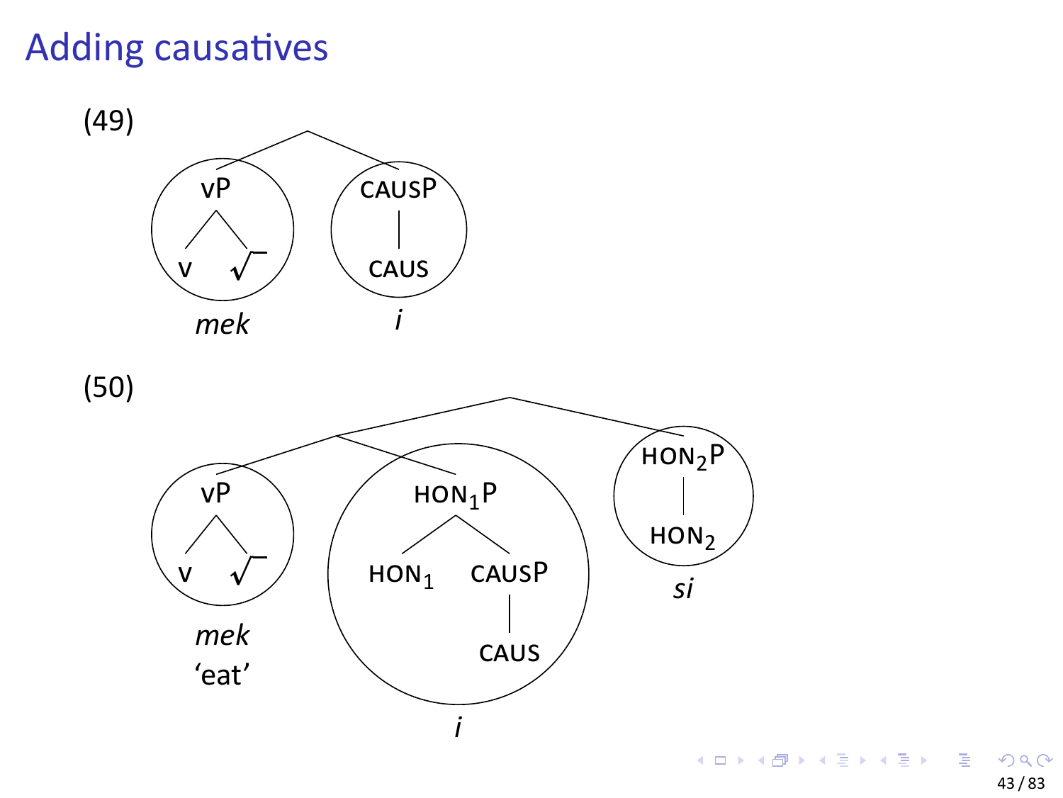# Adding causatives

(49)

```
            [ ]
           /   \
        vP      CAUSP
       /  \       |
      v    √     CAUS
      mek         i
```

(50)

```
                         [ ]
                        /    \
                     [ ]      HON2P
                    /    \       |
                  vP      HON1P  HON2
                 /  \     /    \
                v    √  HON1   CAUSP
                                 |
                                CAUS
              mek        i              si
             'eat'
```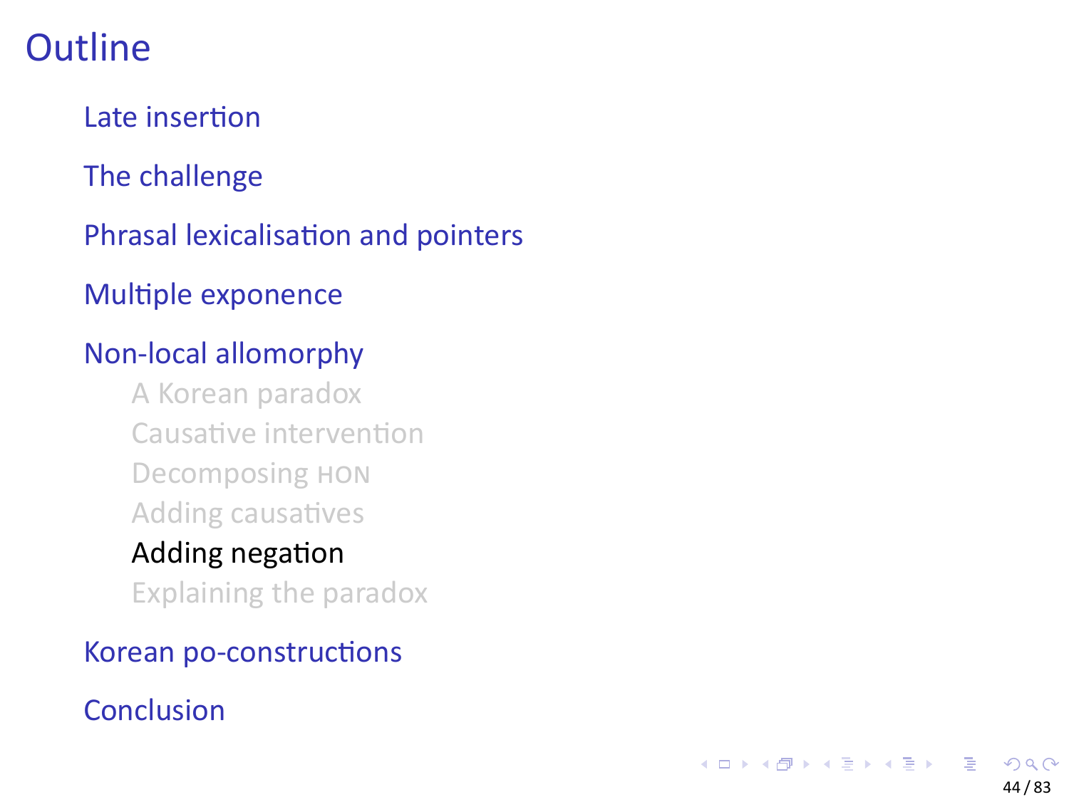# Outline

- Late insertion
- The challenge
- Phrasal lexicalisation and pointers
- Multiple exponence
- Non-local allomorphy
  - A Korean paradox
  - Causative intervention
  - Decomposing HON
  - Adding causatives
  - **Adding negation**
  - Explaining the paradox
- Korean po-constructions
- Conclusion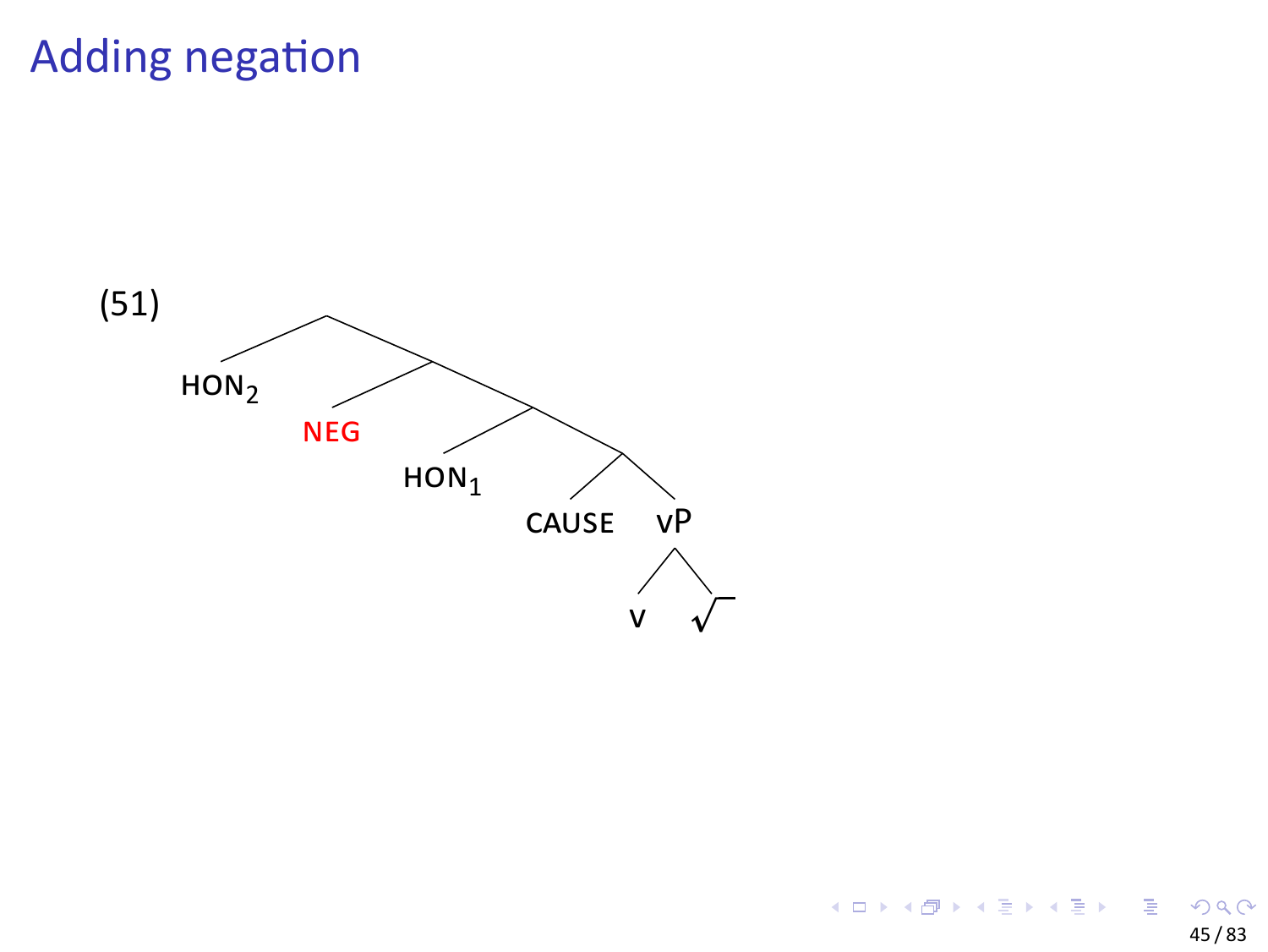# Adding negation

(51)

```
[ HON_2 [ NEG [ HON_1 [ CAUSE [vP v √ ] ] ] ] ]
```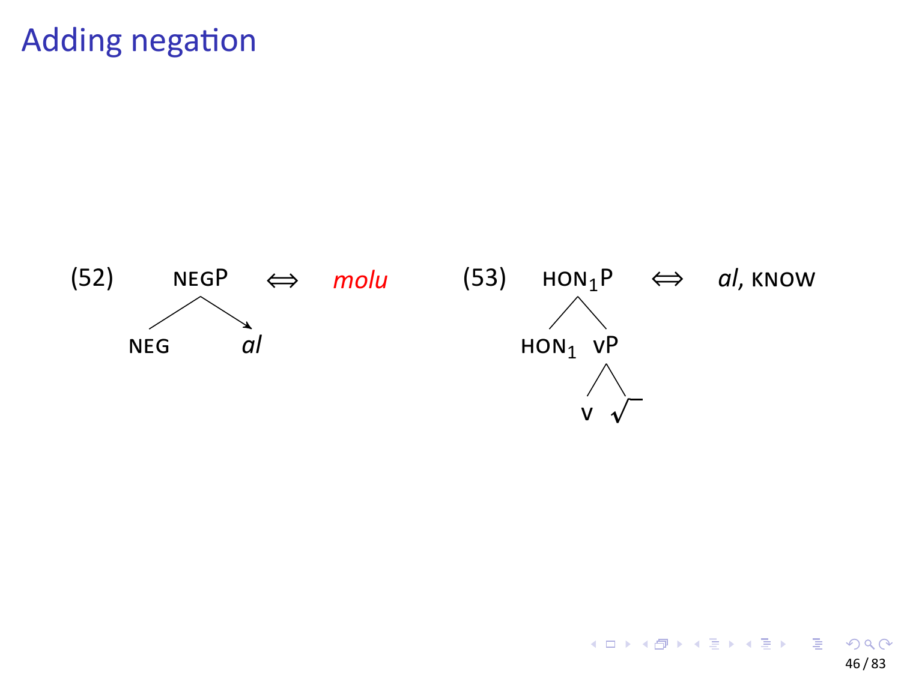# Adding negation

(52) NEGP ⟺ *molu*

NEG  *al*

(53) $\text{HON}_1\text{P}$ ⟺ *al*, KNOW

$\text{HON}_1$ vP

v √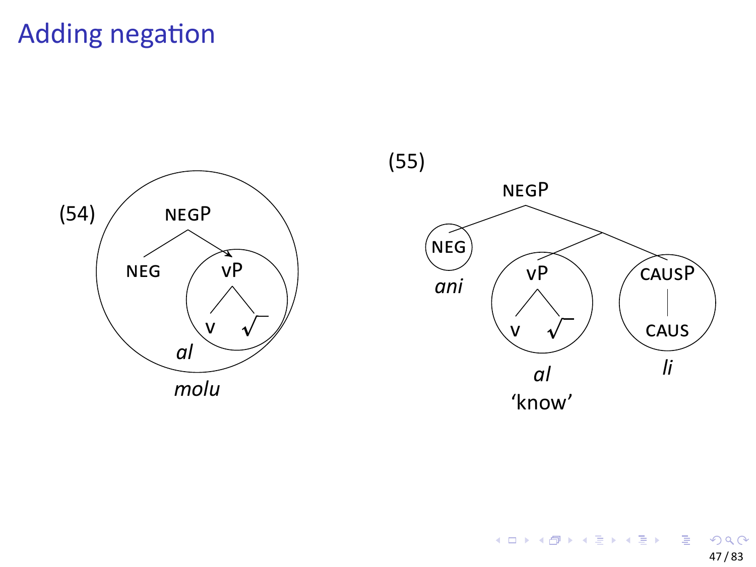# Adding negation

(54)

```
        NEGP
       /    \
     NEG     vP
            /  \
           v    √
```

*al*

*molu*

(55)

```
          NEGP
         /    \
      NEG      ·
              / \
            vP   CAUSP
           /  \    |
          v    √  CAUS
```

NEG: *ani*

vP: *al* 'know'

CAUSP: *li*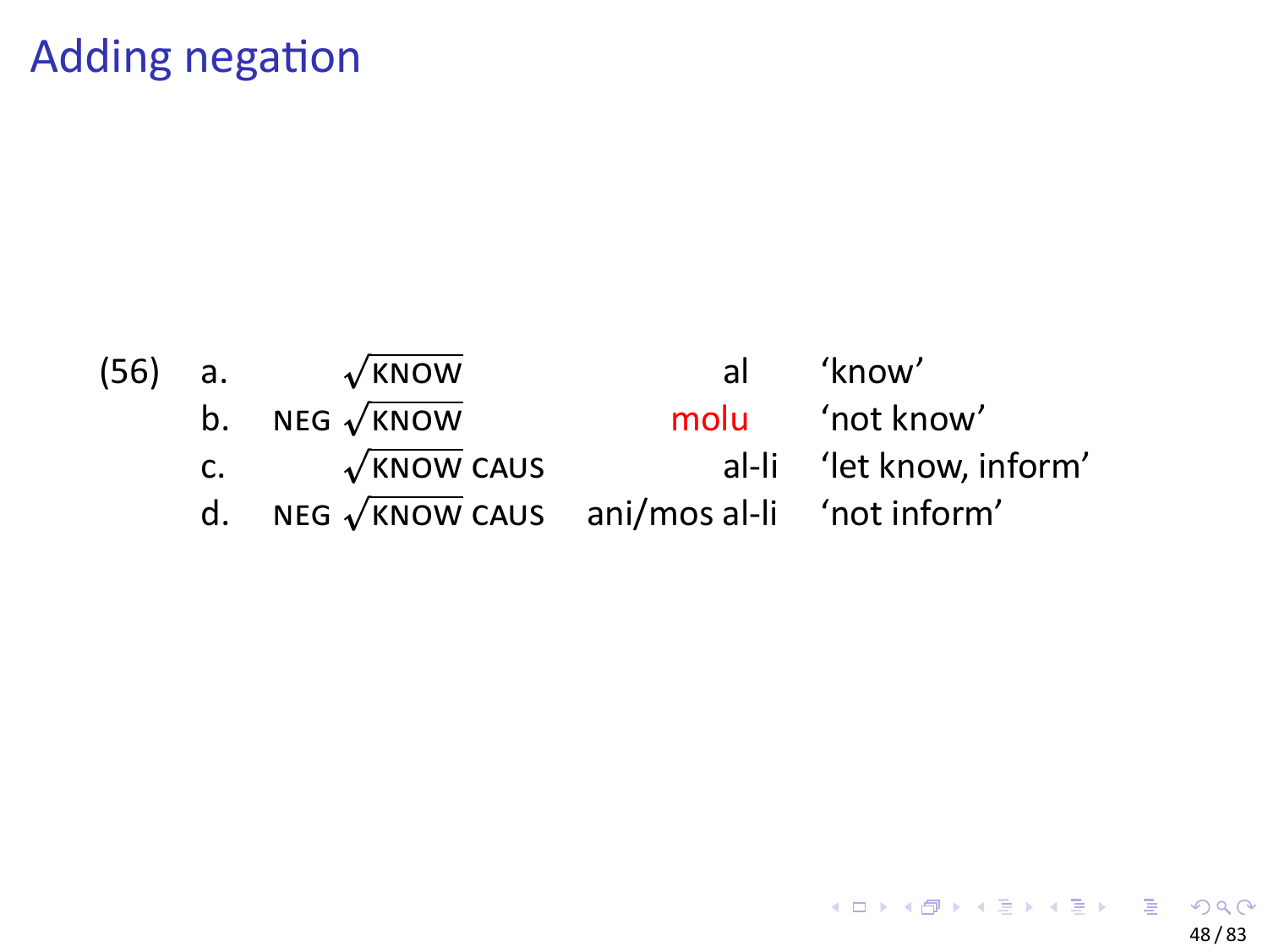# Adding negation

(56)

| | | | |
|---|---|---|---|
| a. | $\sqrt{\text{KNOW}}$ | al | 'know' |
| b. | NEG $\sqrt{\text{KNOW}}$ | molu | 'not know' |
| c. | $\sqrt{\text{KNOW}}$ CAUS | al-li | 'let know, inform' |
| d. | NEG $\sqrt{\text{KNOW}}$ CAUS | ani/mos al-li | 'not inform' |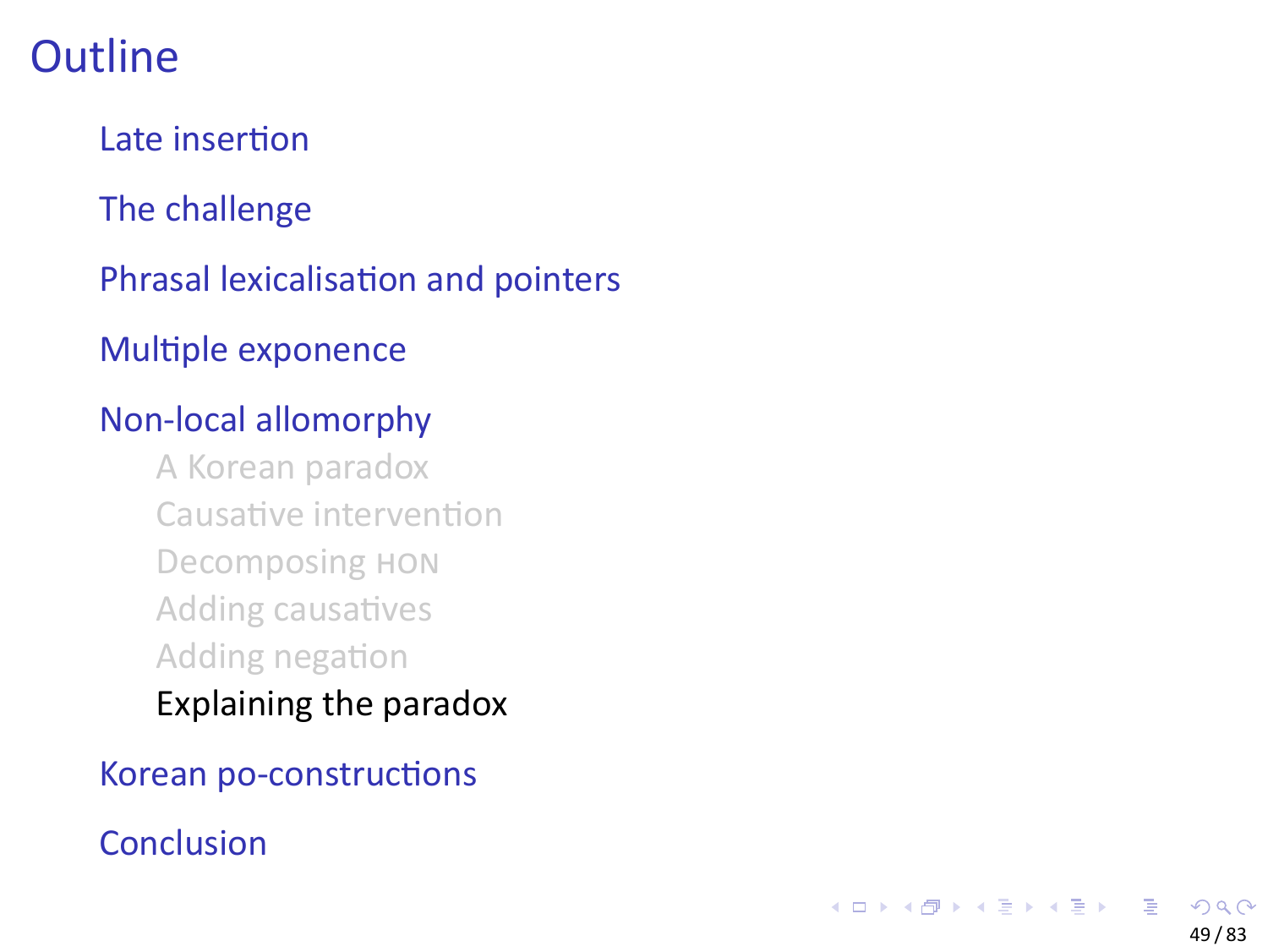# Outline

- Late insertion
- The challenge
- Phrasal lexicalisation and pointers
- Multiple exponence
- Non-local allomorphy
  - A Korean paradox
  - Causative intervention
  - Decomposing HON
  - Adding causatives
  - Adding negation
  - Explaining the paradox
- Korean po-constructions
- Conclusion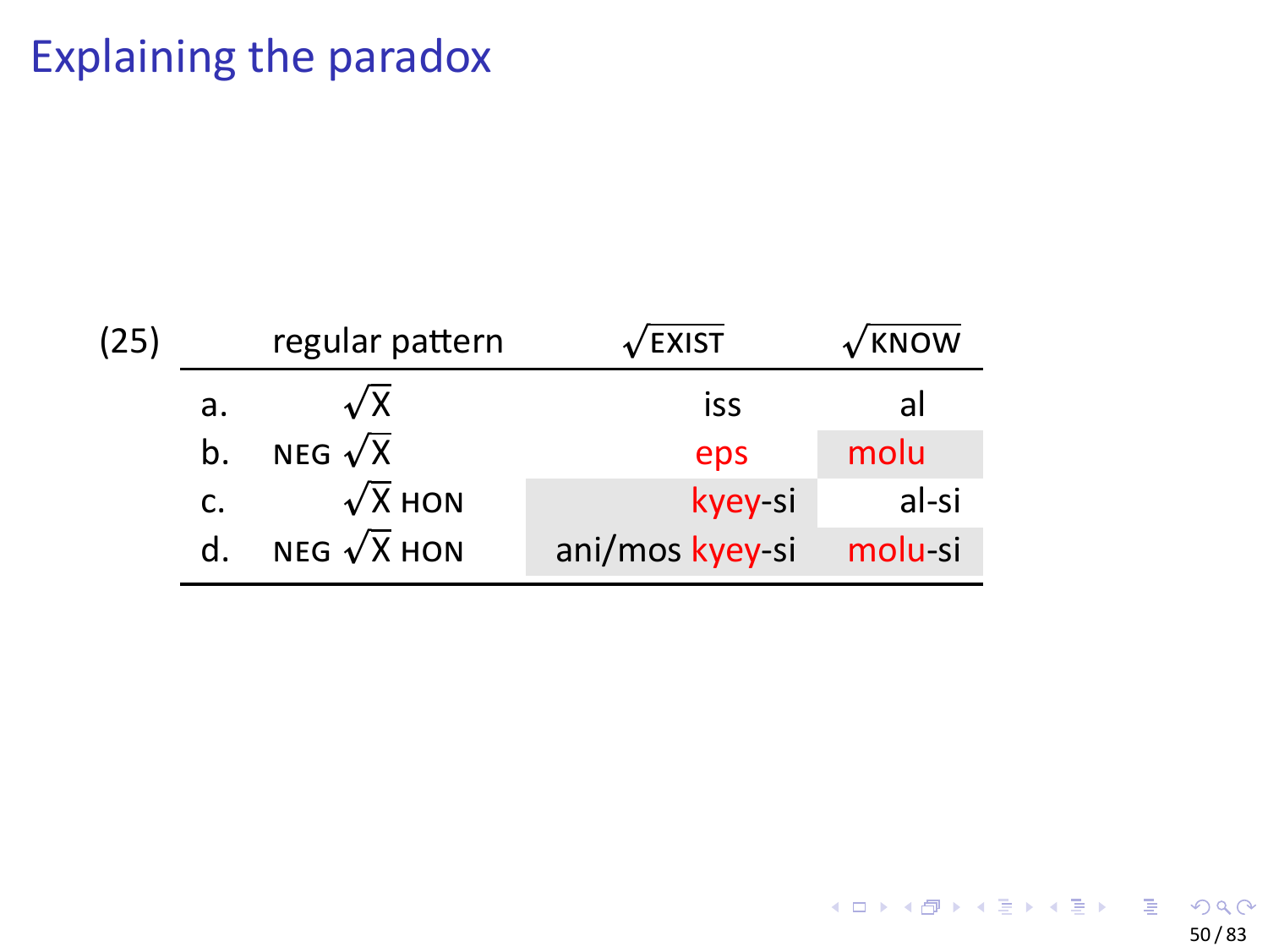# Explaining the paradox

(25)

| | regular pattern | √EXIST | √KNOW |
|---|---|---|---|
| a. | √X | iss | al |
| b. | NEG √X | eps | molu |
| c. | √X HON | kyey-si | al-si |
| d. | NEG √X HON | ani/mos kyey-si | molu-si |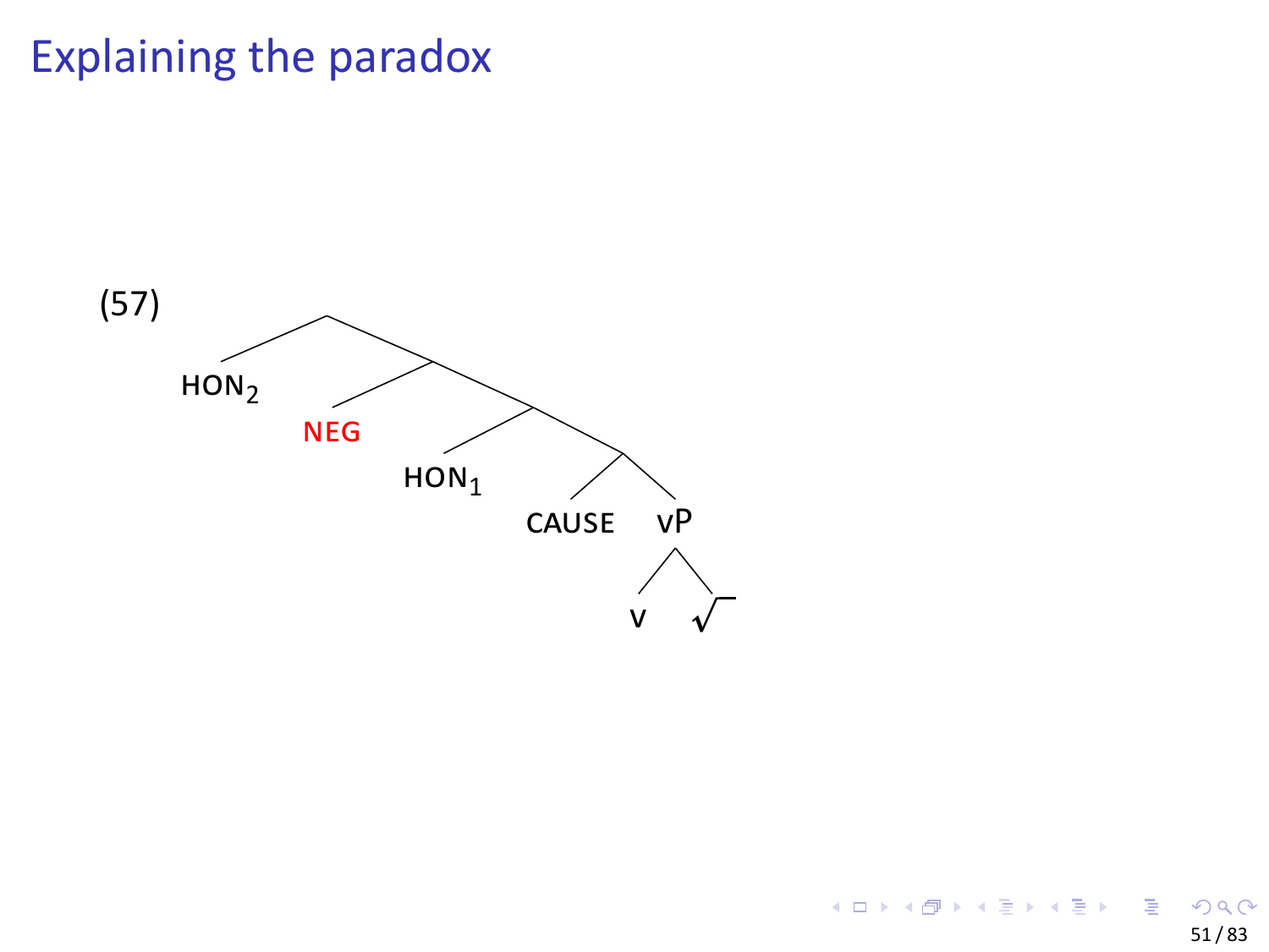# Explaining the paradox

(57)

```
HON2
 └─ NEG
     └─ HON1
         └─ CAUSE
             └─ vP
                 ├─ v
                 └─ √
```

[Tree: [ $HON_2$ [ NEG [ $HON_1$ [ CAUSE [vP v √ ] ] ] ] ]]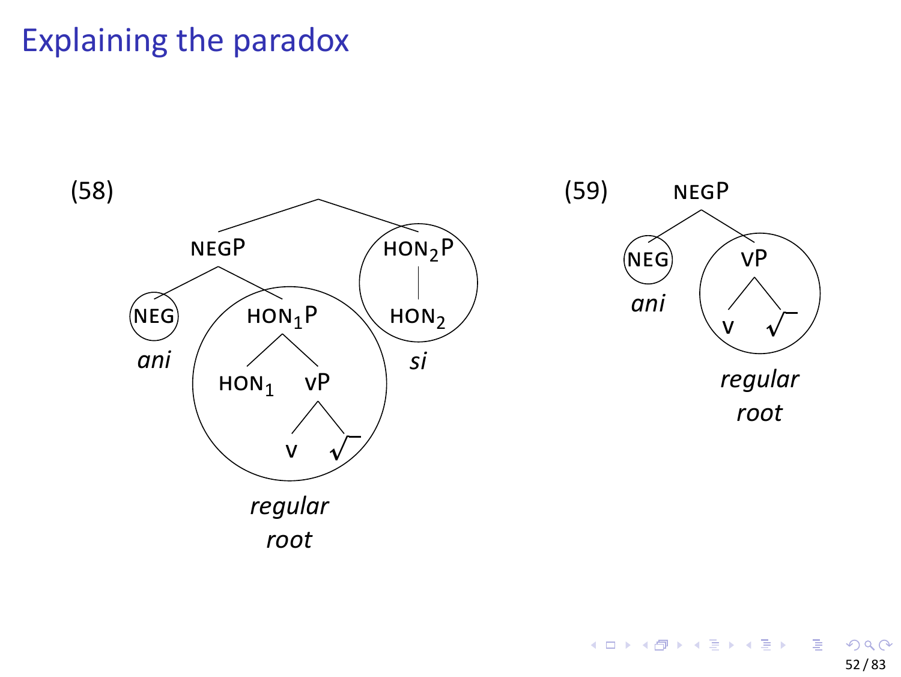# Explaining the paradox

(58)

```
                 [ ]
               /     \
           NEGP       (HON₂P)
          /    \          |
      (NEG)   (HON₁P)   HON₂
       ani    /    \      si
           HON₁    vP
                  /  \
                 v    √
            regular root
```

(59)

```
        NEGP
       /    \
    (NEG)   (vP)
     ani    /  \
           v    √
        regular root
```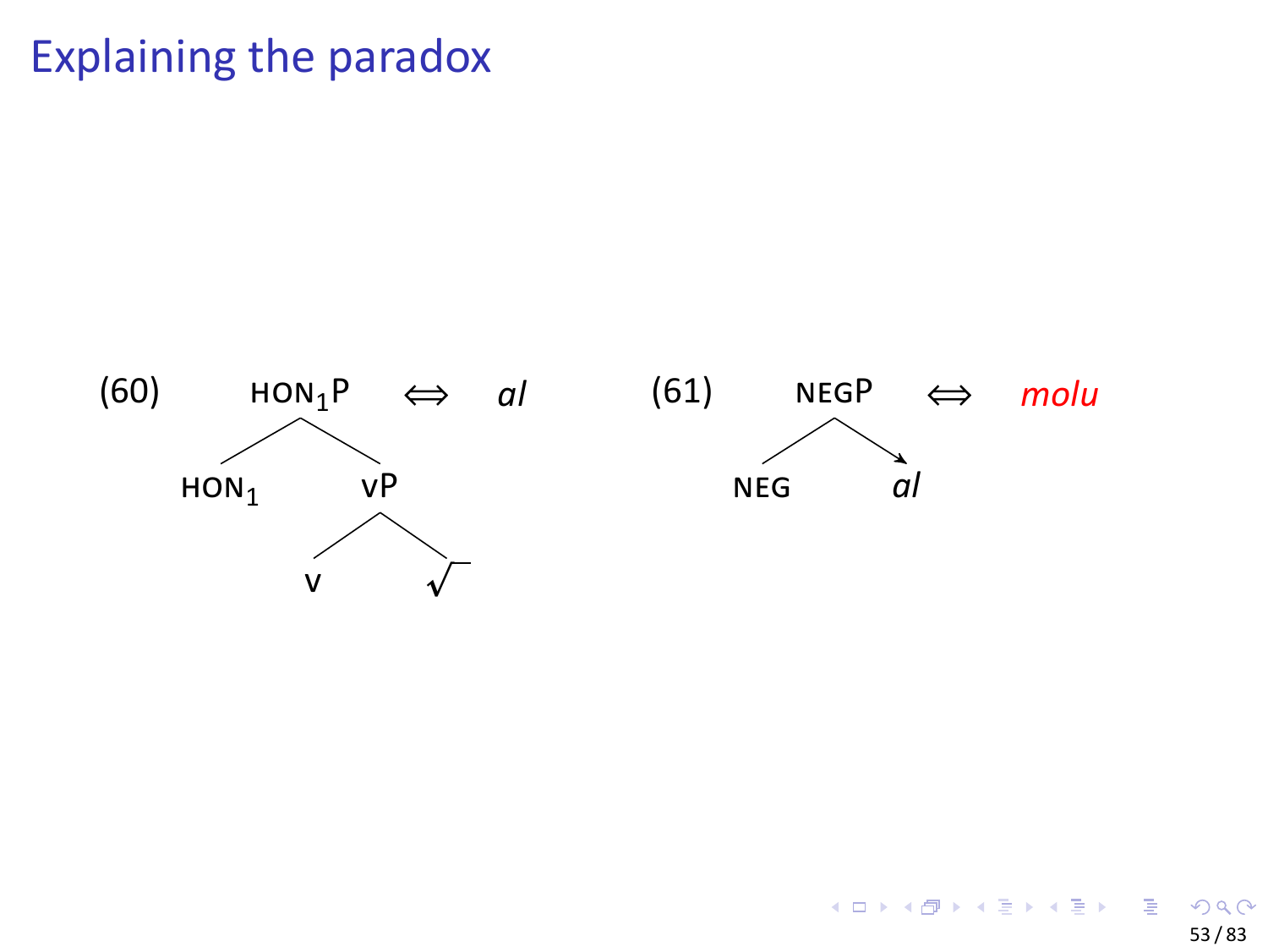# Explaining the paradox

(60) $\text{HON}_1\text{P}$ ⟺ *al*

```
        HON1P
       /     \
    HON1      vP
             /  \
            v    √
```

(61) NEGP ⟺ *molu*

```
       NEGP
      /    \
   NEG      al
```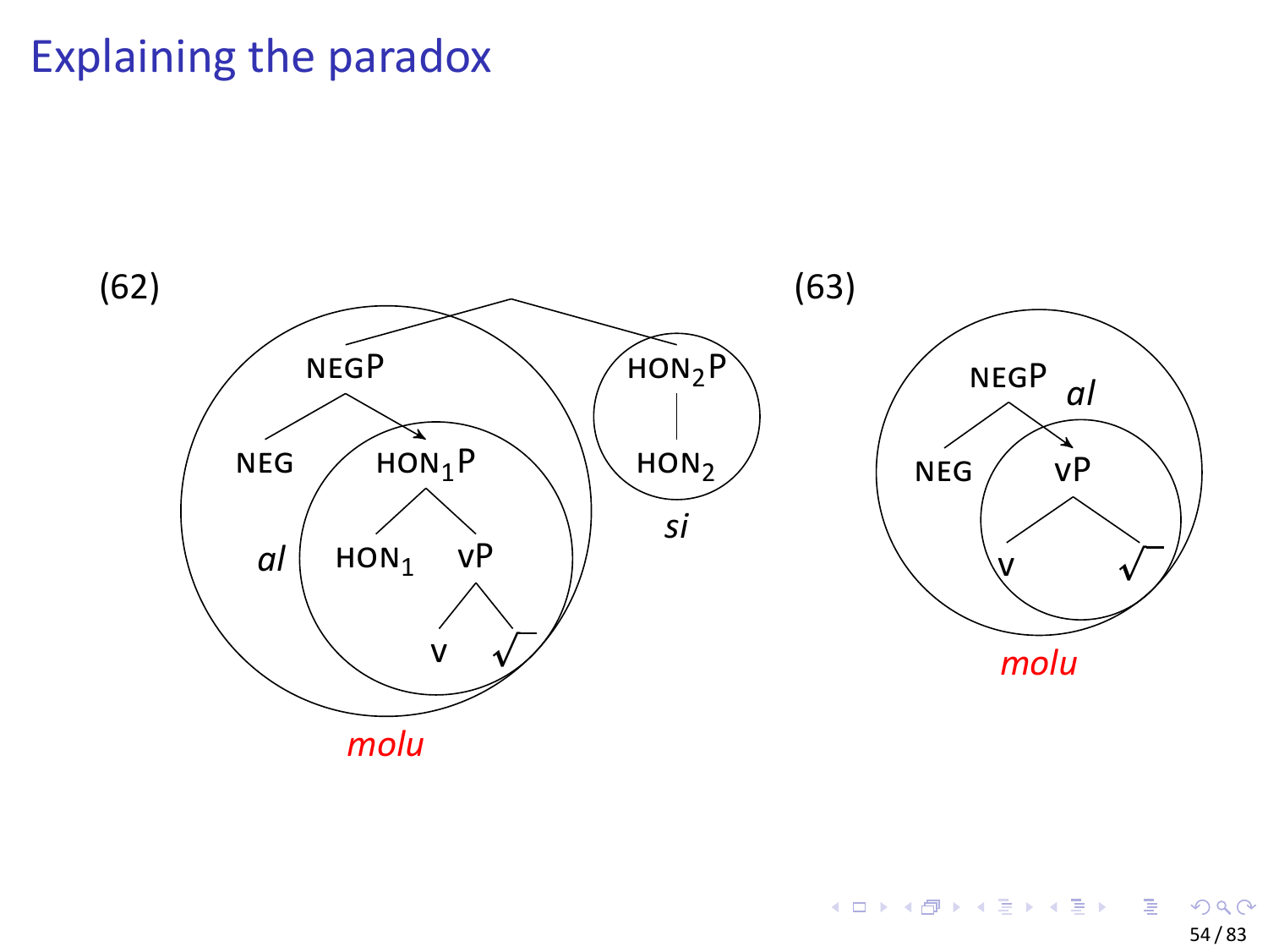# Explaining the paradox

(62)

(63)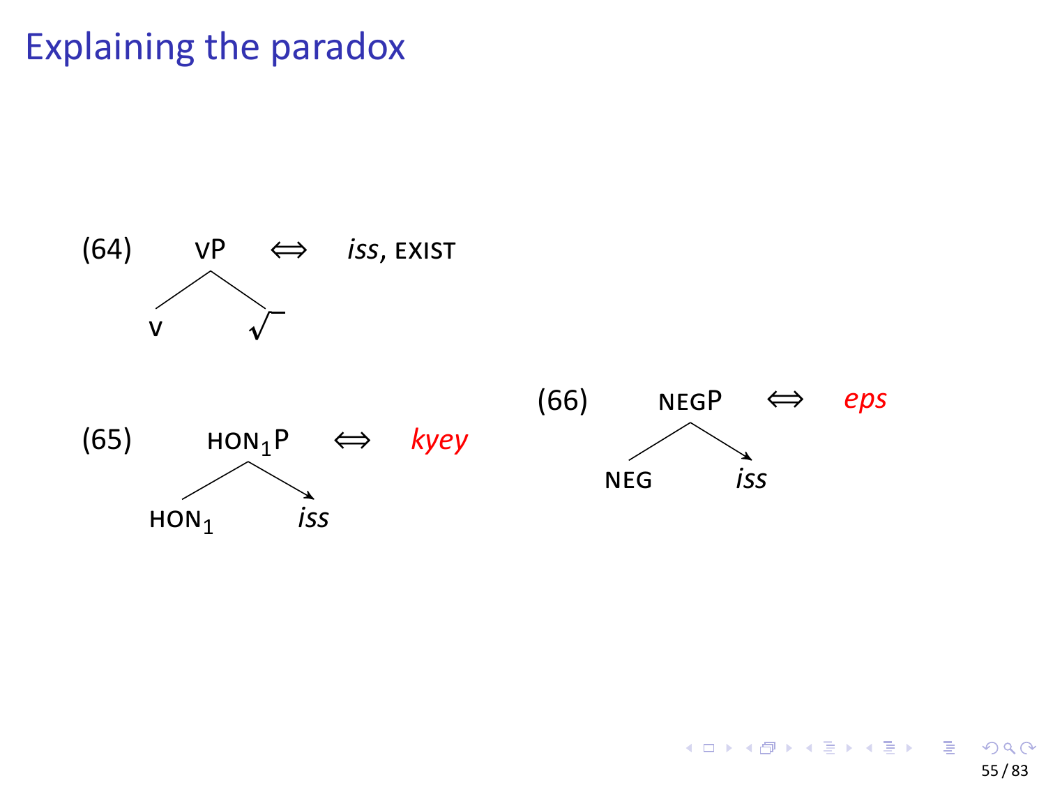# Explaining the paradox

(64) vP ⇔ *iss*, EXIST

```
      vP
     /  \
    v    √
```

(65) $\text{HON}_1\text{P}$ ⇔ *kyey*

```
      HON1P
     /     \
  HON1      iss
```

(66) NEGP ⇔ *eps*

```
      NEGP
     /    \
  NEG      iss
```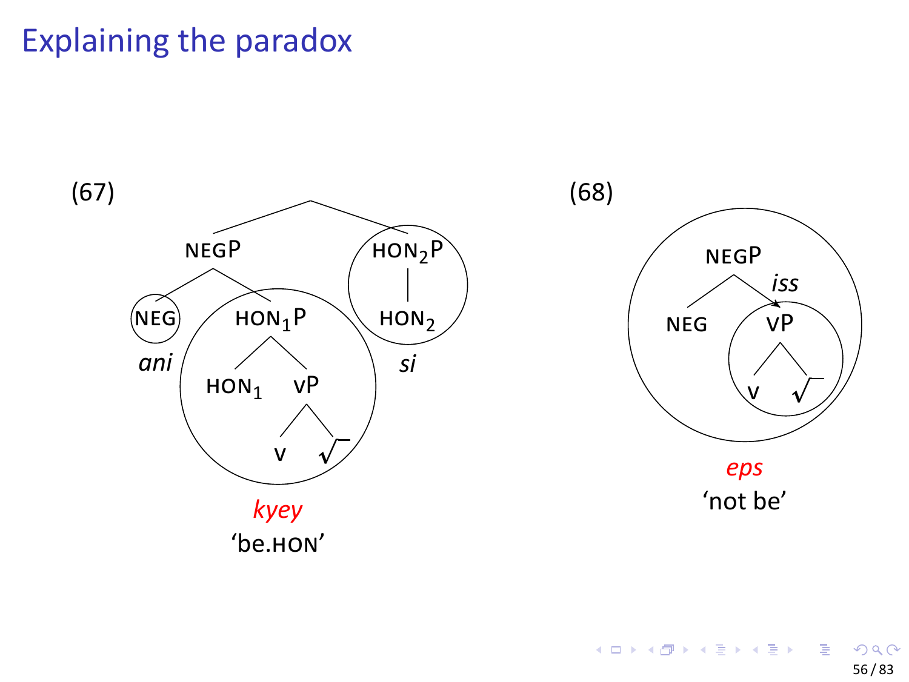# Explaining the paradox

(67)

[NEGP [NEG *ani*] [$HON_1P$ $HON_1$ [vP v √]]] [$HON_2P$ $HON_2$ *si*]

*kyey*
'be.HON'

(68)

[NEGP NEG [vP v √]] *iss*

*eps*
'not be'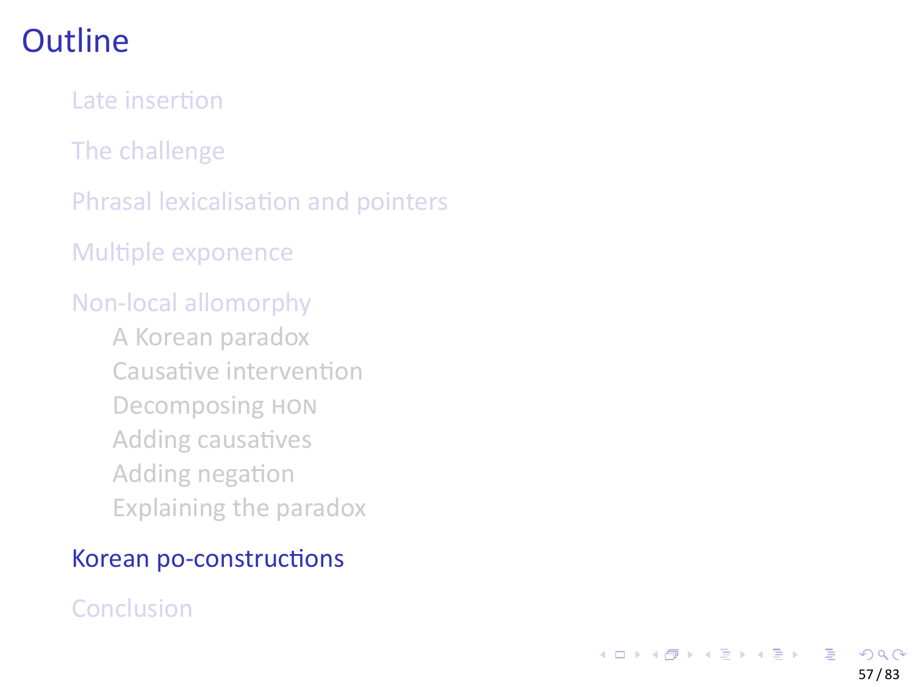# Outline

- Late insertion
- The challenge
- Phrasal lexicalisation and pointers
- Multiple exponence
- Non-local allomorphy
  - A Korean paradox
  - Causative intervention
  - Decomposing HON
  - Adding causatives
  - Adding negation
  - Explaining the paradox
- Korean po-constructions
- Conclusion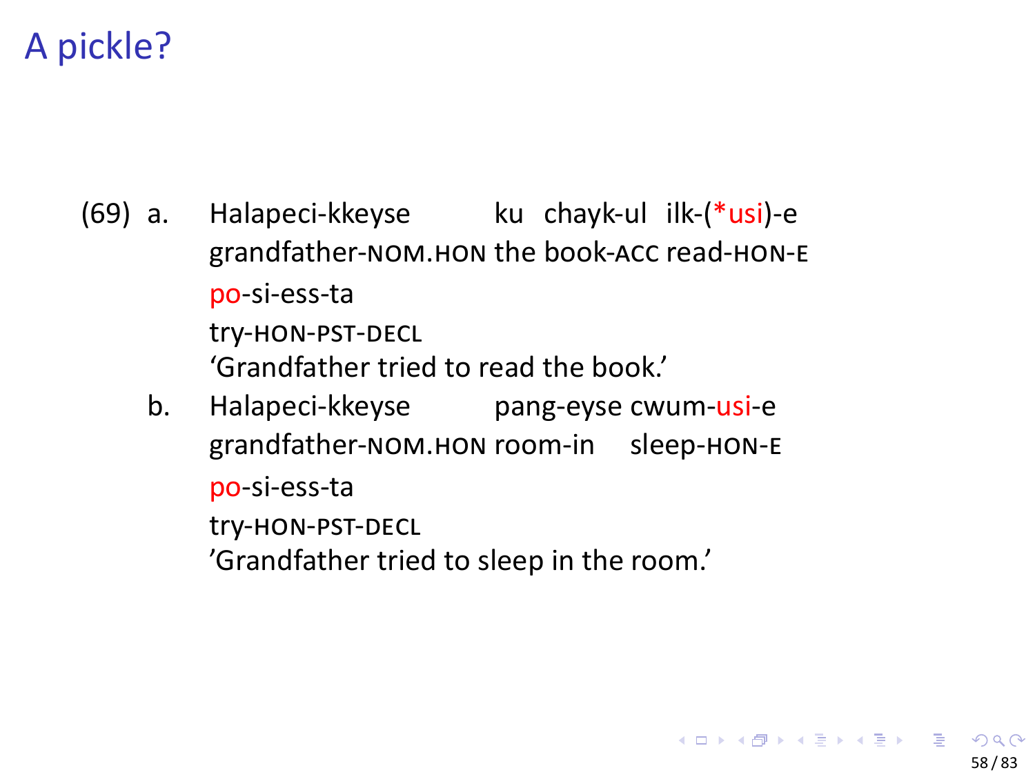# A pickle?

(69) a. Halapeci-kkeyse ku chayk-ul ilk-(*usi)-e
grandfather-NOM.HON the book-ACC read-HON-E
po-si-ess-ta
try-HON-PST-DECL
'Grandfather tried to read the book.'

b. Halapeci-kkeyse pang-eyse cwum-usi-e
grandfather-NOM.HON room-in sleep-HON-E
po-si-ess-ta
try-HON-PST-DECL
'Grandfather tried to sleep in the room.'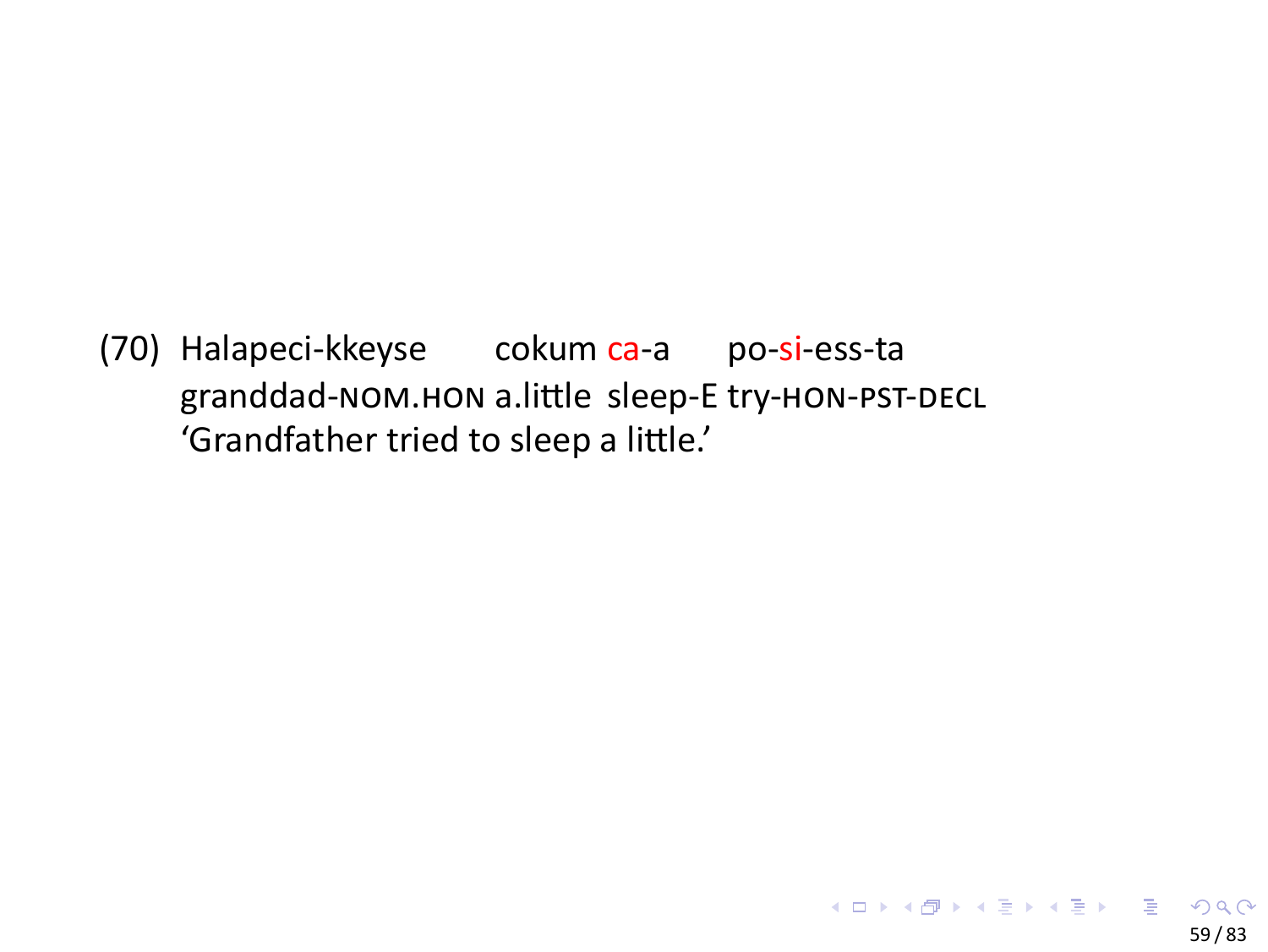(70) Halapeci-kkeyse cokum ca-a po-si-ess-ta
granddad-NOM.HON a.little sleep-E try-HON-PST-DECL
'Grandfather tried to sleep a little.'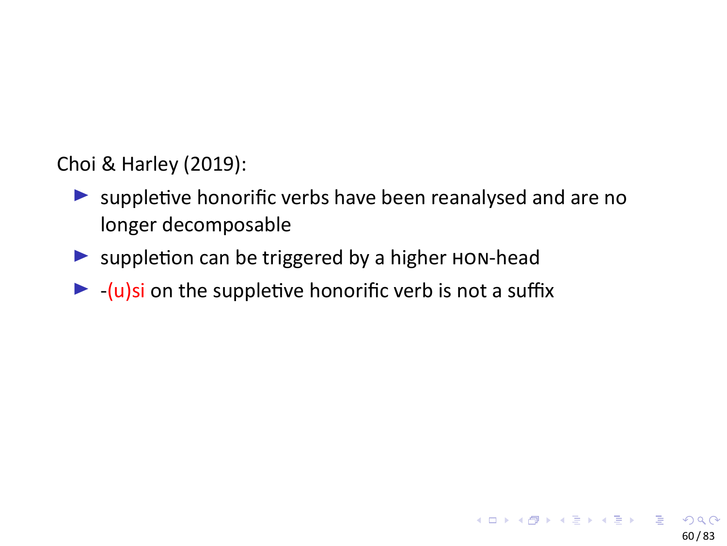Choi & Harley (2019):

- suppletive honorific verbs have been reanalysed and are no longer decomposable
- suppletion can be triggered by a higher HON-head
- -(u)si on the suppletive honorific verb is not a suffix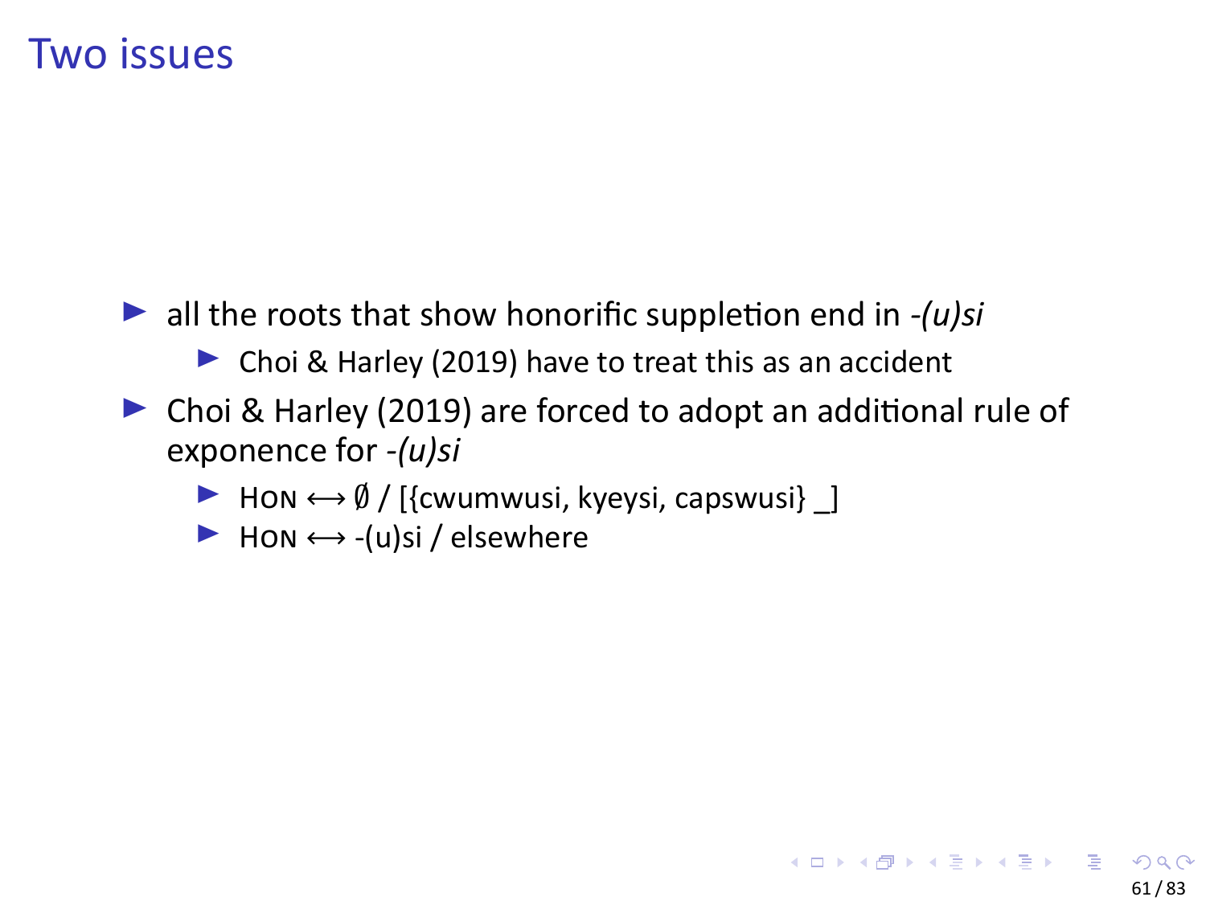# Two issues

- all the roots that show honorific suppletion end in *-(u)si*
  - Choi & Harley (2019) have to treat this as an accident
- Choi & Harley (2019) are forced to adopt an additional rule of exponence for *-(u)si*
  - HON ⟷ ∅ / [{cwumwusi, kyeysi, capswusi} _]
  - HON ⟷ -(u)si / elsewhere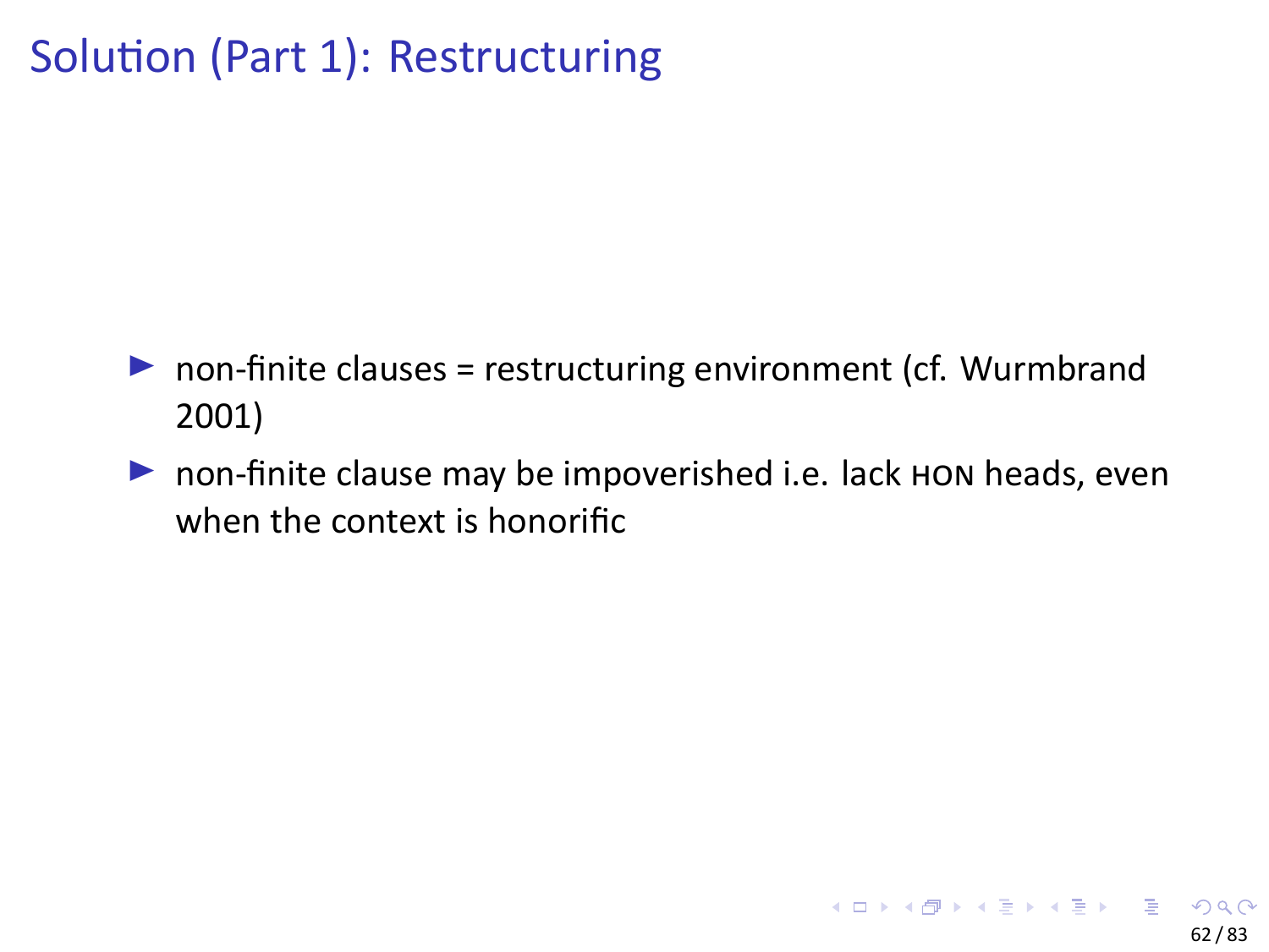# Solution (Part 1): Restructuring

- non-finite clauses = restructuring environment (cf. Wurmbrand 2001)
- non-finite clause may be impoverished i.e. lack HON heads, even when the context is honorific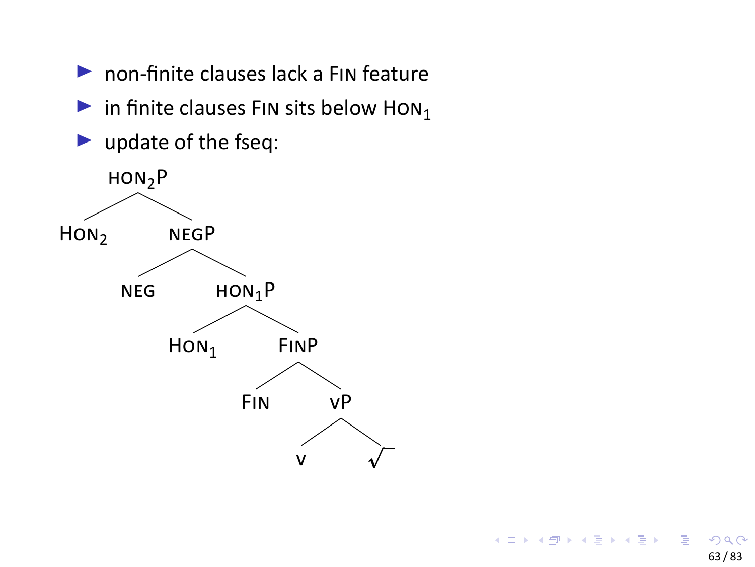- non-finite clauses lack a FIN feature
- in finite clauses FIN sits below $\text{HON}_1$
- update of the fseq:

```
HON2P
├── HON2
└── NEGP
    ├── NEG
    └── HON1P
        ├── HON1
        └── FINP
            ├── FIN
            └── vP
                ├── v
                └── √
```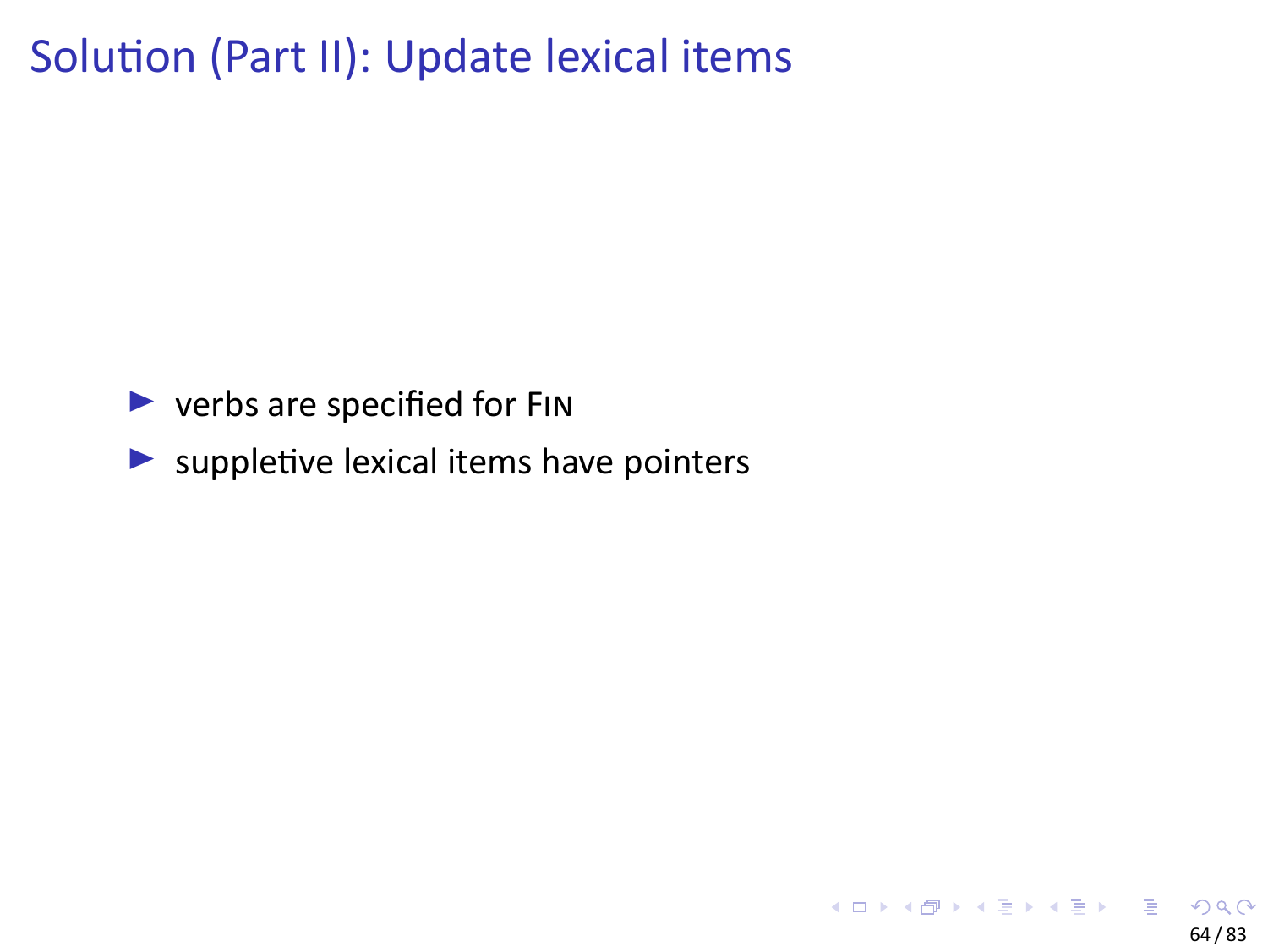# Solution (Part II): Update lexical items

- verbs are specified for FIN
- suppletive lexical items have pointers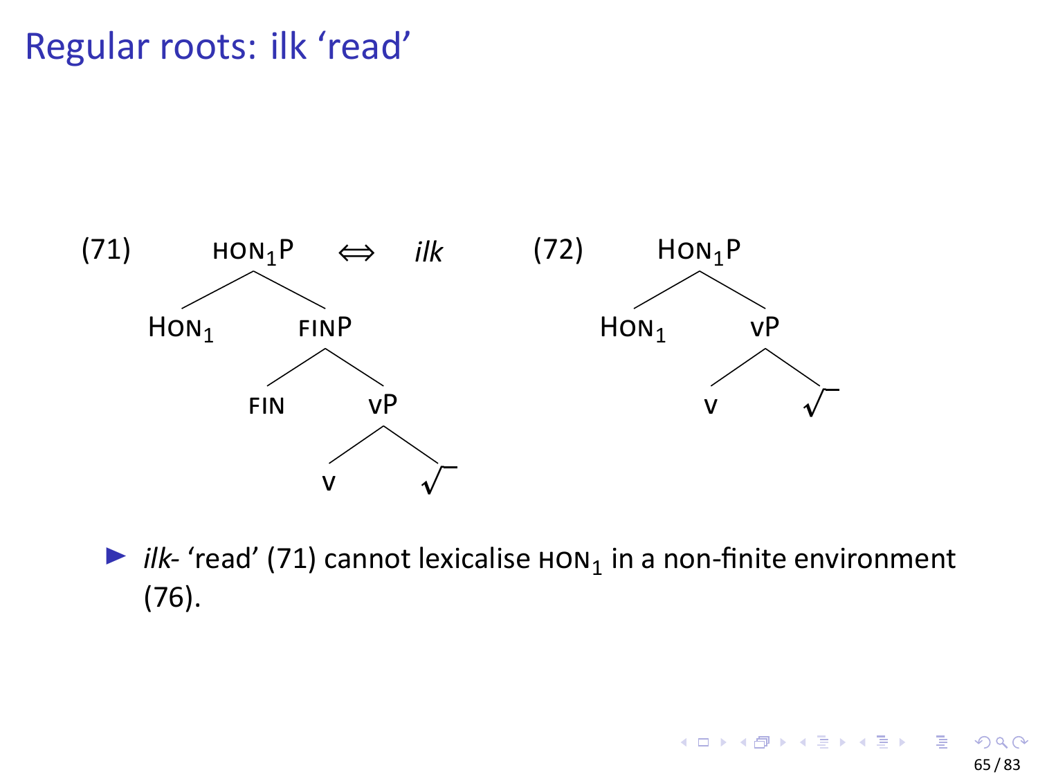# Regular roots: ilk 'read'

(71) $\text{HON}_1\text{P} \Leftrightarrow$ *ilk*

```
        HON1P
       /     \
    HON1     FINP
            /    \
          FIN     vP
                 /  \
                v    √
```

(72)

```
        HON1P
       /     \
    HON1      vP
             /  \
            v    √
```

- *ilk*- 'read' (71) cannot lexicalise $\text{HON}_1$ in a non-finite environment (76).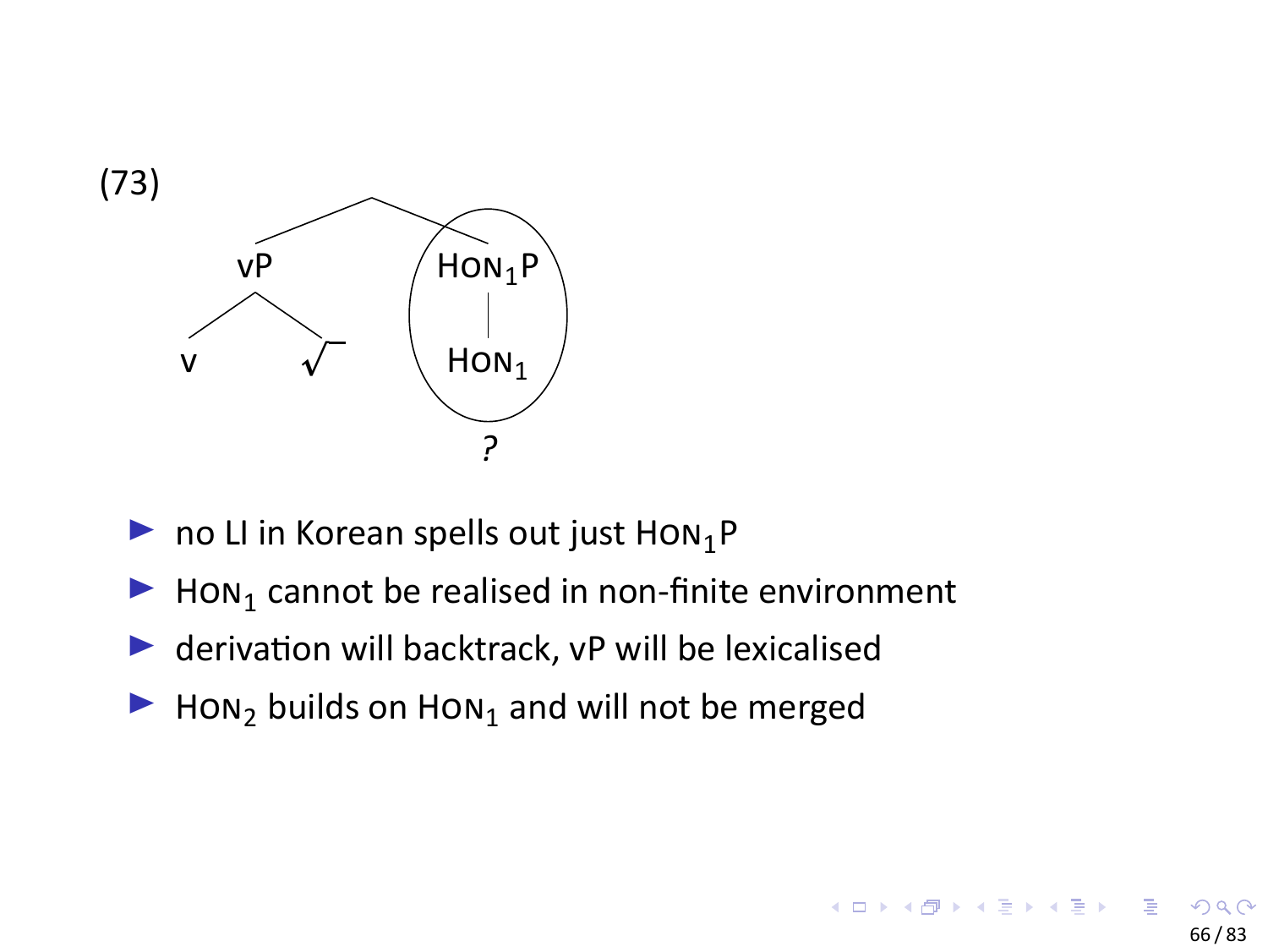(73)

```
            /\
          vP  (HON₁P)
         /  \    |
        v    √  HON₁
                 ?
```

- no LI in Korean spells out just $\textsc{Hon}_1$P
- $\textsc{Hon}_1$ cannot be realised in non-finite environment
- derivation will backtrack, vP will be lexicalised
- $\textsc{Hon}_2$ builds on $\textsc{Hon}_1$ and will not be merged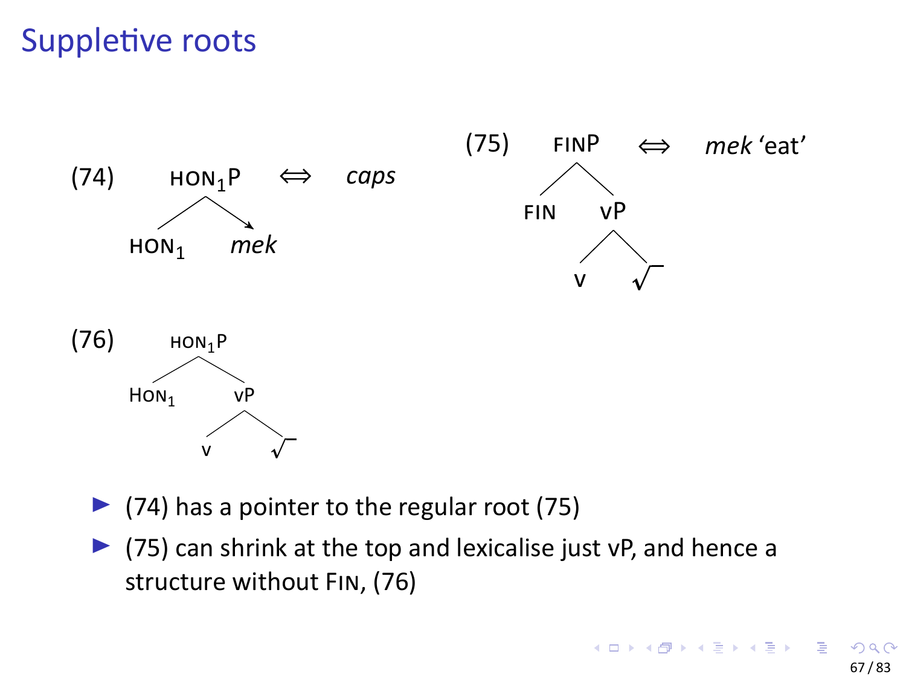# Suppletive roots

(74) $\text{HON}_1\text{P}$ ⟺ *caps*

```
      HON₁P
     /     \
  HON₁     mek
```

(75) FINP ⟺ *mek* 'eat'

```
     FINP
    /    \
  FIN    vP
        /  \
       v    √
```

(76)

```
      HON₁P
     /     \
  HON₁     vP
          /  \
         v    √
```

- (74) has a pointer to the regular root (75)
- (75) can shrink at the top and lexicalise just vP, and hence a structure without FIN, (76)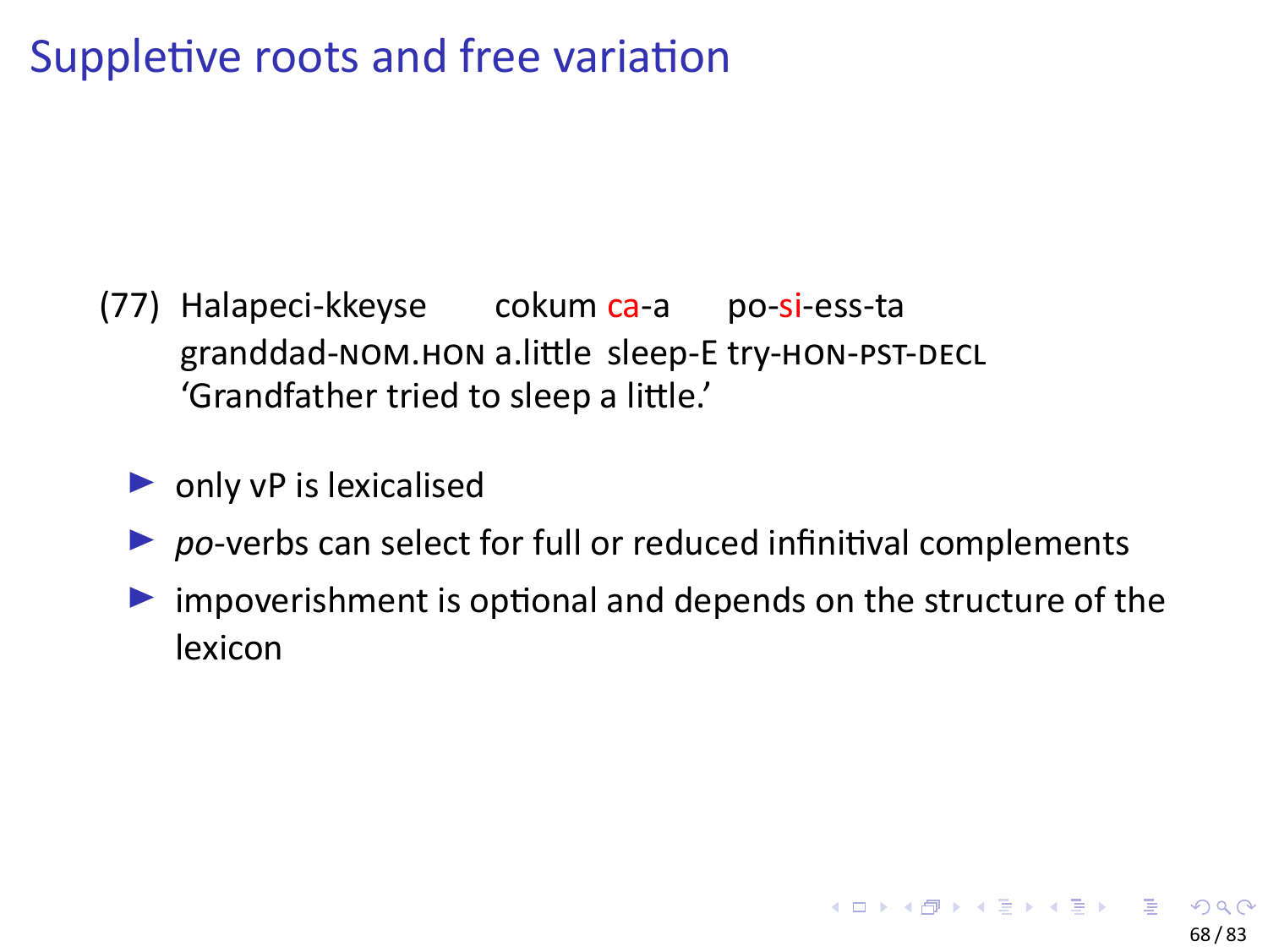# Suppletive roots and free variation

(77) Halapeci-kkeyse cokum ca-a po-si-ess-ta
granddad-NOM.HON a.little sleep-E try-HON-PST-DECL
'Grandfather tried to sleep a little.'

- only vP is lexicalised
- *po*-verbs can select for full or reduced infinitival complements
- impoverishment is optional and depends on the structure of the lexicon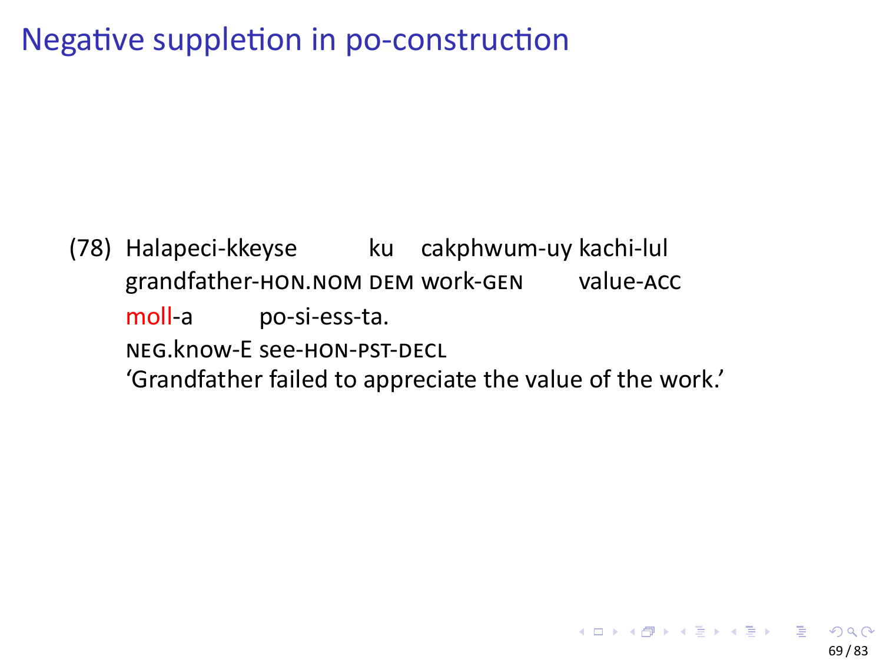# Negative suppletion in po-construction

(78) Halapeci-kkeyse ku cakphwum-uy kachi-lul
grandfather-HON.NOM DEM work-GEN value-ACC
moll-a po-si-ess-ta.
NEG.know-E see-HON-PST-DECL
'Grandfather failed to appreciate the value of the work.'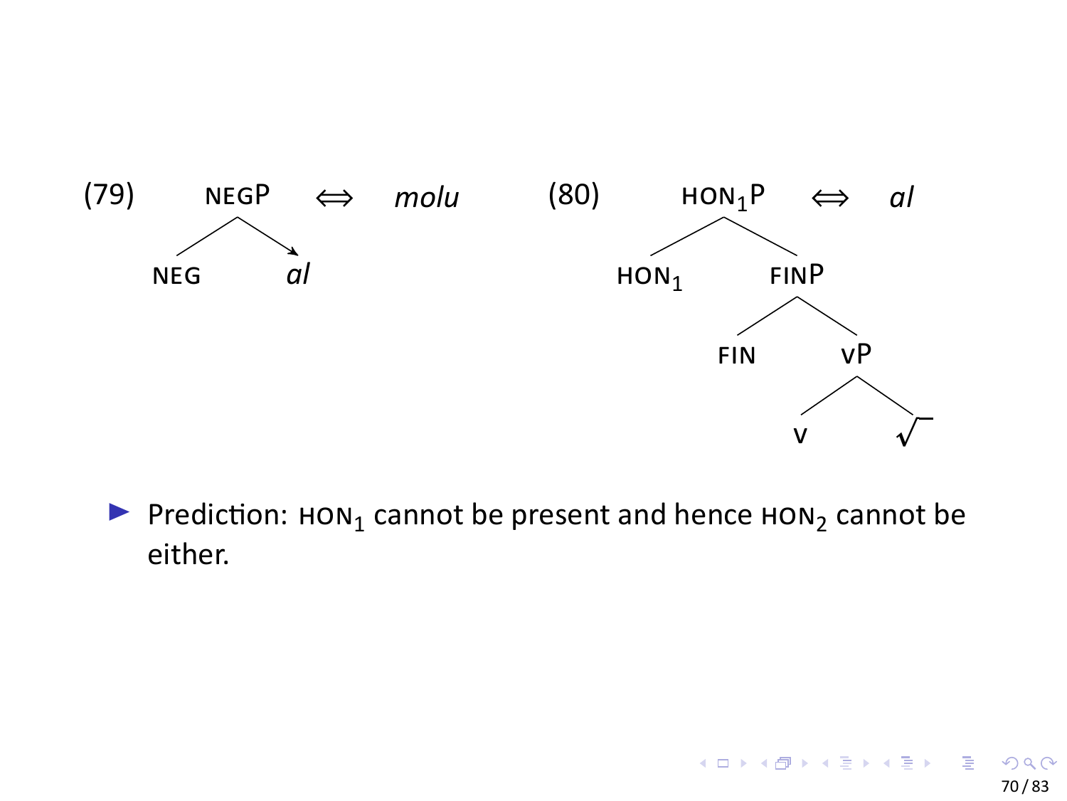(79) NEGP ⟺ *molu*

```
      NEGP
     /    \
   NEG     al  (→)
```

(80) $\text{HON}_1$P ⟺ *al*

```
        HON1P
       /     \
    HON1     FINP
            /    \
          FIN     vP
                 /  \
                v    √
```

- Prediction: $\text{HON}_1$ cannot be present and hence $\text{HON}_2$ cannot be either.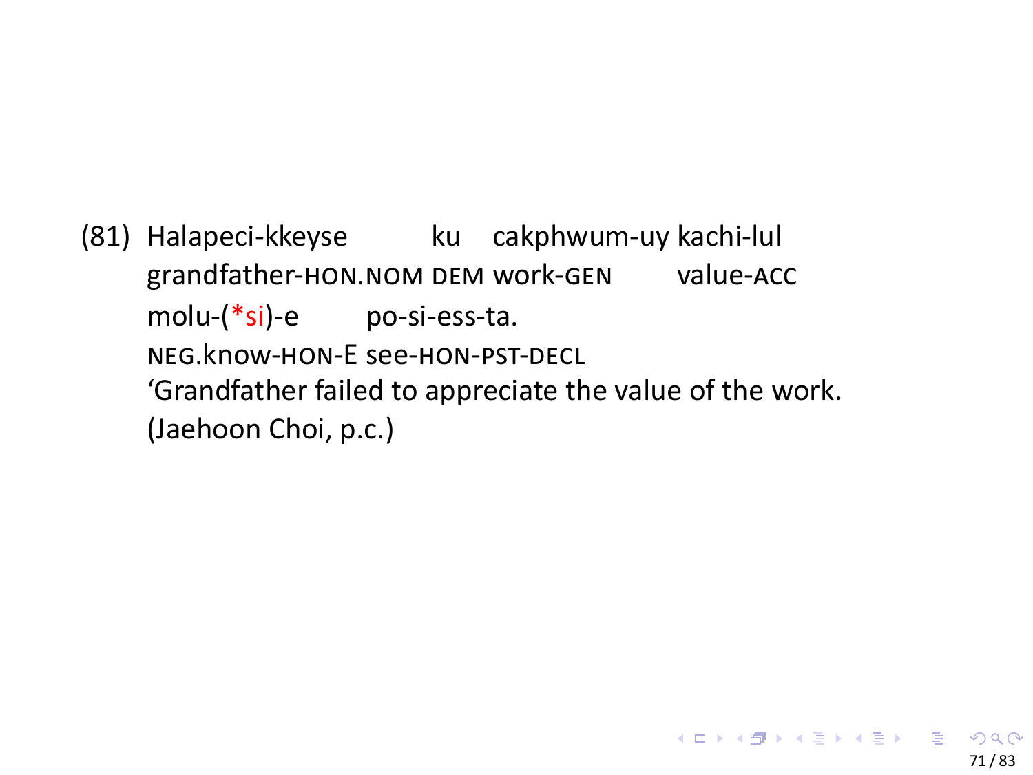(81) Halapeci-kkeyse ku cakphwum-uy kachi-lul
grandfather-HON.NOM DEM work-GEN value-ACC
molu-(*si)-e po-si-ess-ta.
NEG.know-HON-E see-HON-PST-DECL
'Grandfather failed to appreciate the value of the work.
(Jaehoon Choi, p.c.)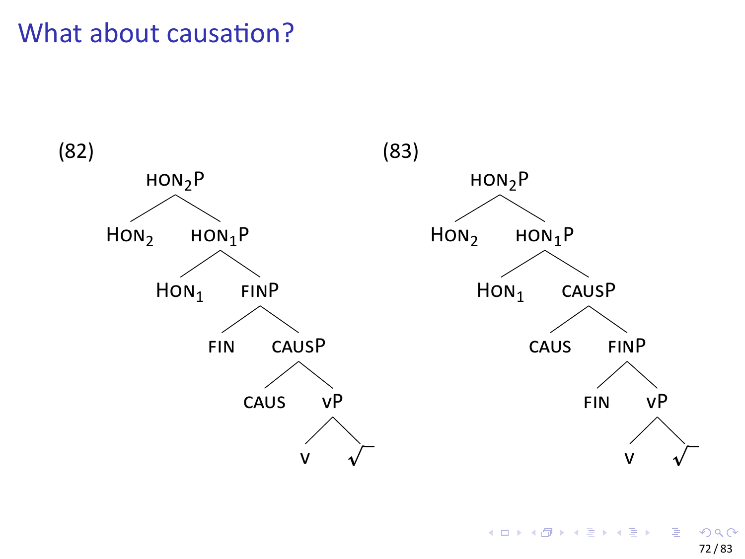# What about causation?

(82)

```
HON2P
├── HON2
└── HON1P
    ├── HON1
    └── FINP
        ├── FIN
        └── CAUSP
            ├── CAUS
            └── vP
                ├── v
                └── √
```

(83)

```
HON2P
├── HON2
└── HON1P
    ├── HON1
    └── CAUSP
        ├── CAUS
        └── FINP
            ├── FIN
            └── vP
                ├── v
                └── √
```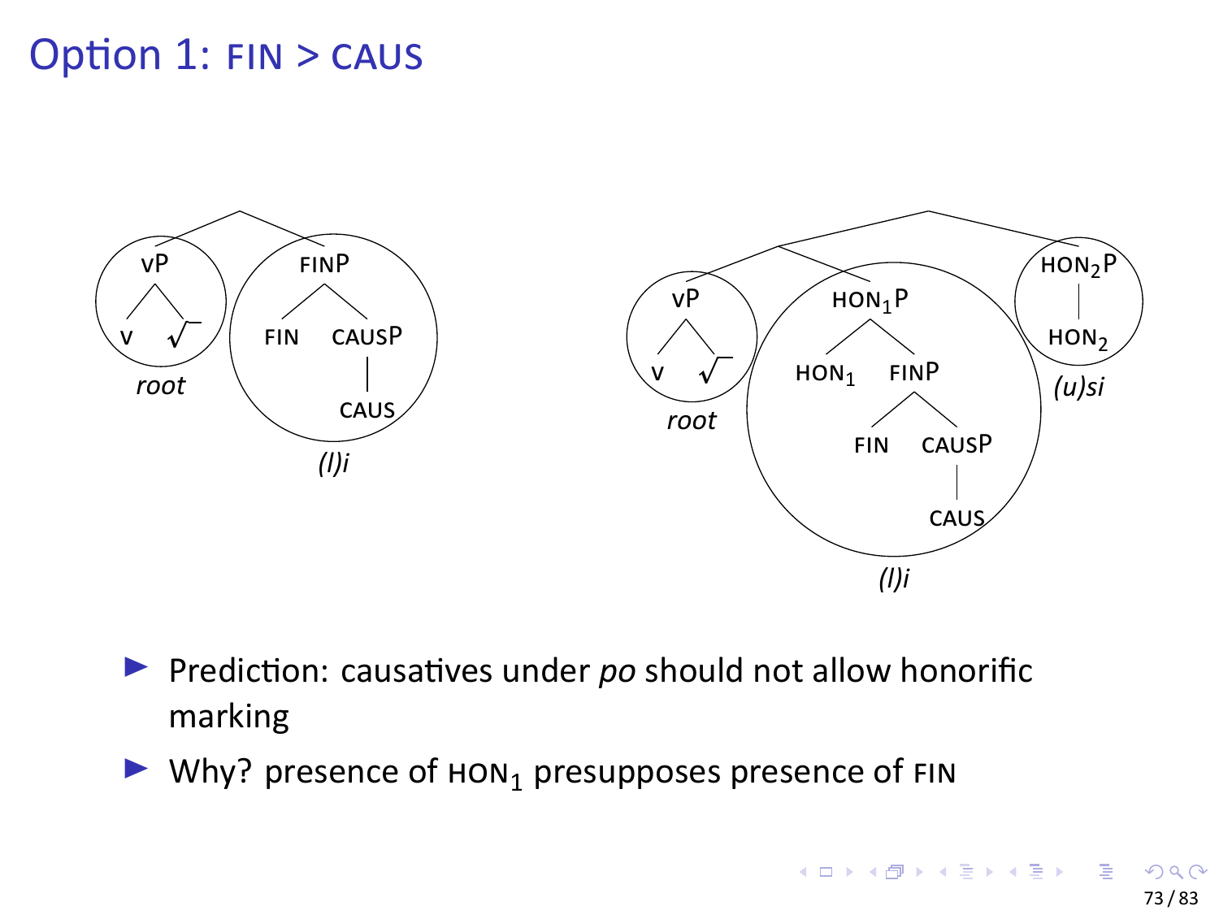# Option 1: FIN > CAUS

```
Tree 1:
        [ ]
       /    \
     vP      FINP
    /  \     /   \
   v    √  FIN   CAUSP
                   |
                  CAUS
   root        (l)i

Tree 2:
                  [ ]
                 /    \
              [ ]      HON2P
             /    \      |
           vP     HON1P  HON2
          /  \    /   \
         v    √ HON1  FINP
                      /   \
                    FIN   CAUSP
                            |
                           CAUS
         root        (l)i       (u)si
```

- Prediction: causatives under *po* should not allow honorific marking
- Why? presence of $\text{HON}_1$ presupposes presence of FIN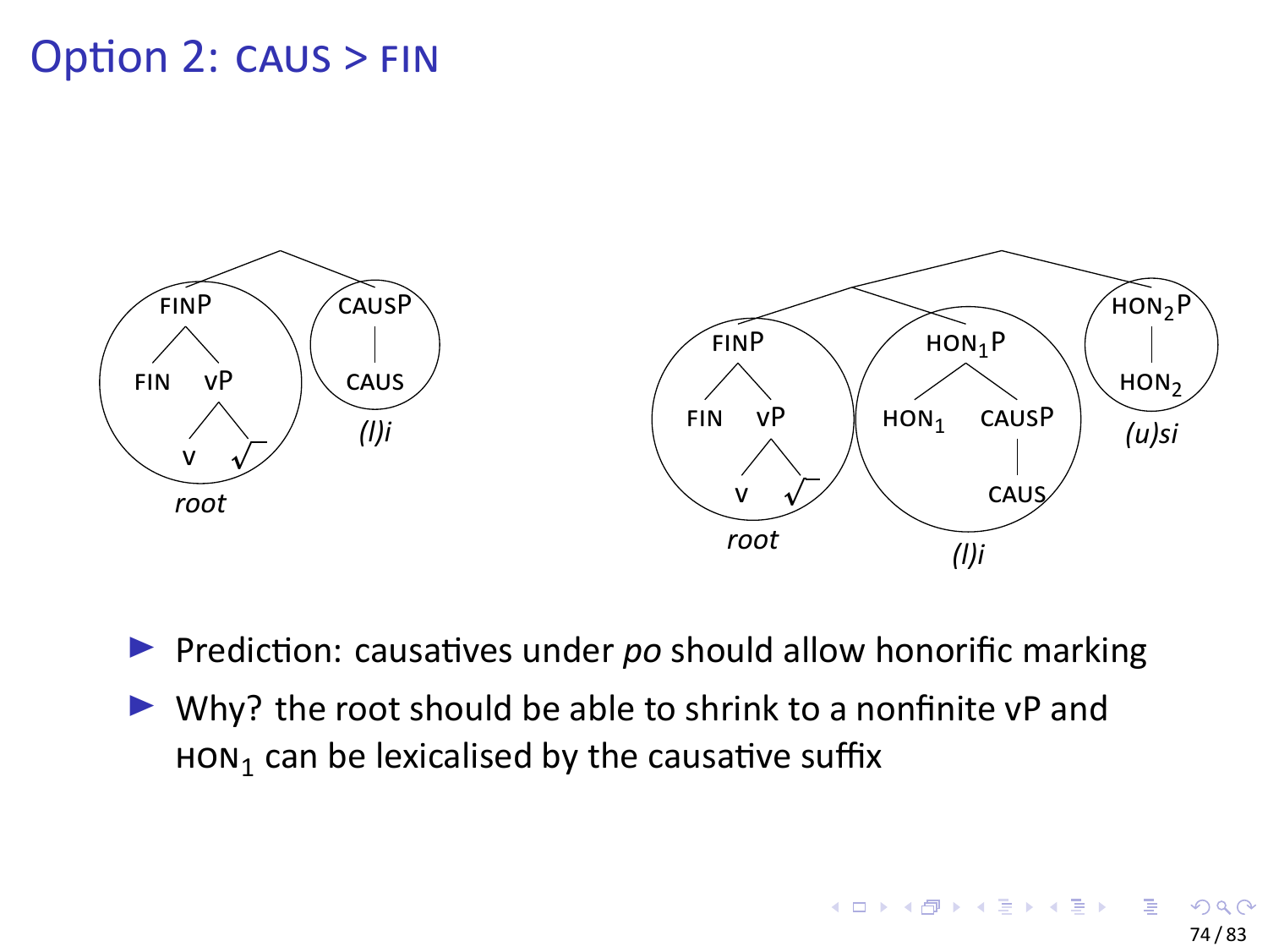# Option 2: CAUS > FIN

```
              /\
             /  \
         FINP    CAUSP
         /  \      |
       FIN   vP   CAUS
            /  \
           v    √
        [root]  [(l)i]


                    /\
                   /  \
                  /\   HON2P
                 /  \    |
             FINP   HON1P  HON2
             /  \    /  \
           FIN   vP HON1 CAUSP
                /  \       |
               v    √     CAUS
           [root]   [(l)i]   [(u)si]
```

- Prediction: causatives under *po* should allow honorific marking
- Why? the root should be able to shrink to a nonfinite vP and $\text{HON}_1$ can be lexicalised by the causative suffix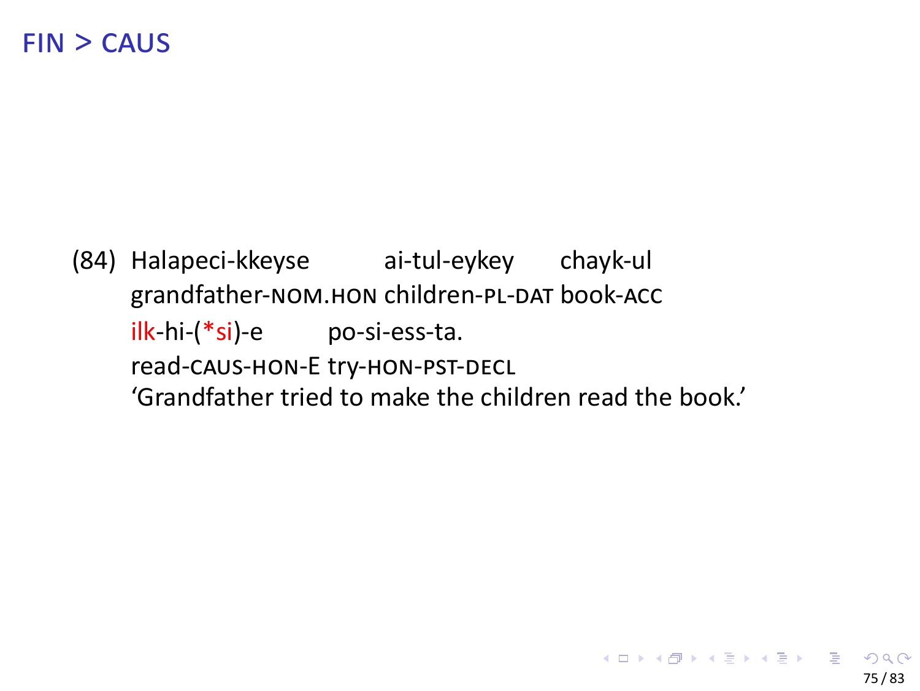# FIN > CAUS

(84) Halapeci-kkeyse ai-tul-eykey chayk-ul
grandfather-NOM.HON children-PL-DAT book-ACC
ilk-hi-(*si)-e po-si-ess-ta.
read-CAUS-HON-E try-HON-PST-DECL
'Grandfather tried to make the children read the book.'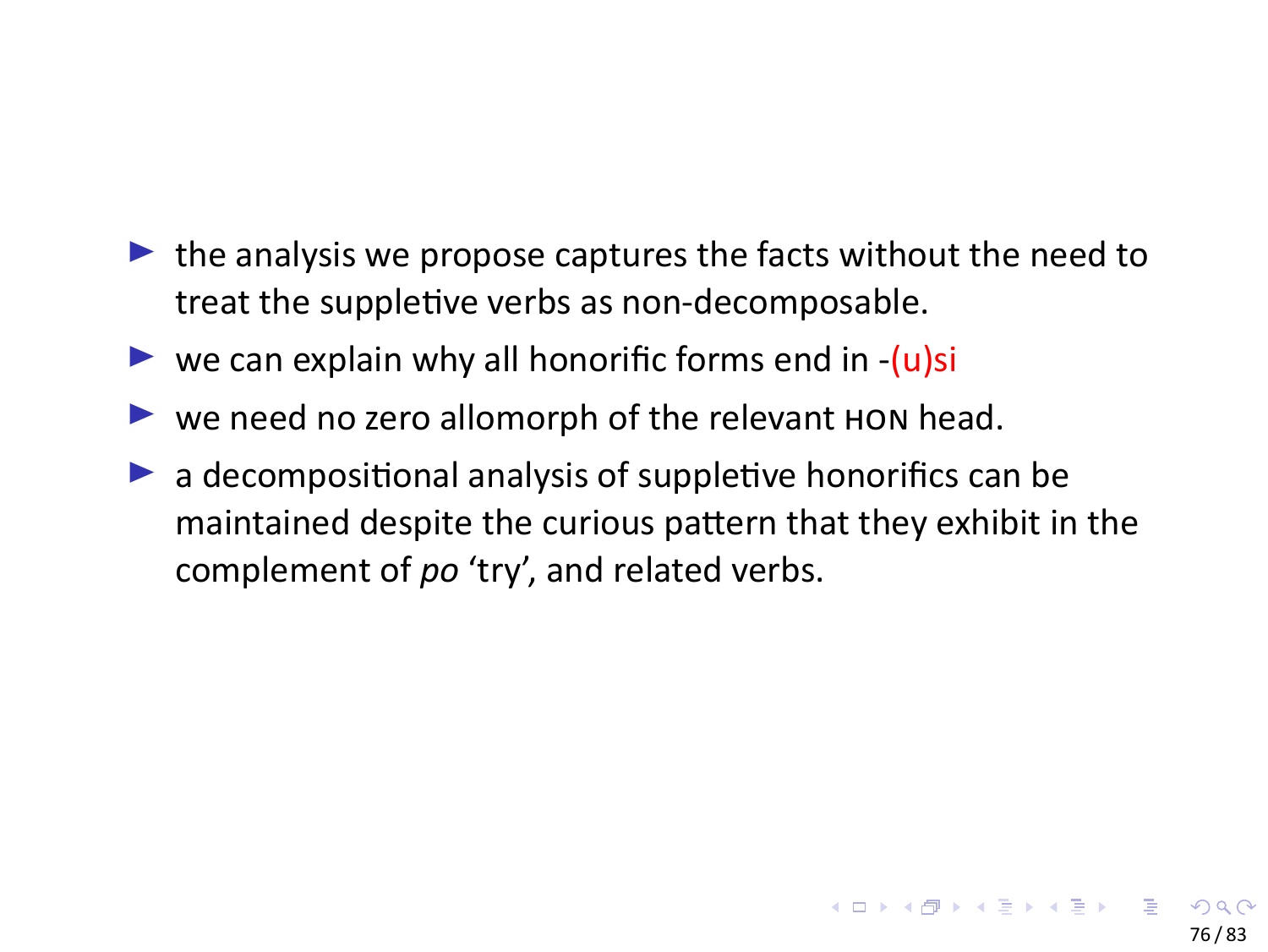- the analysis we propose captures the facts without the need to treat the suppletive verbs as non-decomposable.
- we can explain why all honorific forms end in -(u)si
- we need no zero allomorph of the relevant HON head.
- a decompositional analysis of suppletive honorifics can be maintained despite the curious pattern that they exhibit in the complement of *po* 'try', and related verbs.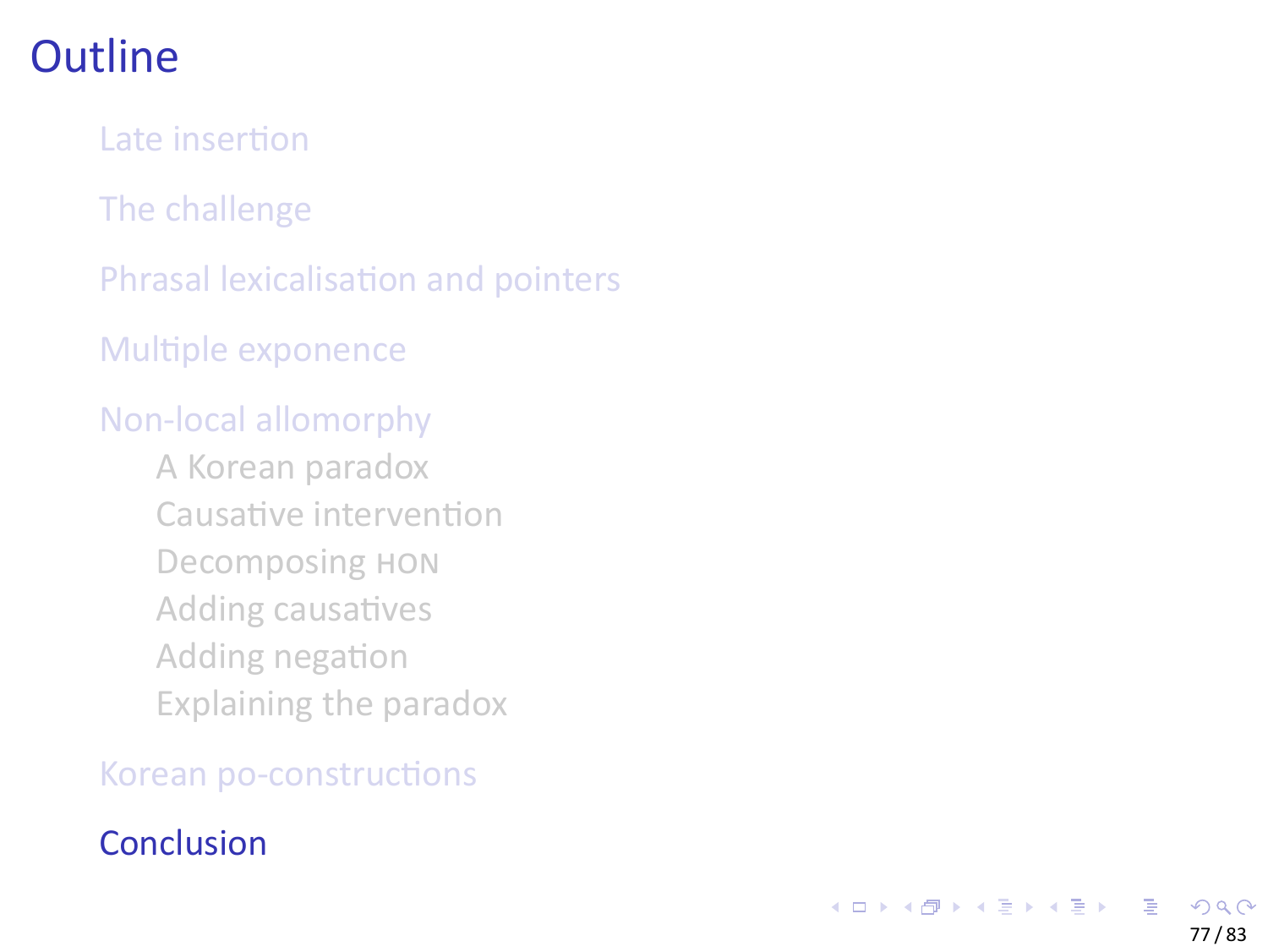# Outline

- Late insertion
- The challenge
- Phrasal lexicalisation and pointers
- Multiple exponence
- Non-local allomorphy
  - A Korean paradox
  - Causative intervention
  - Decomposing HON
  - Adding causatives
  - Adding negation
  - Explaining the paradox
- Korean po-constructions
- Conclusion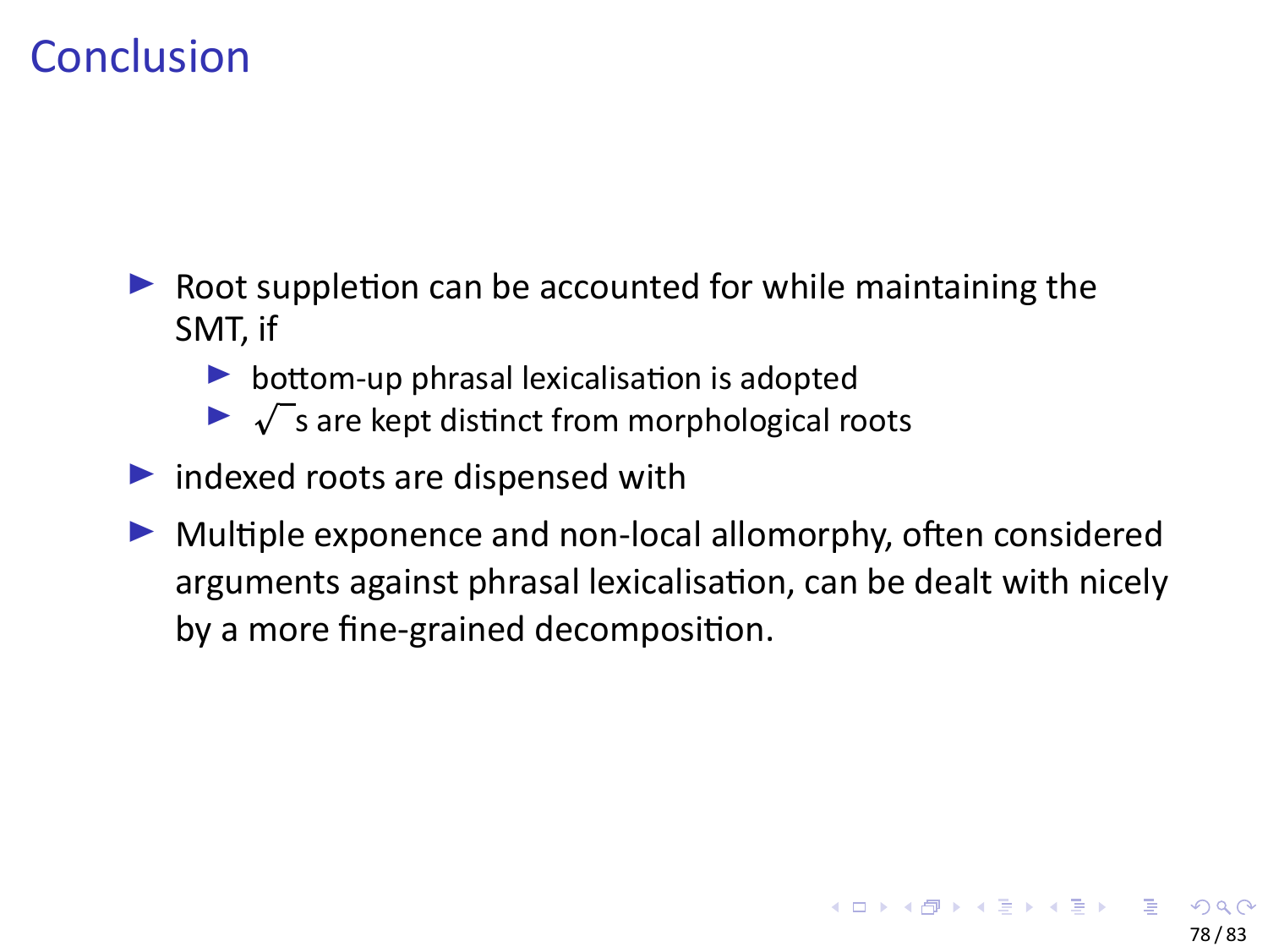# Conclusion

- Root suppletion can be accounted for while maintaining the SMT, if
  - bottom-up phrasal lexicalisation is adopted
  - $\sqrt{\ }$s are kept distinct from morphological roots
- indexed roots are dispensed with
- Multiple exponence and non-local allomorphy, often considered arguments against phrasal lexicalisation, can be dealt with nicely by a more fine-grained decomposition.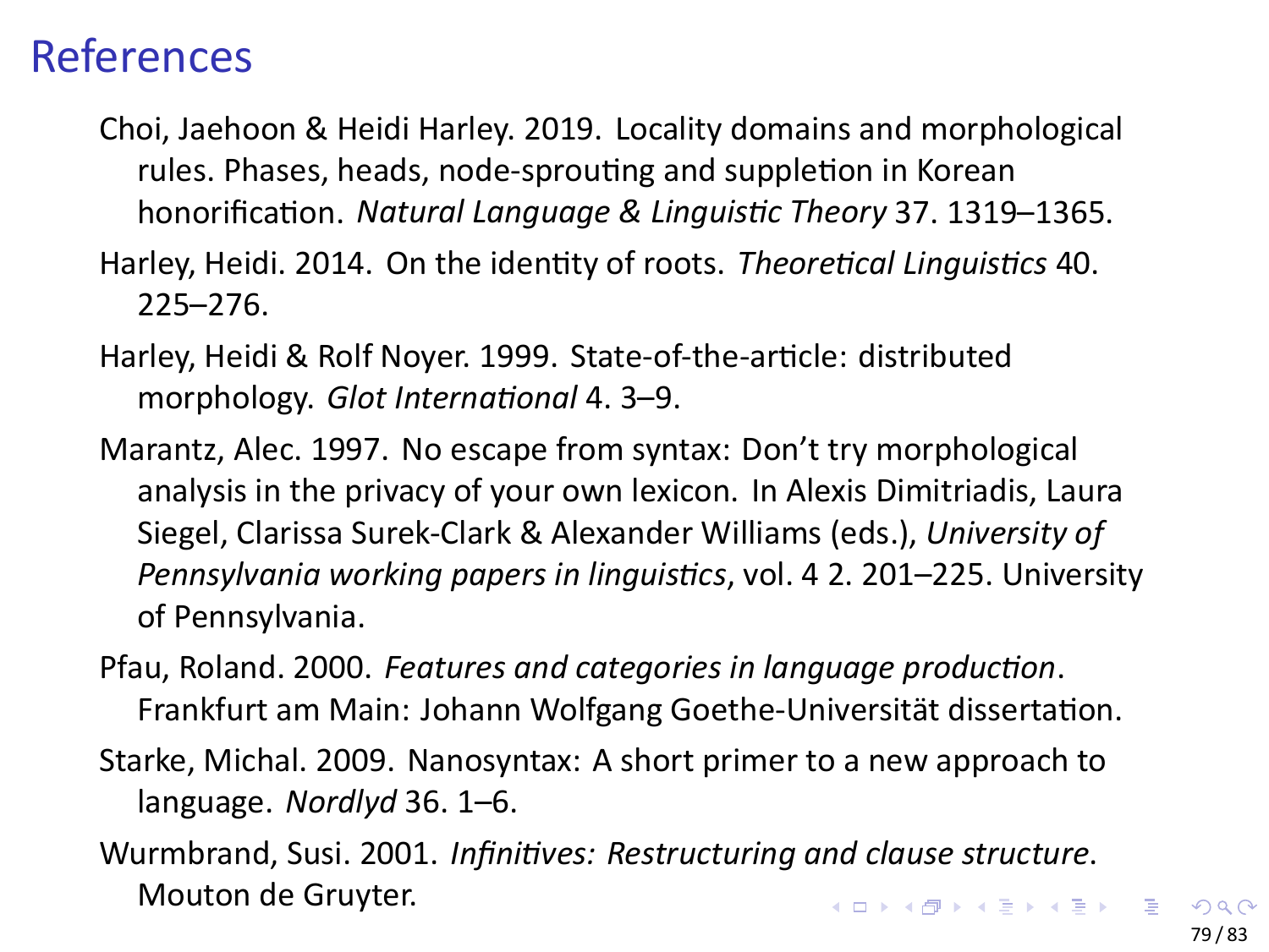# References

Choi, Jaehoon & Heidi Harley. 2019. Locality domains and morphological rules. Phases, heads, node-sprouting and suppletion in Korean honorification. *Natural Language & Linguistic Theory* 37. 1319–1365.

Harley, Heidi. 2014. On the identity of roots. *Theoretical Linguistics* 40. 225–276.

Harley, Heidi & Rolf Noyer. 1999. State-of-the-article: distributed morphology. *Glot International* 4. 3–9.

Marantz, Alec. 1997. No escape from syntax: Don't try morphological analysis in the privacy of your own lexicon. In Alexis Dimitriadis, Laura Siegel, Clarissa Surek-Clark & Alexander Williams (eds.), *University of Pennsylvania working papers in linguistics*, vol. 4 2. 201–225. University of Pennsylvania.

Pfau, Roland. 2000. *Features and categories in language production*. Frankfurt am Main: Johann Wolfgang Goethe-Universität dissertation.

Starke, Michal. 2009. Nanosyntax: A short primer to a new approach to language. *Nordlyd* 36. 1–6.

Wurmbrand, Susi. 2001. *Infinitives: Restructuring and clause structure*. Mouton de Gruyter.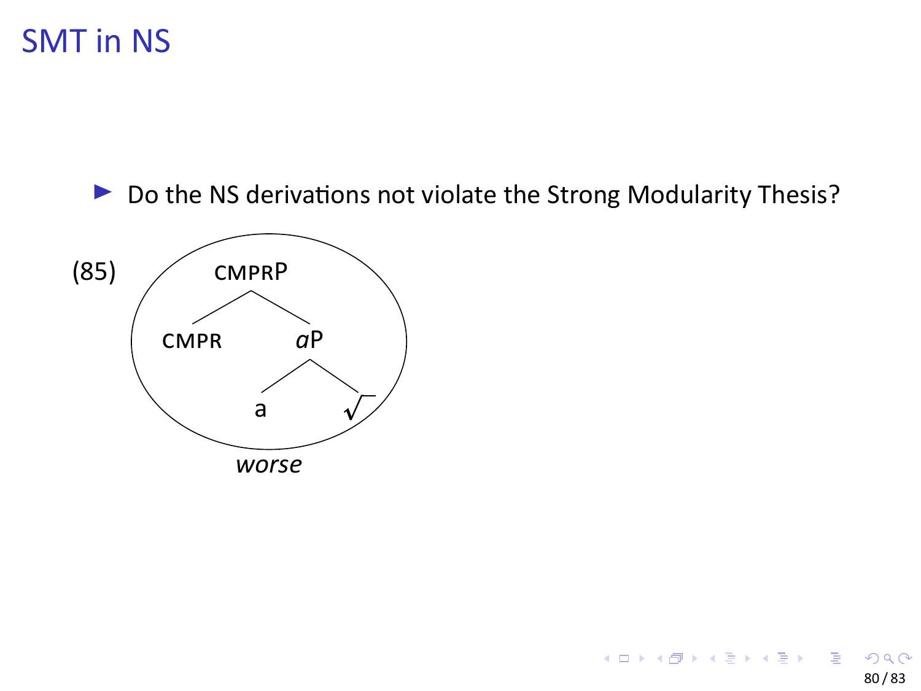# SMT in NS

- Do the NS derivations not violate the Strong Modularity Thesis?

(85)

```
        CMPRP
       /     \
    CMPR      aP
             /  \
            a    √
```

*worse*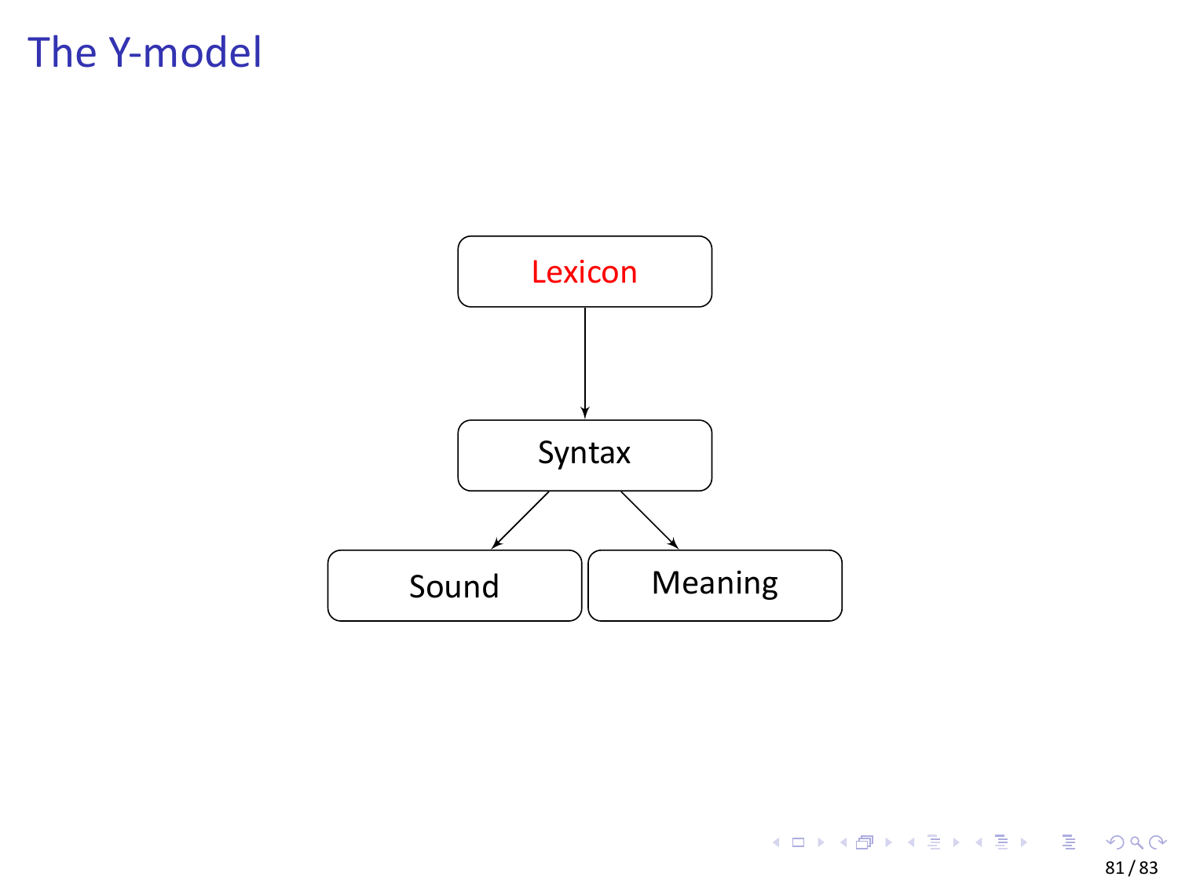# The Y-model

Lexicon

Syntax

Sound

Meaning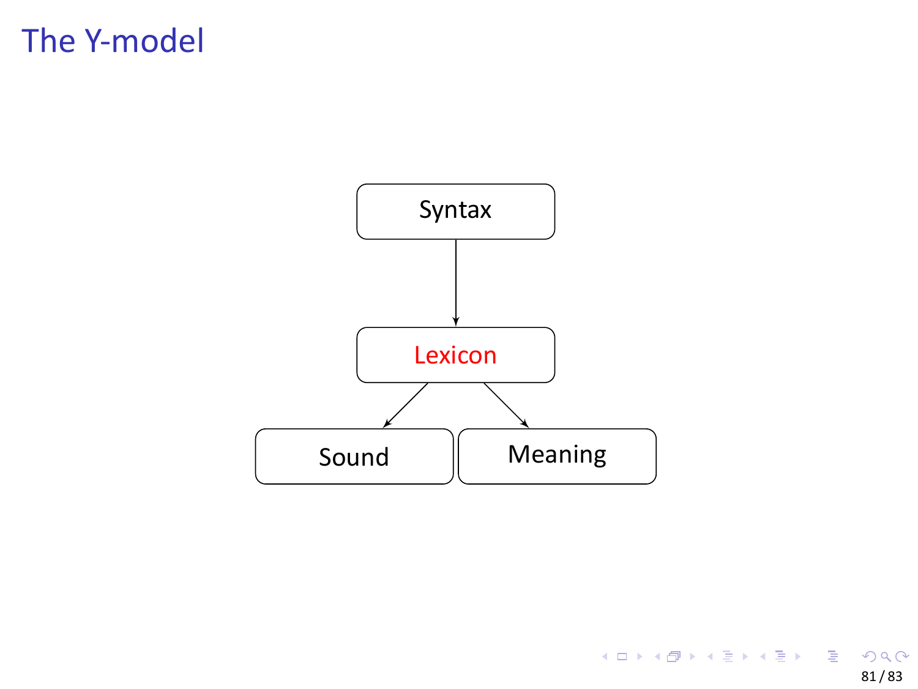# The Y-model

Syntax

Lexicon

Sound

Meaning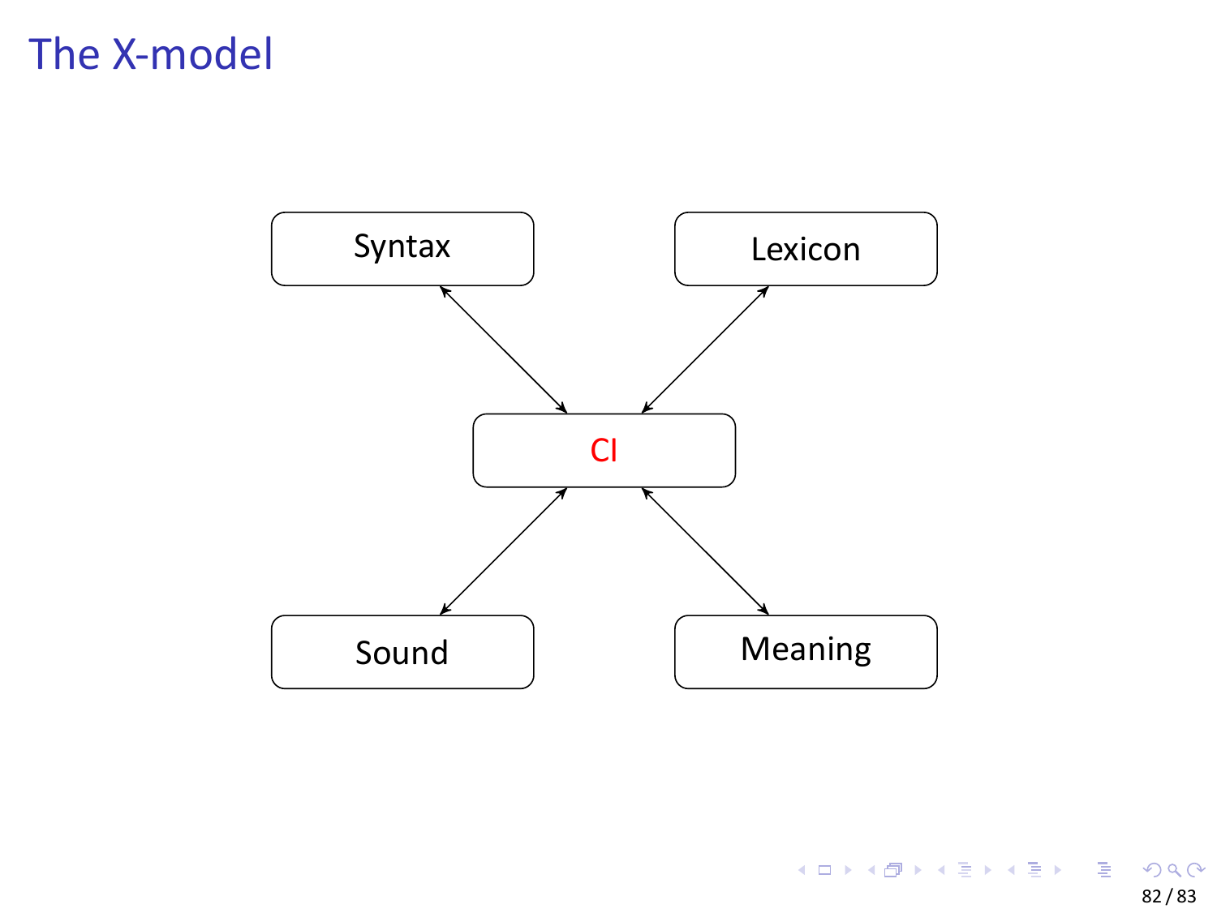# The X-model

Syntax

Lexicon

CI

Sound

Meaning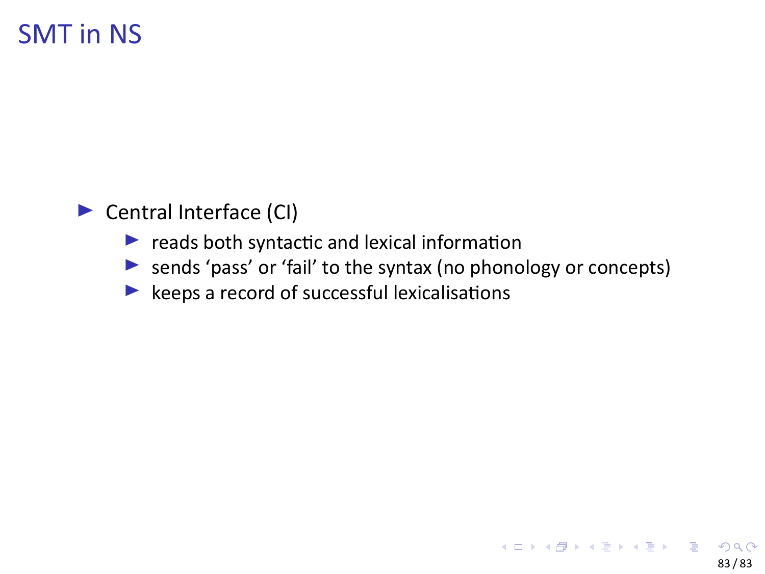# SMT in NS

- Central Interface (CI)
  - reads both syntactic and lexical information
  - sends ‘pass’ or ‘fail’ to the syntax (no phonology or concepts)
  - keeps a record of successful lexicalisations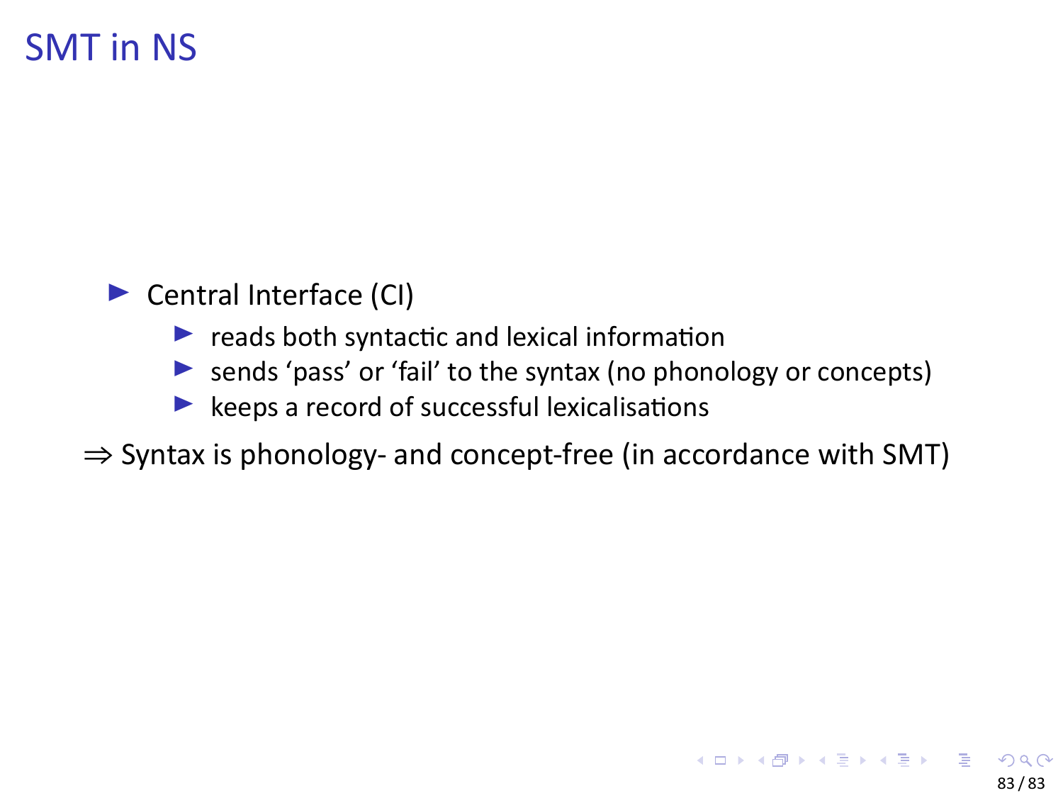# SMT in NS

- Central Interface (CI)
  - reads both syntactic and lexical information
  - sends ‘pass’ or ‘fail’ to the syntax (no phonology or concepts)
  - keeps a record of successful lexicalisations

$\Rightarrow$ Syntax is phonology- and concept-free (in accordance with SMT)